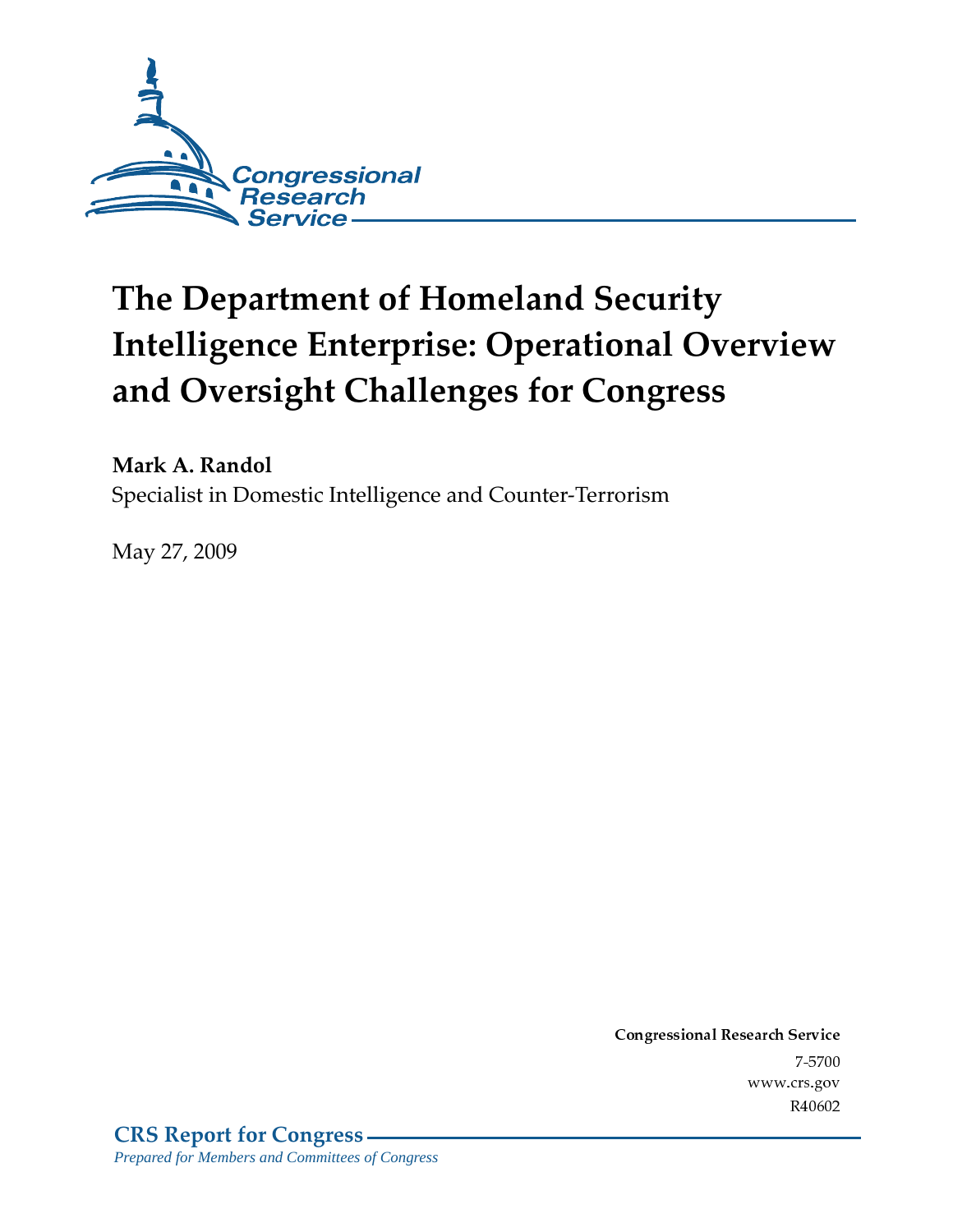Congressional Research Service

# The Department of Homeland Security Intelligence Enterprise: Operational Overview and Oversight Challenges for Congress

**Mark A. Randol**
Specialist in Domestic Intelligence and Counter-Terrorism

May 27, 2009

**Congressional Research Service**
7-5700
www.crs.gov
R40602

**CRS Report for Congress**
*Prepared for Members and Committees of Congress*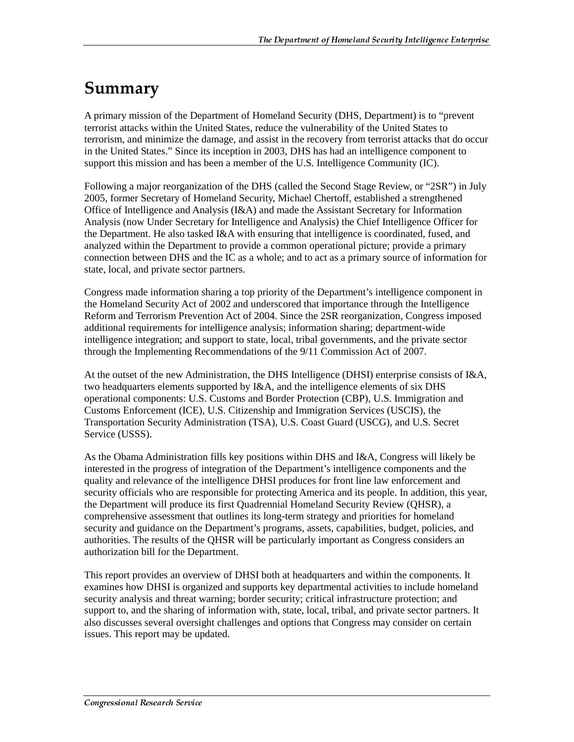# Summary

A primary mission of the Department of Homeland Security (DHS, Department) is to "prevent terrorist attacks within the United States, reduce the vulnerability of the United States to terrorism, and minimize the damage, and assist in the recovery from terrorist attacks that do occur in the United States." Since its inception in 2003, DHS has had an intelligence component to support this mission and has been a member of the U.S. Intelligence Community (IC).

Following a major reorganization of the DHS (called the Second Stage Review, or "2SR") in July 2005, former Secretary of Homeland Security, Michael Chertoff, established a strengthened Office of Intelligence and Analysis (I&A) and made the Assistant Secretary for Information Analysis (now Under Secretary for Intelligence and Analysis) the Chief Intelligence Officer for the Department. He also tasked I&A with ensuring that intelligence is coordinated, fused, and analyzed within the Department to provide a common operational picture; provide a primary connection between DHS and the IC as a whole; and to act as a primary source of information for state, local, and private sector partners.

Congress made information sharing a top priority of the Department's intelligence component in the Homeland Security Act of 2002 and underscored that importance through the Intelligence Reform and Terrorism Prevention Act of 2004. Since the 2SR reorganization, Congress imposed additional requirements for intelligence analysis; information sharing; department-wide intelligence integration; and support to state, local, tribal governments, and the private sector through the Implementing Recommendations of the 9/11 Commission Act of 2007.

At the outset of the new Administration, the DHS Intelligence (DHSI) enterprise consists of I&A, two headquarters elements supported by I&A, and the intelligence elements of six DHS operational components: U.S. Customs and Border Protection (CBP), U.S. Immigration and Customs Enforcement (ICE), U.S. Citizenship and Immigration Services (USCIS), the Transportation Security Administration (TSA), U.S. Coast Guard (USCG), and U.S. Secret Service (USSS).

As the Obama Administration fills key positions within DHS and I&A, Congress will likely be interested in the progress of integration of the Department's intelligence components and the quality and relevance of the intelligence DHSI produces for front line law enforcement and security officials who are responsible for protecting America and its people. In addition, this year, the Department will produce its first Quadrennial Homeland Security Review (QHSR), a comprehensive assessment that outlines its long-term strategy and priorities for homeland security and guidance on the Department's programs, assets, capabilities, budget, policies, and authorities. The results of the QHSR will be particularly important as Congress considers an authorization bill for the Department.

This report provides an overview of DHSI both at headquarters and within the components. It examines how DHSI is organized and supports key departmental activities to include homeland security analysis and threat warning; border security; critical infrastructure protection; and support to, and the sharing of information with, state, local, tribal, and private sector partners. It also discusses several oversight challenges and options that Congress may consider on certain issues. This report may be updated.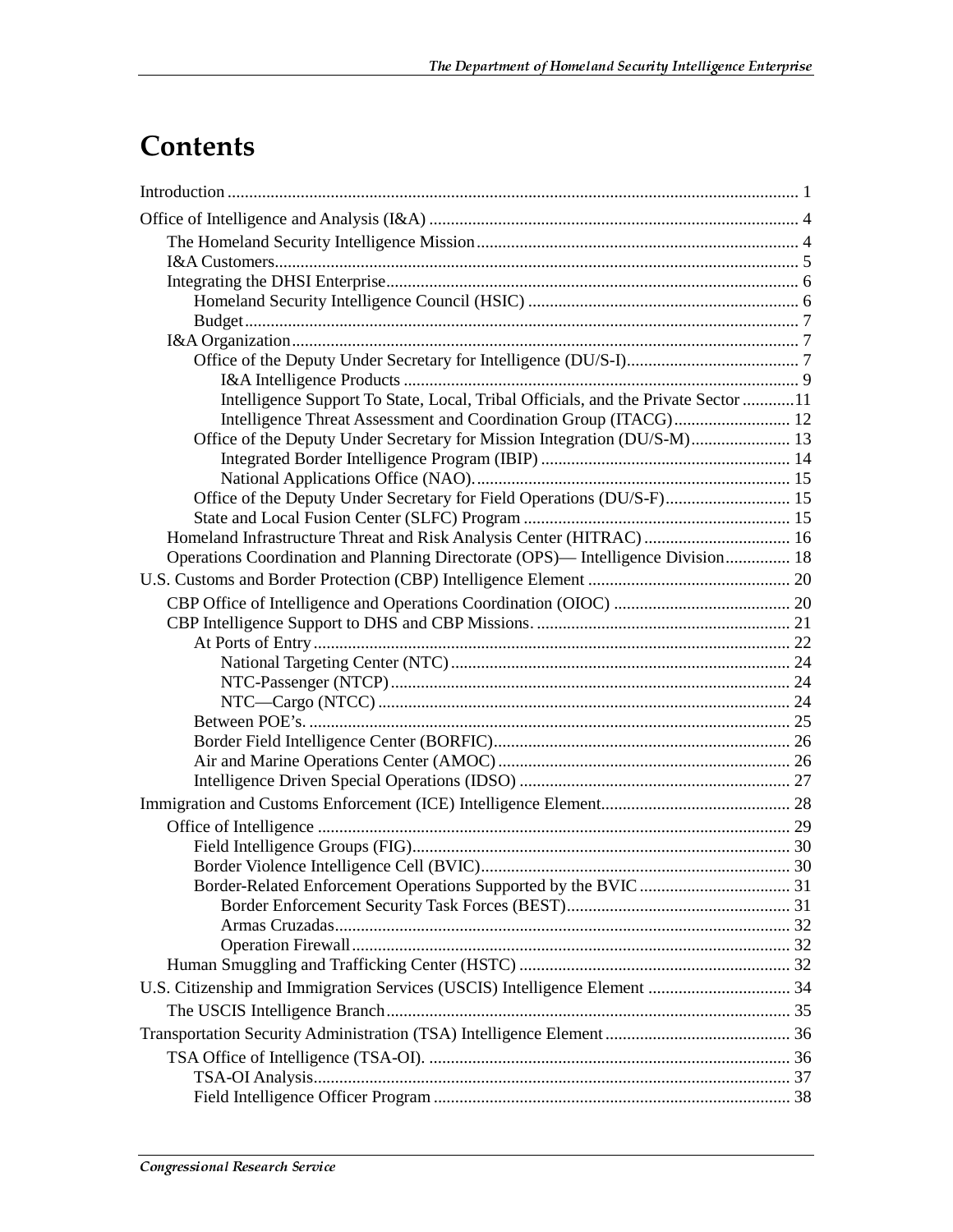# Contents

Introduction ..................................................................................................................................... 1

Office of Intelligence and Analysis (I&A) ...................................................................................... 4

- The Homeland Security Intelligence Mission ........................................................................... 4
- I&A Customers .......................................................................................................................... 5
- Integrating the DHSI Enterprise ................................................................................................ 6
  - Homeland Security Intelligence Council (HSIC) ............................................................... 6
  - Budget ................................................................................................................................. 7
- I&A Organization ...................................................................................................................... 7
  - Office of the Deputy Under Secretary for Intelligence (DU/S-I) ........................................ 7
    - I&A Intelligence Products ............................................................................................ 9
    - Intelligence Support To State, Local, Tribal Officials, and the Private Sector ............ 11
    - Intelligence Threat Assessment and Coordination Group (ITACG) ........................... 12
  - Office of the Deputy Under Secretary for Mission Integration (DU/S-M) ....................... 13
    - Integrated Border Intelligence Program (IBIP) .......................................................... 14
    - National Applications Office (NAO). .......................................................................... 15
  - Office of the Deputy Under Secretary for Field Operations (DU/S-F) ............................. 15
  - State and Local Fusion Center (SLFC) Program .............................................................. 15
- Homeland Infrastructure Threat and Risk Analysis Center (HITRAC) .................................. 16
- Operations Coordination and Planning Directorate (OPS)— Intelligence Division ............... 18

U.S. Customs and Border Protection (CBP) Intelligence Element ............................................... 20

- CBP Office of Intelligence and Operations Coordination (OIOC) ......................................... 20
- CBP Intelligence Support to DHS and CBP Missions. ........................................................... 21
  - At Ports of Entry ............................................................................................................... 22
    - National Targeting Center (NTC) ............................................................................... 24
    - NTC-Passenger (NTCP) ............................................................................................. 24
    - NTC—Cargo (NTCC) ................................................................................................ 24
  - Between POE's. ................................................................................................................ 25
  - Border Field Intelligence Center (BORFIC) ..................................................................... 26
  - Air and Marine Operations Center (AMOC) .................................................................... 26
  - Intelligence Driven Special Operations (IDSO) ............................................................... 27

Immigration and Customs Enforcement (ICE) Intelligence Element ............................................ 28

- Office of Intelligence .............................................................................................................. 29
  - Field Intelligence Groups (FIG) ........................................................................................ 30
  - Border Violence Intelligence Cell (BVIC) ........................................................................ 30
  - Border-Related Enforcement Operations Supported by the BVIC ................................... 31
    - Border Enforcement Security Task Forces (BEST) .................................................... 31
    - Armas Cruzadas .......................................................................................................... 32
    - Operation Firewall ...................................................................................................... 32
- Human Smuggling and Trafficking Center (HSTC) ............................................................... 32

U.S. Citizenship and Immigration Services (USCIS) Intelligence Element ................................. 34

- The USCIS Intelligence Branch .............................................................................................. 35

Transportation Security Administration (TSA) Intelligence Element ........................................... 36

- TSA Office of Intelligence (TSA-OI). .................................................................................... 36
  - TSA-OI Analysis ............................................................................................................... 37
  - Field Intelligence Officer Program ................................................................................... 38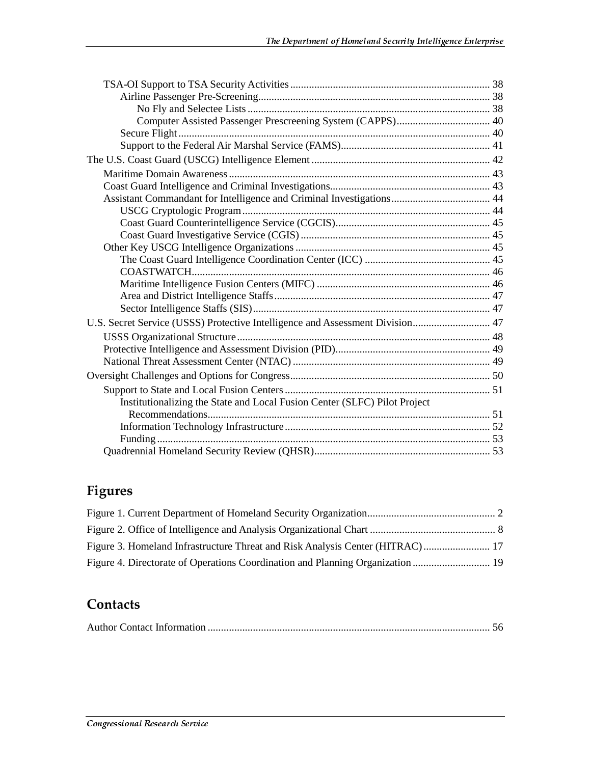TSA-OI Support to TSA Security Activities .......... 38
Airline Passenger Pre-Screening .......... 38
No Fly and Selectee Lists .......... 38
Computer Assisted Passenger Prescreening System (CAPPS) .......... 40
Secure Flight .......... 40
Support to the Federal Air Marshal Service (FAMS) .......... 41

The U.S. Coast Guard (USCG) Intelligence Element .......... 42
Maritime Domain Awareness .......... 43
Coast Guard Intelligence and Criminal Investigations .......... 43
Assistant Commandant for Intelligence and Criminal Investigations .......... 44
USCG Cryptologic Program .......... 44
Coast Guard Counterintelligence Service (CGCIS) .......... 45
Coast Guard Investigative Service (CGIS) .......... 45
Other Key USCG Intelligence Organizations .......... 45
The Coast Guard Intelligence Coordination Center (ICC) .......... 45
COASTWATCH .......... 46
Maritime Intelligence Fusion Centers (MIFC) .......... 46
Area and District Intelligence Staffs .......... 47
Sector Intelligence Staffs (SIS) .......... 47

U.S. Secret Service (USSS) Protective Intelligence and Assessment Division .......... 47
USSS Organizational Structure .......... 48
Protective Intelligence and Assessment Division (PID) .......... 49
National Threat Assessment Center (NTAC) .......... 49

Oversight Challenges and Options for Congress .......... 50
Support to State and Local Fusion Centers .......... 51
Institutionalizing the State and Local Fusion Center (SLFC) Pilot Project Recommendations .......... 51
Information Technology Infrastructure .......... 52
Funding .......... 53
Quadrennial Homeland Security Review (QHSR) .......... 53

## Figures

Figure 1. Current Department of Homeland Security Organization .......... 2
Figure 2. Office of Intelligence and Analysis Organizational Chart .......... 8
Figure 3. Homeland Infrastructure Threat and Risk Analysis Center (HITRAC) .......... 17
Figure 4. Directorate of Operations Coordination and Planning Organization .......... 19

## Contacts

Author Contact Information .......... 56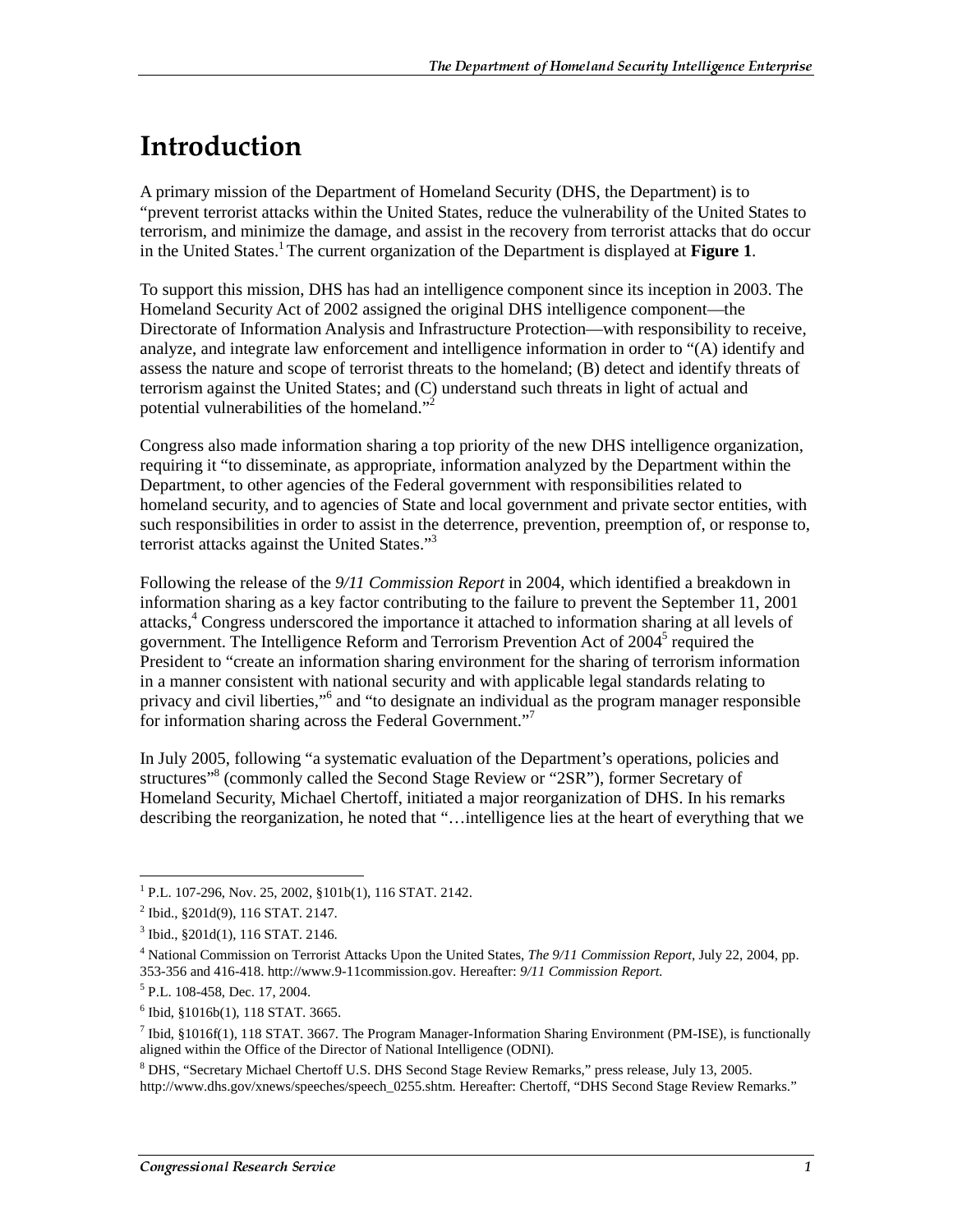# Introduction

A primary mission of the Department of Homeland Security (DHS, the Department) is to "prevent terrorist attacks within the United States, reduce the vulnerability of the United States to terrorism, and minimize the damage, and assist in the recovery from terrorist attacks that do occur in the United States.[1] The current organization of the Department is displayed at **Figure 1**.

To support this mission, DHS has had an intelligence component since its inception in 2003. The Homeland Security Act of 2002 assigned the original DHS intelligence component—the Directorate of Information Analysis and Infrastructure Protection—with responsibility to receive, analyze, and integrate law enforcement and intelligence information in order to "(A) identify and assess the nature and scope of terrorist threats to the homeland; (B) detect and identify threats of terrorism against the United States; and (C) understand such threats in light of actual and potential vulnerabilities of the homeland."[2]

Congress also made information sharing a top priority of the new DHS intelligence organization, requiring it "to disseminate, as appropriate, information analyzed by the Department within the Department, to other agencies of the Federal government with responsibilities related to homeland security, and to agencies of State and local government and private sector entities, with such responsibilities in order to assist in the deterrence, prevention, preemption of, or response to, terrorist attacks against the United States."[3]

Following the release of the *9/11 Commission Report* in 2004, which identified a breakdown in information sharing as a key factor contributing to the failure to prevent the September 11, 2001 attacks,[4] Congress underscored the importance it attached to information sharing at all levels of government. The Intelligence Reform and Terrorism Prevention Act of 2004[5] required the President to "create an information sharing environment for the sharing of terrorism information in a manner consistent with national security and with applicable legal standards relating to privacy and civil liberties,"[6] and "to designate an individual as the program manager responsible for information sharing across the Federal Government."[7]

In July 2005, following "a systematic evaluation of the Department's operations, policies and structures"[8] (commonly called the Second Stage Review or "2SR"), former Secretary of Homeland Security, Michael Chertoff, initiated a major reorganization of DHS. In his remarks describing the reorganization, he noted that "…intelligence lies at the heart of everything that we

---

[1] P.L. 107-296, Nov. 25, 2002, §101b(1), 116 STAT. 2142.

[2] Ibid., §201d(9), 116 STAT. 2147.

[3] Ibid., §201d(1), 116 STAT. 2146.

[4] National Commission on Terrorist Attacks Upon the United States, *The 9/11 Commission Report*, July 22, 2004, pp. 353-356 and 416-418. http://www.9-11commission.gov. Hereafter: *9/11 Commission Report.*

[5] P.L. 108-458, Dec. 17, 2004.

[6] Ibid, §1016b(1), 118 STAT. 3665.

[7] Ibid, §1016f(1), 118 STAT. 3667. The Program Manager-Information Sharing Environment (PM-ISE), is functionally aligned within the Office of the Director of National Intelligence (ODNI).

[8] DHS, "Secretary Michael Chertoff U.S. DHS Second Stage Review Remarks," press release, July 13, 2005. http://www.dhs.gov/xnews/speeches/speech_0255.shtm. Hereafter: Chertoff, "DHS Second Stage Review Remarks."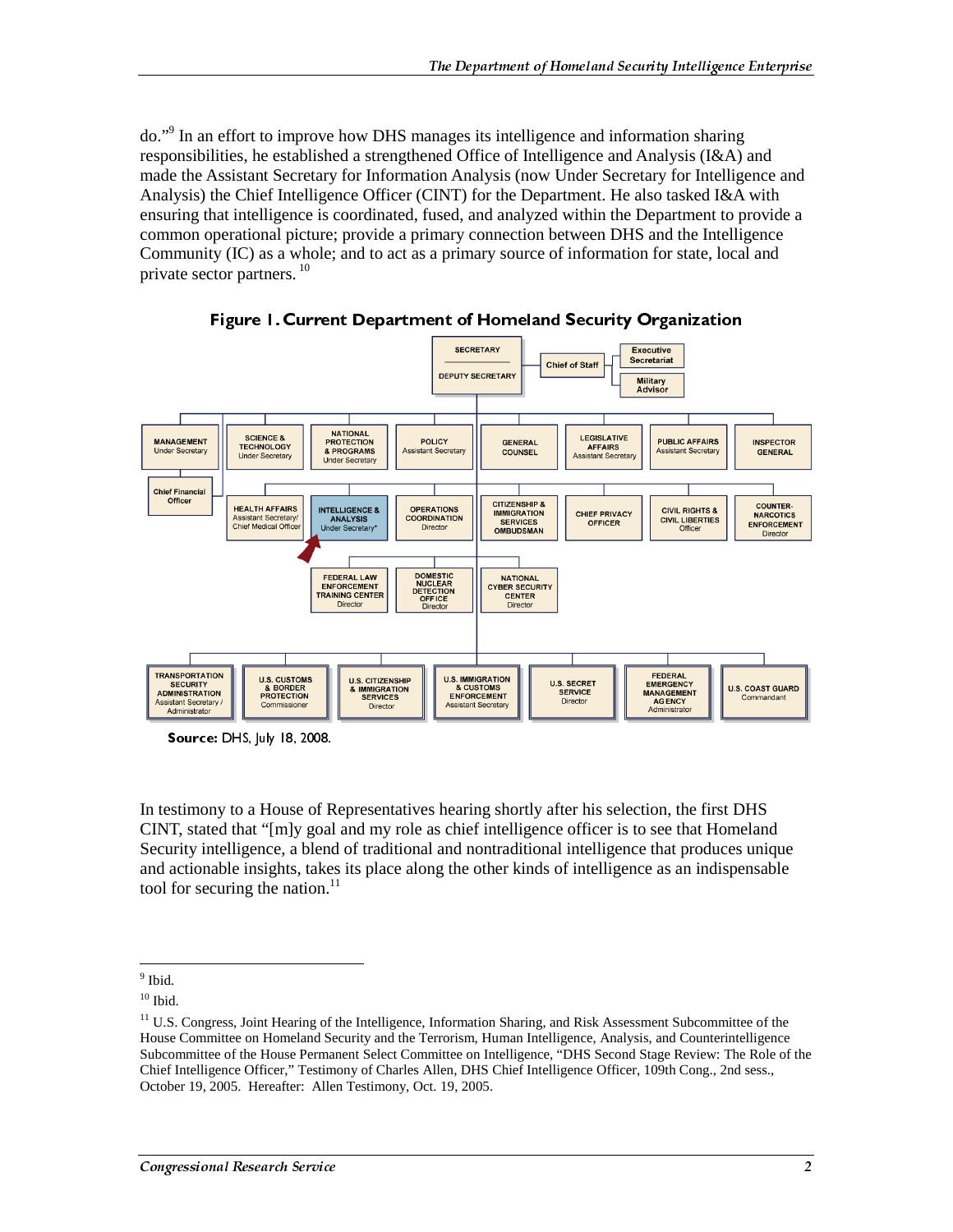do."[9] In an effort to improve how DHS manages its intelligence and information sharing responsibilities, he established a strengthened Office of Intelligence and Analysis (I&A) and made the Assistant Secretary for Information Analysis (now Under Secretary for Intelligence and Analysis) the Chief Intelligence Officer (CINT) for the Department. He also tasked I&A with ensuring that intelligence is coordinated, fused, and analyzed within the Department to provide a common operational picture; provide a primary connection between DHS and the Intelligence Community (IC) as a whole; and to act as a primary source of information for state, local and private sector partners.[10]

**Figure 1. Current Department of Homeland Security Organization**

SECRETARY / DEPUTY SECRETARY — Chief of Staff — Executive Secretariat; Military Advisor

MANAGEMENT Under Secretary; Chief Financial Officer; SCIENCE & TECHNOLOGY Under Secretary; NATIONAL PROTECTION & PROGRAMS Under Secretary; POLICY Assistant Secretary; GENERAL COUNSEL; LEGISLATIVE AFFAIRS Assistant Secretary; PUBLIC AFFAIRS Assistant Secretary; INSPECTOR GENERAL

HEALTH AFFAIRS Assistant Secretary/ Chief Medical Officer; INTELLIGENCE & ANALYSIS Under Secretary*; OPERATIONS COORDINATION Director; CITIZENSHIP & IMMIGRATION SERVICES OMBUDSMAN; CHIEF PRIVACY OFFICER; CIVIL RIGHTS & CIVIL LIBERTIES Officer; COUNTER-NARCOTICS ENFORCEMENT Director

FEDERAL LAW ENFORCEMENT TRAINING CENTER Director; DOMESTIC NUCLEAR DETECTION OFFICE Director; NATIONAL CYBER SECURITY CENTER Director

TRANSPORTATION SECURITY ADMINISTRATION Assistant Secretary / Administrator; U.S. CUSTOMS & BORDER PROTECTION Commissioner; U.S. CITIZENSHIP & IMMIGRATION SERVICES Director; U.S. IMMIGRATION & CUSTOMS ENFORCEMENT Assistant Secretary; U.S. SECRET SERVICE Director; FEDERAL EMERGENCY MANAGEMENT AGENCY Administrator; U.S. COAST GUARD Commandant

**Source:** DHS, July 18, 2008.

In testimony to a House of Representatives hearing shortly after his selection, the first DHS CINT, stated that "[m]y goal and my role as chief intelligence officer is to see that Homeland Security intelligence, a blend of traditional and nontraditional intelligence that produces unique and actionable insights, takes its place along the other kinds of intelligence as an indispensable tool for securing the nation.[11]

---

[9] Ibid.

[10] Ibid.

[11] U.S. Congress, Joint Hearing of the Intelligence, Information Sharing, and Risk Assessment Subcommittee of the House Committee on Homeland Security and the Terrorism, Human Intelligence, Analysis, and Counterintelligence Subcommittee of the House Permanent Select Committee on Intelligence, "DHS Second Stage Review: The Role of the Chief Intelligence Officer," Testimony of Charles Allen, DHS Chief Intelligence Officer, 109th Cong., 2nd sess., October 19, 2005. Hereafter: Allen Testimony, Oct. 19, 2005.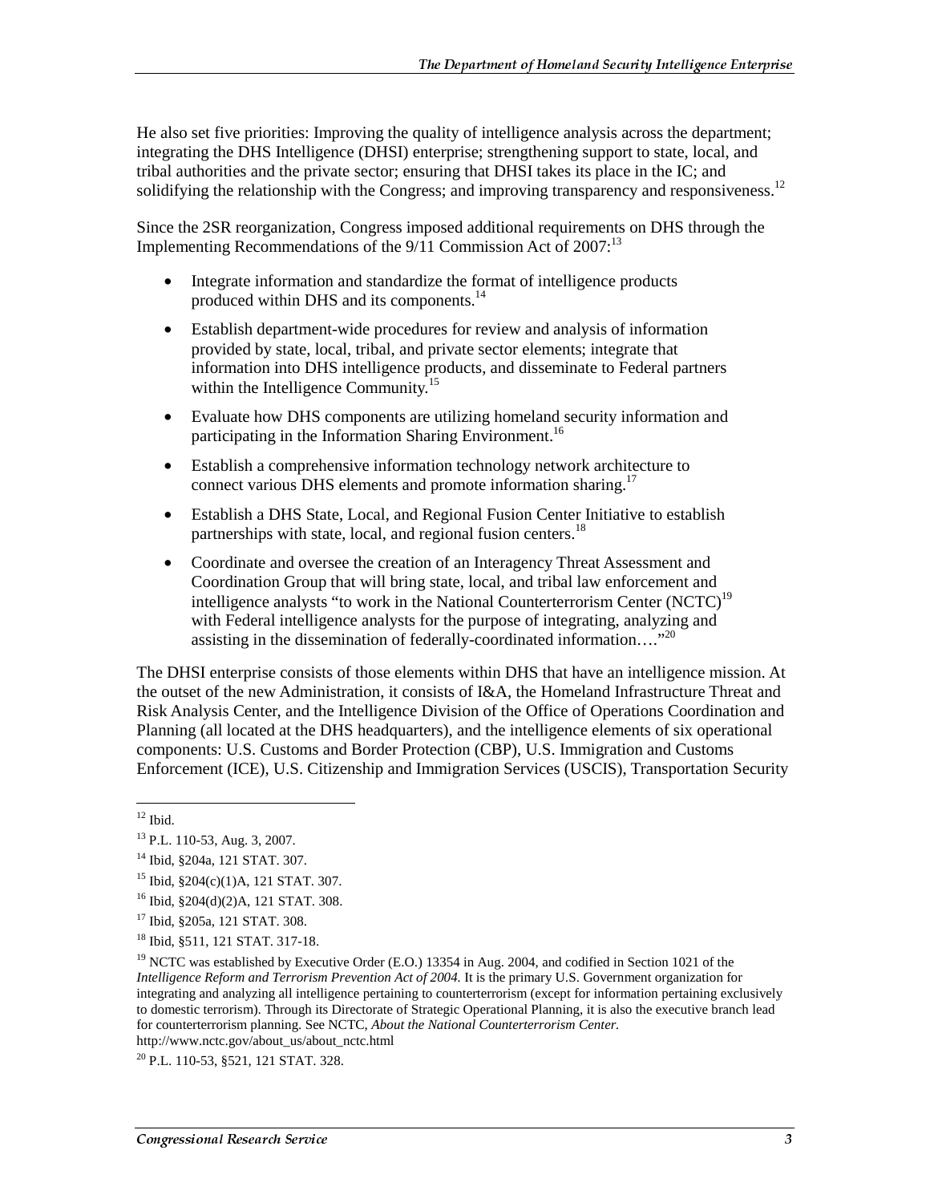He also set five priorities: Improving the quality of intelligence analysis across the department; integrating the DHS Intelligence (DHSI) enterprise; strengthening support to state, local, and tribal authorities and the private sector; ensuring that DHSI takes its place in the IC; and solidifying the relationship with the Congress; and improving transparency and responsiveness.[12]

Since the 2SR reorganization, Congress imposed additional requirements on DHS through the Implementing Recommendations of the 9/11 Commission Act of 2007:[13]

- Integrate information and standardize the format of intelligence products produced within DHS and its components.[14]
- Establish department-wide procedures for review and analysis of information provided by state, local, tribal, and private sector elements; integrate that information into DHS intelligence products, and disseminate to Federal partners within the Intelligence Community.[15]
- Evaluate how DHS components are utilizing homeland security information and participating in the Information Sharing Environment.[16]
- Establish a comprehensive information technology network architecture to connect various DHS elements and promote information sharing.[17]
- Establish a DHS State, Local, and Regional Fusion Center Initiative to establish partnerships with state, local, and regional fusion centers.[18]
- Coordinate and oversee the creation of an Interagency Threat Assessment and Coordination Group that will bring state, local, and tribal law enforcement and intelligence analysts "to work in the National Counterterrorism Center (NCTC)[19] with Federal intelligence analysts for the purpose of integrating, analyzing and assisting in the dissemination of federally-coordinated information…."[20]

The DHSI enterprise consists of those elements within DHS that have an intelligence mission. At the outset of the new Administration, it consists of I&A, the Homeland Infrastructure Threat and Risk Analysis Center, and the Intelligence Division of the Office of Operations Coordination and Planning (all located at the DHS headquarters), and the intelligence elements of six operational components: U.S. Customs and Border Protection (CBP), U.S. Immigration and Customs Enforcement (ICE), U.S. Citizenship and Immigration Services (USCIS), Transportation Security

---

[12] Ibid.

[13] P.L. 110-53, Aug. 3, 2007.

[14] Ibid, §204a, 121 STAT. 307.

[15] Ibid, §204(c)(1)A, 121 STAT. 307.

[16] Ibid, §204(d)(2)A, 121 STAT. 308.

[17] Ibid, §205a, 121 STAT. 308.

[18] Ibid, §511, 121 STAT. 317-18.

[19] NCTC was established by Executive Order (E.O.) 13354 in Aug. 2004, and codified in Section 1021 of the *Intelligence Reform and Terrorism Prevention Act of 2004.* It is the primary U.S. Government organization for integrating and analyzing all intelligence pertaining to counterterrorism (except for information pertaining exclusively to domestic terrorism). Through its Directorate of Strategic Operational Planning, it is also the executive branch lead for counterterrorism planning. See NCTC, *About the National Counterterrorism Center.* http://www.nctc.gov/about_us/about_nctc.html

[20] P.L. 110-53, §521, 121 STAT. 328.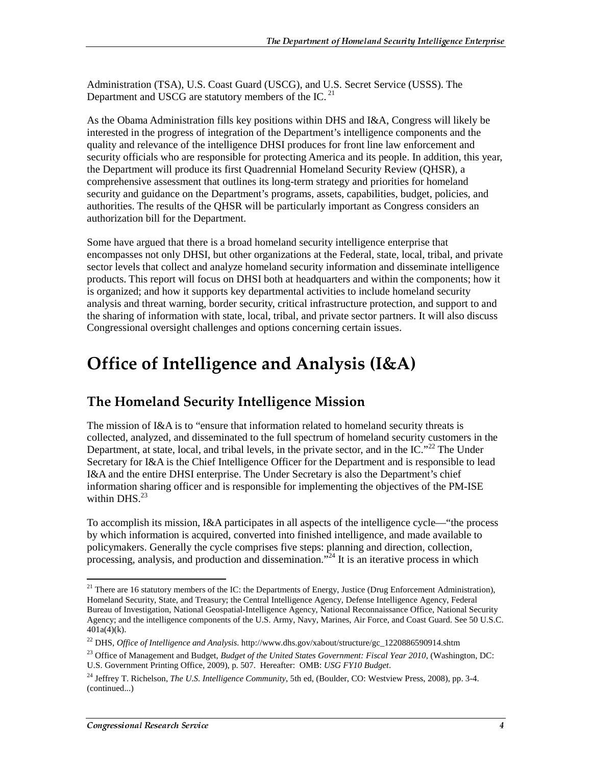Administration (TSA), U.S. Coast Guard (USCG), and U.S. Secret Service (USSS). The Department and USCG are statutory members of the IC.[21]

As the Obama Administration fills key positions within DHS and I&A, Congress will likely be interested in the progress of integration of the Department's intelligence components and the quality and relevance of the intelligence DHSI produces for front line law enforcement and security officials who are responsible for protecting America and its people. In addition, this year, the Department will produce its first Quadrennial Homeland Security Review (QHSR), a comprehensive assessment that outlines its long-term strategy and priorities for homeland security and guidance on the Department's programs, assets, capabilities, budget, policies, and authorities. The results of the QHSR will be particularly important as Congress considers an authorization bill for the Department.

Some have argued that there is a broad homeland security intelligence enterprise that encompasses not only DHSI, but other organizations at the Federal, state, local, tribal, and private sector levels that collect and analyze homeland security information and disseminate intelligence products. This report will focus on DHSI both at headquarters and within the components; how it is organized; and how it supports key departmental activities to include homeland security analysis and threat warning, border security, critical infrastructure protection, and support to and the sharing of information with state, local, tribal, and private sector partners. It will also discuss Congressional oversight challenges and options concerning certain issues.

# Office of Intelligence and Analysis (I&A)

## The Homeland Security Intelligence Mission

The mission of I&A is to "ensure that information related to homeland security threats is collected, analyzed, and disseminated to the full spectrum of homeland security customers in the Department, at state, local, and tribal levels, in the private sector, and in the IC."[22] The Under Secretary for I&A is the Chief Intelligence Officer for the Department and is responsible to lead I&A and the entire DHSI enterprise. The Under Secretary is also the Department's chief information sharing officer and is responsible for implementing the objectives of the PM-ISE within DHS.[23]

To accomplish its mission, I&A participates in all aspects of the intelligence cycle—"the process by which information is acquired, converted into finished intelligence, and made available to policymakers. Generally the cycle comprises five steps: planning and direction, collection, processing, analysis, and production and dissemination."[24] It is an iterative process in which

---

[21] There are 16 statutory members of the IC: the Departments of Energy, Justice (Drug Enforcement Administration), Homeland Security, State, and Treasury; the Central Intelligence Agency, Defense Intelligence Agency, Federal Bureau of Investigation, National Geospatial-Intelligence Agency, National Reconnaissance Office, National Security Agency; and the intelligence components of the U.S. Army, Navy, Marines, Air Force, and Coast Guard. See 50 U.S.C. 401a(4)(k).

[22] DHS, *Office of Intelligence and Analysis.* http://www.dhs.gov/xabout/structure/gc_1220886590914.shtm

[23] Office of Management and Budget, *Budget of the United States Government: Fiscal Year 2010*, (Washington, DC: U.S. Government Printing Office, 2009), p. 507. Hereafter: OMB: *USG FY10 Budget*.

[24] Jeffrey T. Richelson, *The U.S. Intelligence Community*, 5th ed, (Boulder, CO: Westview Press, 2008), pp. 3-4. (continued...)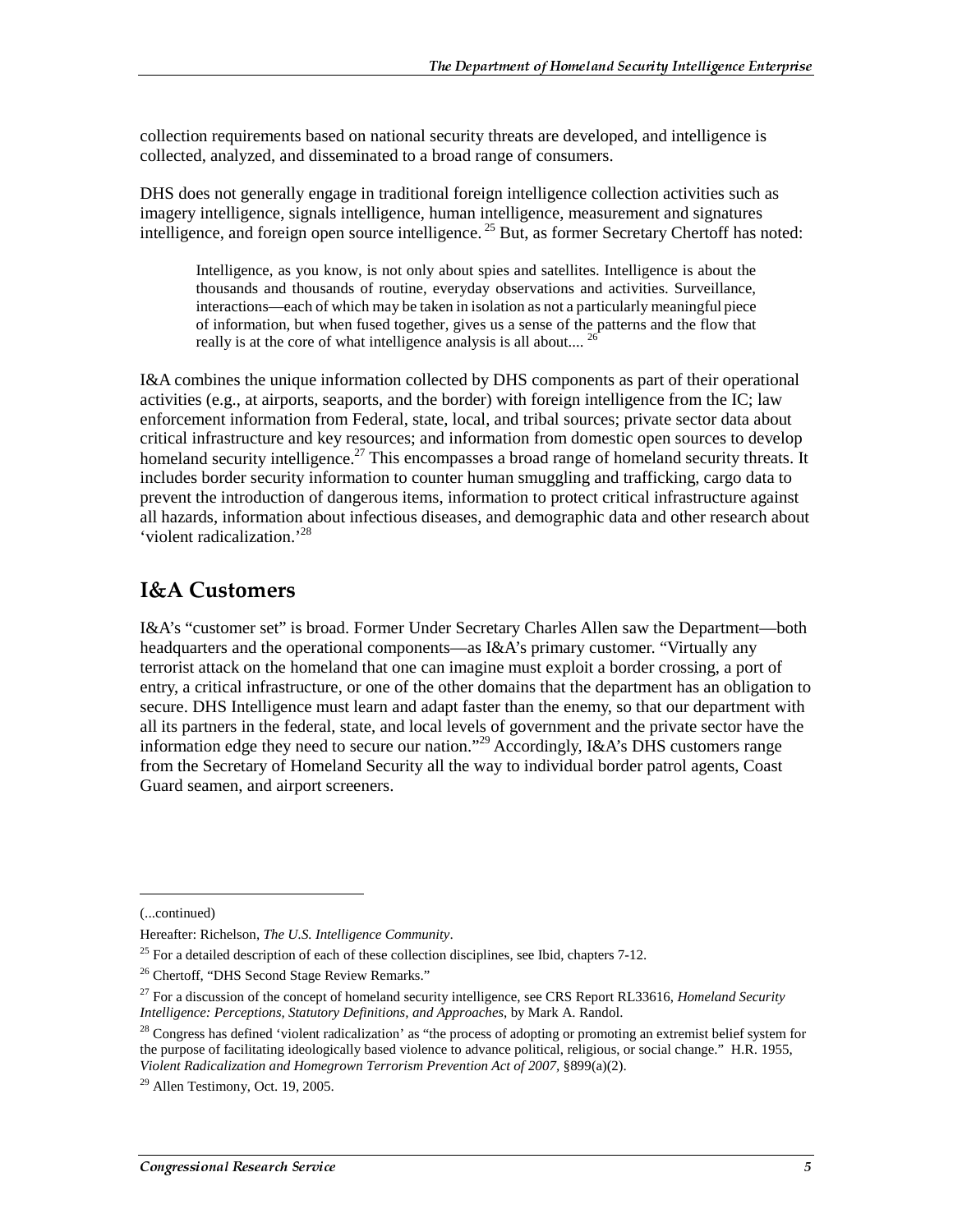collection requirements based on national security threats are developed, and intelligence is collected, analyzed, and disseminated to a broad range of consumers.

DHS does not generally engage in traditional foreign intelligence collection activities such as imagery intelligence, signals intelligence, human intelligence, measurement and signatures intelligence, and foreign open source intelligence. [25] But, as former Secretary Chertoff has noted:

> Intelligence, as you know, is not only about spies and satellites. Intelligence is about the thousands and thousands of routine, everyday observations and activities. Surveillance, interactions—each of which may be taken in isolation as not a particularly meaningful piece of information, but when fused together, gives us a sense of the patterns and the flow that really is at the core of what intelligence analysis is all about.... [26]

I&A combines the unique information collected by DHS components as part of their operational activities (e.g., at airports, seaports, and the border) with foreign intelligence from the IC; law enforcement information from Federal, state, local, and tribal sources; private sector data about critical infrastructure and key resources; and information from domestic open sources to develop homeland security intelligence.[27] This encompasses a broad range of homeland security threats. It includes border security information to counter human smuggling and trafficking, cargo data to prevent the introduction of dangerous items, information to protect critical infrastructure against all hazards, information about infectious diseases, and demographic data and other research about 'violent radicalization.'[28]

## I&A Customers

I&A's "customer set" is broad. Former Under Secretary Charles Allen saw the Department—both headquarters and the operational components—as I&A's primary customer. "Virtually any terrorist attack on the homeland that one can imagine must exploit a border crossing, a port of entry, a critical infrastructure, or one of the other domains that the department has an obligation to secure. DHS Intelligence must learn and adapt faster than the enemy, so that our department with all its partners in the federal, state, and local levels of government and the private sector have the information edge they need to secure our nation."[29] Accordingly, I&A's DHS customers range from the Secretary of Homeland Security all the way to individual border patrol agents, Coast Guard seamen, and airport screeners.

---

(...continued)

Hereafter: Richelson, *The U.S. Intelligence Community*.

[25] For a detailed description of each of these collection disciplines, see Ibid, chapters 7-12.

[26] Chertoff, "DHS Second Stage Review Remarks."

[27] For a discussion of the concept of homeland security intelligence, see CRS Report RL33616, *Homeland Security Intelligence: Perceptions, Statutory Definitions, and Approaches*, by Mark A. Randol.

[28] Congress has defined 'violent radicalization' as "the process of adopting or promoting an extremist belief system for the purpose of facilitating ideologically based violence to advance political, religious, or social change." H.R. 1955, *Violent Radicalization and Homegrown Terrorism Prevention Act of 2007*, §899(a)(2).

[29] Allen Testimony, Oct. 19, 2005.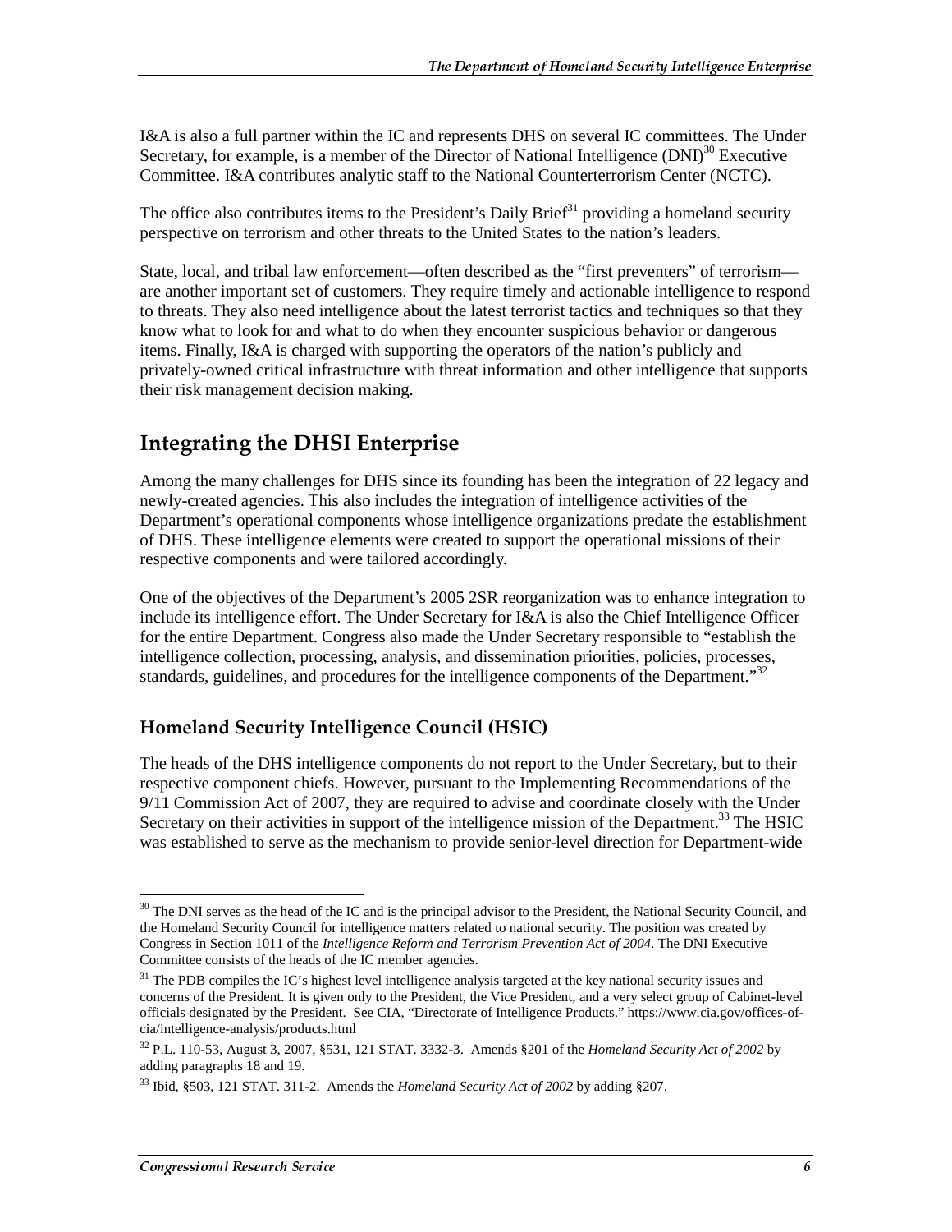I&A is also a full partner within the IC and represents DHS on several IC committees. The Under Secretary, for example, is a member of the Director of National Intelligence (DNI)[30] Executive Committee. I&A contributes analytic staff to the National Counterterrorism Center (NCTC).

The office also contributes items to the President's Daily Brief[31] providing a homeland security perspective on terrorism and other threats to the United States to the nation's leaders.

State, local, and tribal law enforcement—often described as the "first preventers" of terrorism—are another important set of customers. They require timely and actionable intelligence to respond to threats. They also need intelligence about the latest terrorist tactics and techniques so that they know what to look for and what to do when they encounter suspicious behavior or dangerous items. Finally, I&A is charged with supporting the operators of the nation's publicly and privately-owned critical infrastructure with threat information and other intelligence that supports their risk management decision making.

## Integrating the DHSI Enterprise

Among the many challenges for DHS since its founding has been the integration of 22 legacy and newly-created agencies. This also includes the integration of intelligence activities of the Department's operational components whose intelligence organizations predate the establishment of DHS. These intelligence elements were created to support the operational missions of their respective components and were tailored accordingly.

One of the objectives of the Department's 2005 2SR reorganization was to enhance integration to include its intelligence effort. The Under Secretary for I&A is also the Chief Intelligence Officer for the entire Department. Congress also made the Under Secretary responsible to "establish the intelligence collection, processing, analysis, and dissemination priorities, policies, processes, standards, guidelines, and procedures for the intelligence components of the Department."[32]

### Homeland Security Intelligence Council (HSIC)

The heads of the DHS intelligence components do not report to the Under Secretary, but to their respective component chiefs. However, pursuant to the Implementing Recommendations of the 9/11 Commission Act of 2007, they are required to advise and coordinate closely with the Under Secretary on their activities in support of the intelligence mission of the Department.[33] The HSIC was established to serve as the mechanism to provide senior-level direction for Department-wide

---

[30] The DNI serves as the head of the IC and is the principal advisor to the President, the National Security Council, and the Homeland Security Council for intelligence matters related to national security. The position was created by Congress in Section 1011 of the *Intelligence Reform and Terrorism Prevention Act of 2004*. The DNI Executive Committee consists of the heads of the IC member agencies.

[31] The PDB compiles the IC's highest level intelligence analysis targeted at the key national security issues and concerns of the President. It is given only to the President, the Vice President, and a very select group of Cabinet-level officials designated by the President. See CIA, "Directorate of Intelligence Products." https://www.cia.gov/offices-of-cia/intelligence-analysis/products.html

[32] P.L. 110-53, August 3, 2007, §531, 121 STAT. 3332-3. Amends §201 of the *Homeland Security Act of 2002* by adding paragraphs 18 and 19.

[33] Ibid, §503, 121 STAT. 311-2. Amends the *Homeland Security Act of 2002* by adding §207.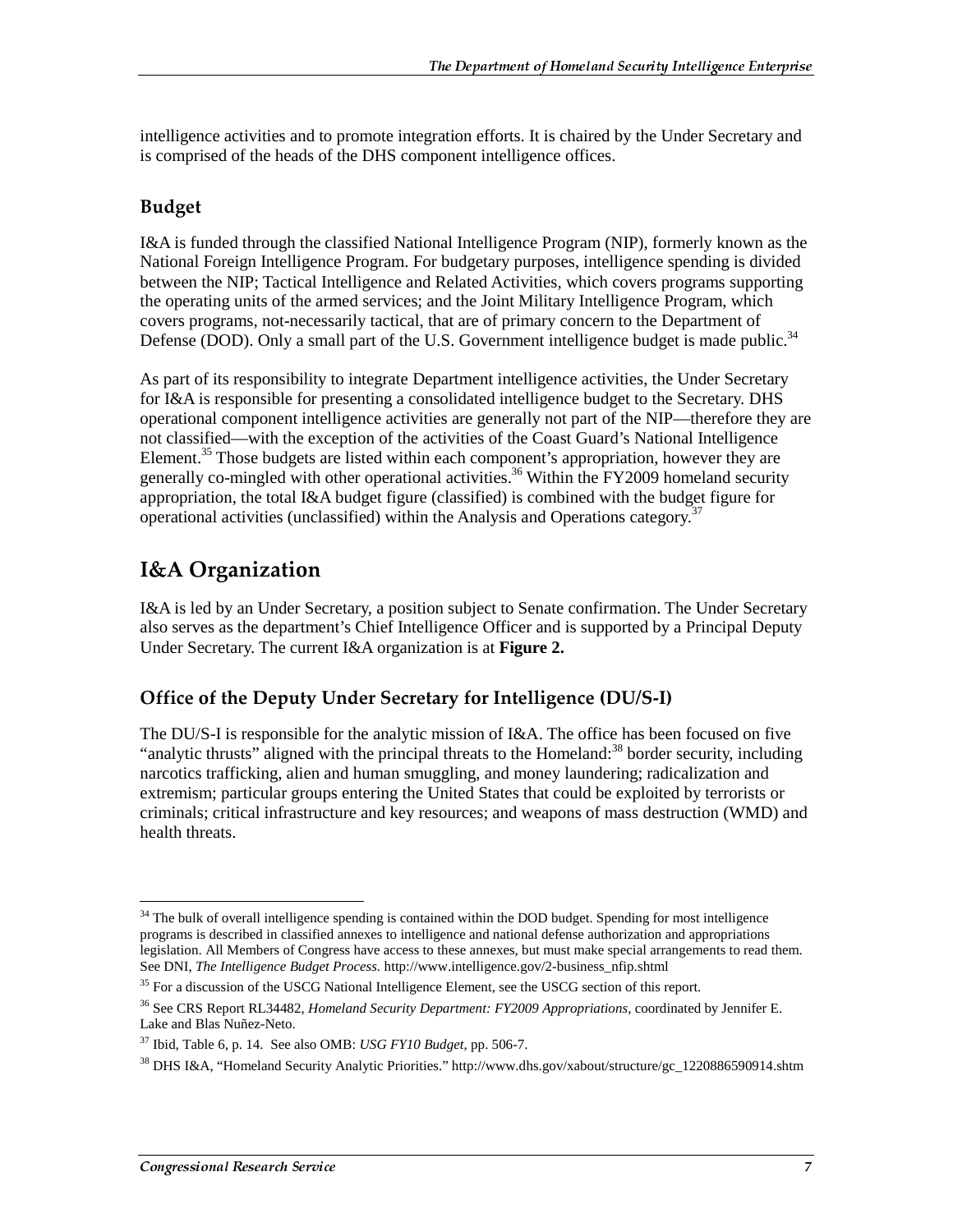intelligence activities and to promote integration efforts. It is chaired by the Under Secretary and is comprised of the heads of the DHS component intelligence offices.

### Budget

I&A is funded through the classified National Intelligence Program (NIP), formerly known as the National Foreign Intelligence Program. For budgetary purposes, intelligence spending is divided between the NIP; Tactical Intelligence and Related Activities, which covers programs supporting the operating units of the armed services; and the Joint Military Intelligence Program, which covers programs, not-necessarily tactical, that are of primary concern to the Department of Defense (DOD). Only a small part of the U.S. Government intelligence budget is made public.[34]

As part of its responsibility to integrate Department intelligence activities, the Under Secretary for I&A is responsible for presenting a consolidated intelligence budget to the Secretary. DHS operational component intelligence activities are generally not part of the NIP—therefore they are not classified—with the exception of the activities of the Coast Guard's National Intelligence Element.[35] Those budgets are listed within each component's appropriation, however they are generally co-mingled with other operational activities.[36] Within the FY2009 homeland security appropriation, the total I&A budget figure (classified) is combined with the budget figure for operational activities (unclassified) within the Analysis and Operations category.[37]

## I&A Organization

I&A is led by an Under Secretary, a position subject to Senate confirmation. The Under Secretary also serves as the department's Chief Intelligence Officer and is supported by a Principal Deputy Under Secretary. The current I&A organization is at **Figure 2.**

### Office of the Deputy Under Secretary for Intelligence (DU/S-I)

The DU/S-I is responsible for the analytic mission of I&A. The office has been focused on five "analytic thrusts" aligned with the principal threats to the Homeland:[38] border security, including narcotics trafficking, alien and human smuggling, and money laundering; radicalization and extremism; particular groups entering the United States that could be exploited by terrorists or criminals; critical infrastructure and key resources; and weapons of mass destruction (WMD) and health threats.

---

[34] The bulk of overall intelligence spending is contained within the DOD budget. Spending for most intelligence programs is described in classified annexes to intelligence and national defense authorization and appropriations legislation. All Members of Congress have access to these annexes, but must make special arrangements to read them. See DNI, *The Intelligence Budget Process.* http://www.intelligence.gov/2-business_nfip.shtml

[35] For a discussion of the USCG National Intelligence Element, see the USCG section of this report.

[36] See CRS Report RL34482, *Homeland Security Department: FY2009 Appropriations*, coordinated by Jennifer E. Lake and Blas Nuñez-Neto.

[37] Ibid, Table 6, p. 14. See also OMB: *USG FY10 Budget*, pp. 506-7.

[38] DHS I&A, "Homeland Security Analytic Priorities." http://www.dhs.gov/xabout/structure/gc_1220886590914.shtm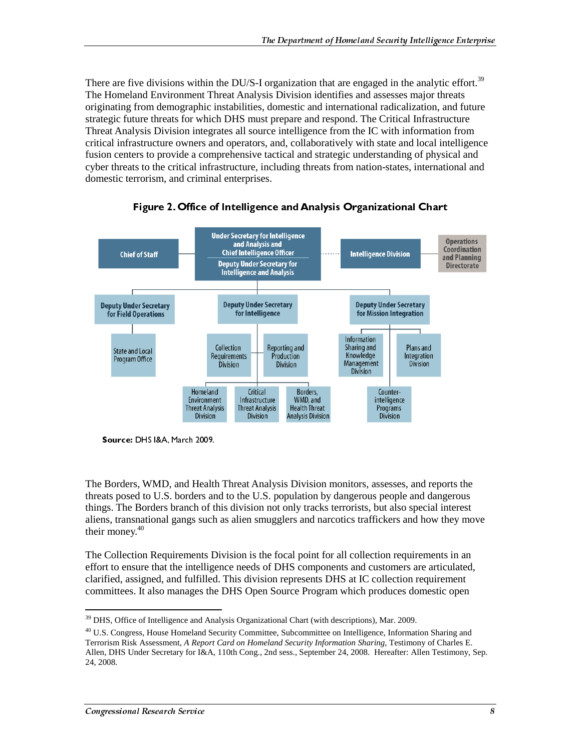There are five divisions within the DU/S-I organization that are engaged in the analytic effort.[39] The Homeland Environment Threat Analysis Division identifies and assesses major threats originating from demographic instabilities, domestic and international radicalization, and future strategic future threats for which DHS must prepare and respond. The Critical Infrastructure Threat Analysis Division integrates all source intelligence from the IC with information from critical infrastructure owners and operators, and, collaboratively with state and local intelligence fusion centers to provide a comprehensive tactical and strategic understanding of physical and cyber threats to the critical infrastructure, including threats from nation-states, international and domestic terrorism, and criminal enterprises.

**Figure 2. Office of Intelligence and Analysis Organizational Chart**

- Under Secretary for Intelligence and Analysis and Chief Intelligence Officer / Deputy Under Secretary for Intelligence and Analysis
  - Chief of Staff
  - Intelligence Division (dotted line) — Operations Coordination and Planning Directorate
  - Deputy Under Secretary for Field Operations
    - State and Local Program Office
  - Deputy Under Secretary for Intelligence
    - Collection Requirements Division
    - Reporting and Production Division
    - Homeland Environment Threat Analysis Division
    - Critical Infrastructure Threat Analysis Division
    - Borders, WMD, and Health Threat Analysis Division
  - Deputy Under Secretary for Mission Integration
    - Information Sharing and Knowledge Management Division
    - Plans and Integration Division
    - Counter-intelligence Programs Division

**Source:** DHS I&A, March 2009.

The Borders, WMD, and Health Threat Analysis Division monitors, assesses, and reports the threats posed to U.S. borders and to the U.S. population by dangerous people and dangerous things. The Borders branch of this division not only tracks terrorists, but also special interest aliens, transnational gangs such as alien smugglers and narcotics traffickers and how they move their money.[40]

The Collection Requirements Division is the focal point for all collection requirements in an effort to ensure that the intelligence needs of DHS components and customers are articulated, clarified, assigned, and fulfilled. This division represents DHS at IC collection requirement committees. It also manages the DHS Open Source Program which produces domestic open

---

[39] DHS, Office of Intelligence and Analysis Organizational Chart (with descriptions), Mar. 2009.

[40] U.S. Congress, House Homeland Security Committee, Subcommittee on Intelligence, Information Sharing and Terrorism Risk Assessment, *A Report Card on Homeland Security Information Sharing*, Testimony of Charles E. Allen, DHS Under Secretary for I&A, 110th Cong., 2nd sess., September 24, 2008. Hereafter: Allen Testimony, Sep. 24, 2008.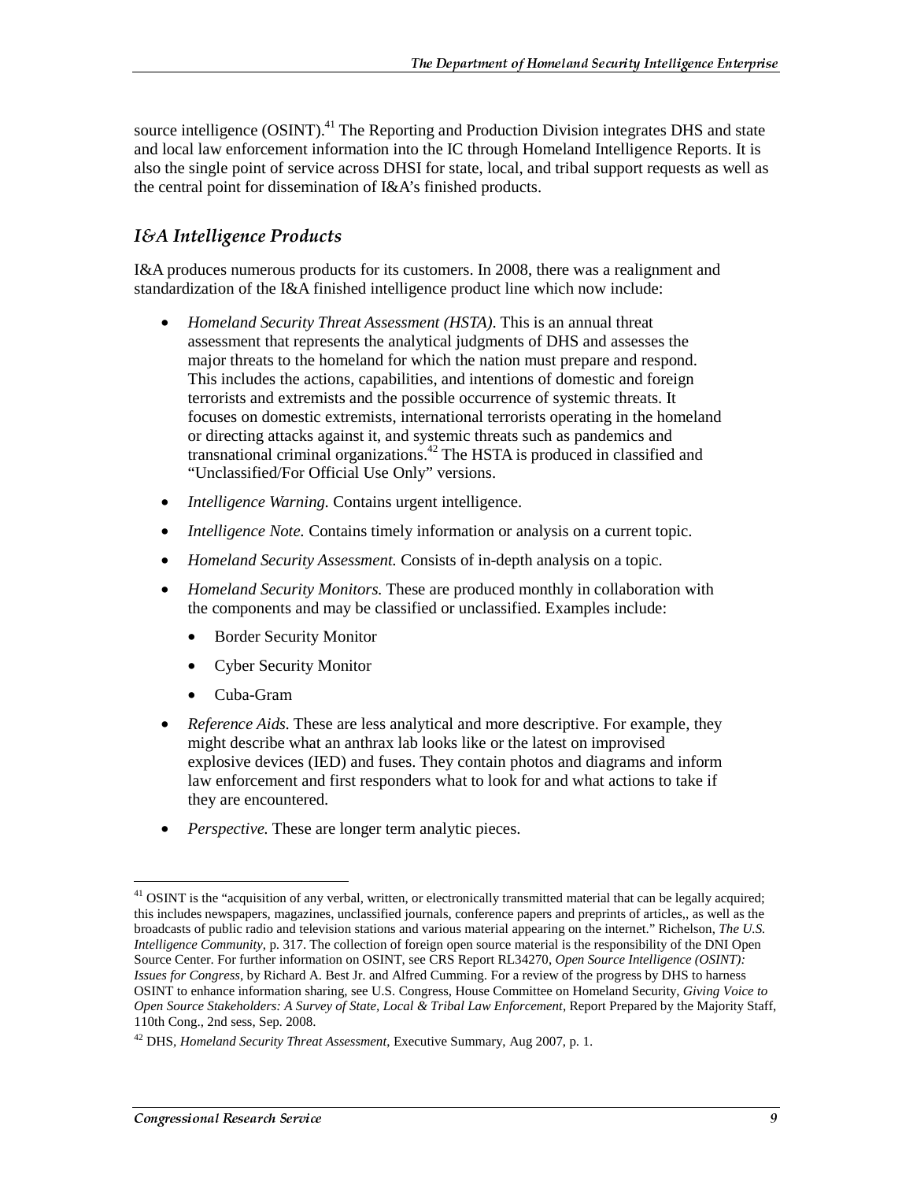source intelligence (OSINT).[41] The Reporting and Production Division integrates DHS and state and local law enforcement information into the IC through Homeland Intelligence Reports. It is also the single point of service across DHSI for state, local, and tribal support requests as well as the central point for dissemination of I&A's finished products.

### *I&A Intelligence Products*

I&A produces numerous products for its customers. In 2008, there was a realignment and standardization of the I&A finished intelligence product line which now include:

- *Homeland Security Threat Assessment (HSTA)*. This is an annual threat assessment that represents the analytical judgments of DHS and assesses the major threats to the homeland for which the nation must prepare and respond. This includes the actions, capabilities, and intentions of domestic and foreign terrorists and extremists and the possible occurrence of systemic threats. It focuses on domestic extremists, international terrorists operating in the homeland or directing attacks against it, and systemic threats such as pandemics and transnational criminal organizations.[42] The HSTA is produced in classified and "Unclassified/For Official Use Only" versions.
- *Intelligence Warning.* Contains urgent intelligence.
- *Intelligence Note.* Contains timely information or analysis on a current topic.
- *Homeland Security Assessment.* Consists of in-depth analysis on a topic.
- *Homeland Security Monitors.* These are produced monthly in collaboration with the components and may be classified or unclassified. Examples include:
  - Border Security Monitor
  - Cyber Security Monitor
  - Cuba-Gram
- *Reference Aids.* These are less analytical and more descriptive. For example, they might describe what an anthrax lab looks like or the latest on improvised explosive devices (IED) and fuses. They contain photos and diagrams and inform law enforcement and first responders what to look for and what actions to take if they are encountered.
- *Perspective.* These are longer term analytic pieces.

---

[41] OSINT is the "acquisition of any verbal, written, or electronically transmitted material that can be legally acquired; this includes newspapers, magazines, unclassified journals, conference papers and preprints of articles,, as well as the broadcasts of public radio and television stations and various material appearing on the internet." Richelson, *The U.S. Intelligence Community*, p. 317. The collection of foreign open source material is the responsibility of the DNI Open Source Center. For further information on OSINT, see CRS Report RL34270, *Open Source Intelligence (OSINT): Issues for Congress*, by Richard A. Best Jr. and Alfred Cumming. For a review of the progress by DHS to harness OSINT to enhance information sharing, see U.S. Congress, House Committee on Homeland Security, *Giving Voice to Open Source Stakeholders: A Survey of State, Local & Tribal Law Enforcement*, Report Prepared by the Majority Staff, 110th Cong., 2nd sess, Sep. 2008.

[42] DHS, *Homeland Security Threat Assessment*, Executive Summary, Aug 2007, p. 1.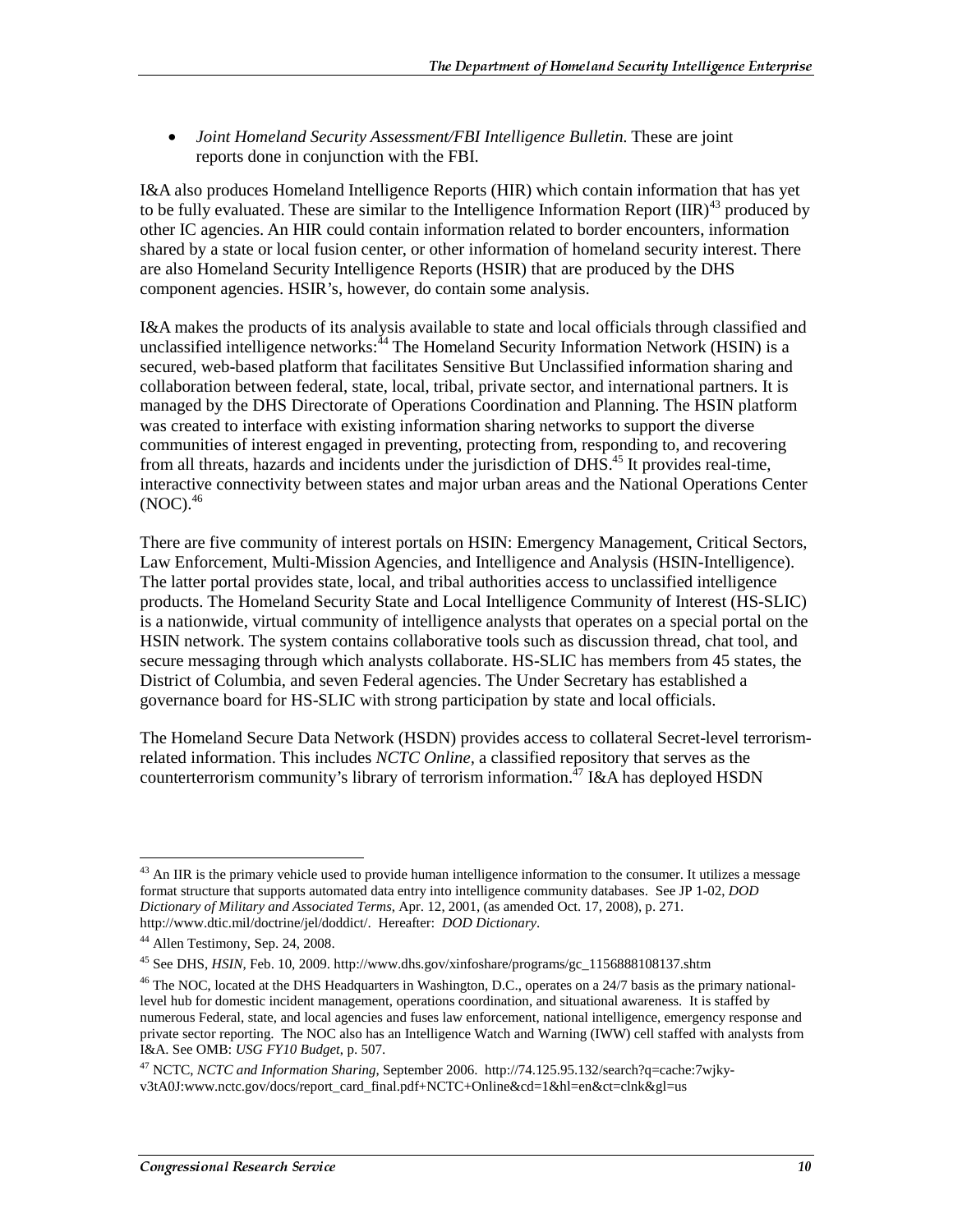- *Joint Homeland Security Assessment/FBI Intelligence Bulletin.* These are joint reports done in conjunction with the FBI.

I&A also produces Homeland Intelligence Reports (HIR) which contain information that has yet to be fully evaluated. These are similar to the Intelligence Information Report (IIR)[43] produced by other IC agencies. An HIR could contain information related to border encounters, information shared by a state or local fusion center, or other information of homeland security interest. There are also Homeland Security Intelligence Reports (HSIR) that are produced by the DHS component agencies. HSIR's, however, do contain some analysis.

I&A makes the products of its analysis available to state and local officials through classified and unclassified intelligence networks:[44] The Homeland Security Information Network (HSIN) is a secured, web-based platform that facilitates Sensitive But Unclassified information sharing and collaboration between federal, state, local, tribal, private sector, and international partners. It is managed by the DHS Directorate of Operations Coordination and Planning. The HSIN platform was created to interface with existing information sharing networks to support the diverse communities of interest engaged in preventing, protecting from, responding to, and recovering from all threats, hazards and incidents under the jurisdiction of DHS.[45] It provides real-time, interactive connectivity between states and major urban areas and the National Operations Center (NOC).[46]

There are five community of interest portals on HSIN: Emergency Management, Critical Sectors, Law Enforcement, Multi-Mission Agencies, and Intelligence and Analysis (HSIN-Intelligence). The latter portal provides state, local, and tribal authorities access to unclassified intelligence products. The Homeland Security State and Local Intelligence Community of Interest (HS-SLIC) is a nationwide, virtual community of intelligence analysts that operates on a special portal on the HSIN network. The system contains collaborative tools such as discussion thread, chat tool, and secure messaging through which analysts collaborate. HS-SLIC has members from 45 states, the District of Columbia, and seven Federal agencies. The Under Secretary has established a governance board for HS-SLIC with strong participation by state and local officials.

The Homeland Secure Data Network (HSDN) provides access to collateral Secret-level terrorism-related information. This includes *NCTC Online*, a classified repository that serves as the counterterrorism community's library of terrorism information.[47] I&A has deployed HSDN

---

[43] An IIR is the primary vehicle used to provide human intelligence information to the consumer. It utilizes a message format structure that supports automated data entry into intelligence community databases. See JP 1-02, *DOD Dictionary of Military and Associated Terms*, Apr. 12, 2001, (as amended Oct. 17, 2008), p. 271. http://www.dtic.mil/doctrine/jel/doddict/. Hereafter: *DOD Dictionary*.

[44] Allen Testimony, Sep. 24, 2008.

[45] See DHS, *HSIN*, Feb. 10, 2009. http://www.dhs.gov/xinfoshare/programs/gc_1156888108137.shtm

[46] The NOC, located at the DHS Headquarters in Washington, D.C., operates on a 24/7 basis as the primary national-level hub for domestic incident management, operations coordination, and situational awareness. It is staffed by numerous Federal, state, and local agencies and fuses law enforcement, national intelligence, emergency response and private sector reporting. The NOC also has an Intelligence Watch and Warning (IWW) cell staffed with analysts from I&A. See OMB: *USG FY10 Budget*, p. 507.

[47] NCTC, *NCTC and Information Sharing*, September 2006. http://74.125.95.132/search?q=cache:7wjky-v3tA0J:www.nctc.gov/docs/report_card_final.pdf+NCTC+Online&cd=1&hl=en&ct=clnk&gl=us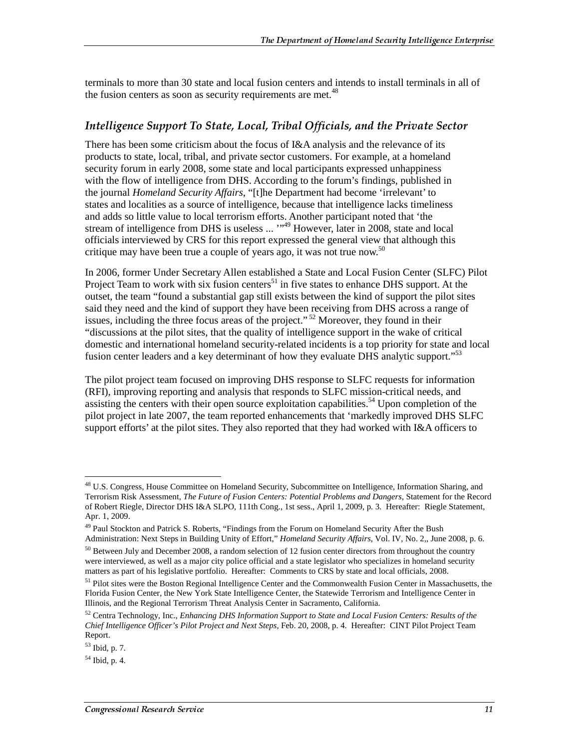terminals to more than 30 state and local fusion centers and intends to install terminals in all of the fusion centers as soon as security requirements are met.[48]

### Intelligence Support To State, Local, Tribal Officials, and the Private Sector

There has been some criticism about the focus of I&A analysis and the relevance of its products to state, local, tribal, and private sector customers. For example, at a homeland security forum in early 2008, some state and local participants expressed unhappiness with the flow of intelligence from DHS. According to the forum's findings, published in the journal *Homeland Security Affairs*, "[t]he Department had become 'irrelevant' to states and localities as a source of intelligence, because that intelligence lacks timeliness and adds so little value to local terrorism efforts. Another participant noted that 'the stream of intelligence from DHS is useless ... '"[49] However, later in 2008, state and local officials interviewed by CRS for this report expressed the general view that although this critique may have been true a couple of years ago, it was not true now.[50]

In 2006, former Under Secretary Allen established a State and Local Fusion Center (SLFC) Pilot Project Team to work with six fusion centers[51] in five states to enhance DHS support. At the outset, the team "found a substantial gap still exists between the kind of support the pilot sites said they need and the kind of support they have been receiving from DHS across a range of issues, including the three focus areas of the project."[52] Moreover, they found in their "discussions at the pilot sites, that the quality of intelligence support in the wake of critical domestic and international homeland security-related incidents is a top priority for state and local fusion center leaders and a key determinant of how they evaluate DHS analytic support."[53]

The pilot project team focused on improving DHS response to SLFC requests for information (RFI), improving reporting and analysis that responds to SLFC mission-critical needs, and assisting the centers with their open source exploitation capabilities.[54] Upon completion of the pilot project in late 2007, the team reported enhancements that 'markedly improved DHS SLFC support efforts' at the pilot sites. They also reported that they had worked with I&A officers to

---

[48] U.S. Congress, House Committee on Homeland Security, Subcommittee on Intelligence, Information Sharing, and Terrorism Risk Assessment, *The Future of Fusion Centers: Potential Problems and Dangers*, Statement for the Record of Robert Riegle, Director DHS I&A SLPO, 111th Cong., 1st sess., April 1, 2009, p. 3. Hereafter: Riegle Statement, Apr. 1, 2009.

[49] Paul Stockton and Patrick S. Roberts, "Findings from the Forum on Homeland Security After the Bush Administration: Next Steps in Building Unity of Effort," *Homeland Security Affairs*, Vol. IV, No. 2,, June 2008, p. 6.

[50] Between July and December 2008, a random selection of 12 fusion center directors from throughout the country were interviewed, as well as a major city police official and a state legislator who specializes in homeland security matters as part of his legislative portfolio. Hereafter: Comments to CRS by state and local officials, 2008.

[51] Pilot sites were the Boston Regional Intelligence Center and the Commonwealth Fusion Center in Massachusetts, the Florida Fusion Center, the New York State Intelligence Center, the Statewide Terrorism and Intelligence Center in Illinois, and the Regional Terrorism Threat Analysis Center in Sacramento, California.

[52] Centra Technology, Inc., *Enhancing DHS Information Support to State and Local Fusion Centers: Results of the Chief Intelligence Officer's Pilot Project and Next Steps*, Feb. 20, 2008, p. 4. Hereafter: CINT Pilot Project Team Report.

[53] Ibid, p. 7.

[54] Ibid, p. 4.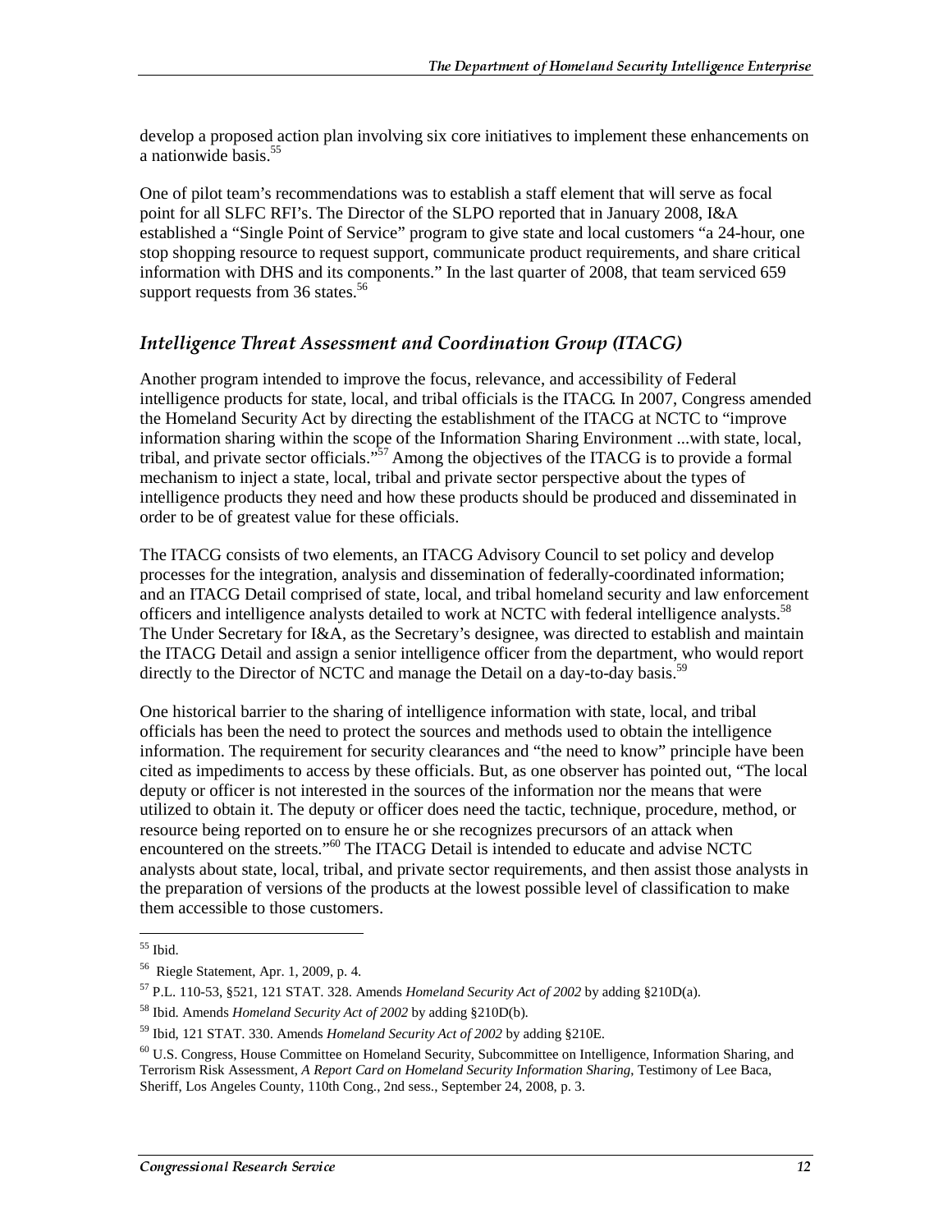develop a proposed action plan involving six core initiatives to implement these enhancements on a nationwide basis.[55]

One of pilot team's recommendations was to establish a staff element that will serve as focal point for all SLFC RFI's. The Director of the SLPO reported that in January 2008, I&A established a "Single Point of Service" program to give state and local customers "a 24-hour, one stop shopping resource to request support, communicate product requirements, and share critical information with DHS and its components." In the last quarter of 2008, that team serviced 659 support requests from 36 states.[56]

### *Intelligence Threat Assessment and Coordination Group (ITACG)*

Another program intended to improve the focus, relevance, and accessibility of Federal intelligence products for state, local, and tribal officials is the ITACG. In 2007, Congress amended the Homeland Security Act by directing the establishment of the ITACG at NCTC to "improve information sharing within the scope of the Information Sharing Environment ...with state, local, tribal, and private sector officials."[57] Among the objectives of the ITACG is to provide a formal mechanism to inject a state, local, tribal and private sector perspective about the types of intelligence products they need and how these products should be produced and disseminated in order to be of greatest value for these officials.

The ITACG consists of two elements, an ITACG Advisory Council to set policy and develop processes for the integration, analysis and dissemination of federally-coordinated information; and an ITACG Detail comprised of state, local, and tribal homeland security and law enforcement officers and intelligence analysts detailed to work at NCTC with federal intelligence analysts.[58] The Under Secretary for I&A, as the Secretary's designee, was directed to establish and maintain the ITACG Detail and assign a senior intelligence officer from the department, who would report directly to the Director of NCTC and manage the Detail on a day-to-day basis.[59]

One historical barrier to the sharing of intelligence information with state, local, and tribal officials has been the need to protect the sources and methods used to obtain the intelligence information. The requirement for security clearances and "the need to know" principle have been cited as impediments to access by these officials. But, as one observer has pointed out, "The local deputy or officer is not interested in the sources of the information nor the means that were utilized to obtain it. The deputy or officer does need the tactic, technique, procedure, method, or resource being reported on to ensure he or she recognizes precursors of an attack when encountered on the streets."[60] The ITACG Detail is intended to educate and advise NCTC analysts about state, local, tribal, and private sector requirements, and then assist those analysts in the preparation of versions of the products at the lowest possible level of classification to make them accessible to those customers.

---

[55] Ibid.

[56] Riegle Statement, Apr. 1, 2009, p. 4.

[57] P.L. 110-53, §521, 121 STAT. 328. Amends *Homeland Security Act of 2002* by adding §210D(a).

[58] Ibid. Amends *Homeland Security Act of 2002* by adding §210D(b).

[59] Ibid, 121 STAT. 330. Amends *Homeland Security Act of 2002* by adding §210E.

[60] U.S. Congress, House Committee on Homeland Security, Subcommittee on Intelligence, Information Sharing, and Terrorism Risk Assessment, *A Report Card on Homeland Security Information Sharing*, Testimony of Lee Baca, Sheriff, Los Angeles County, 110th Cong., 2nd sess., September 24, 2008, p. 3.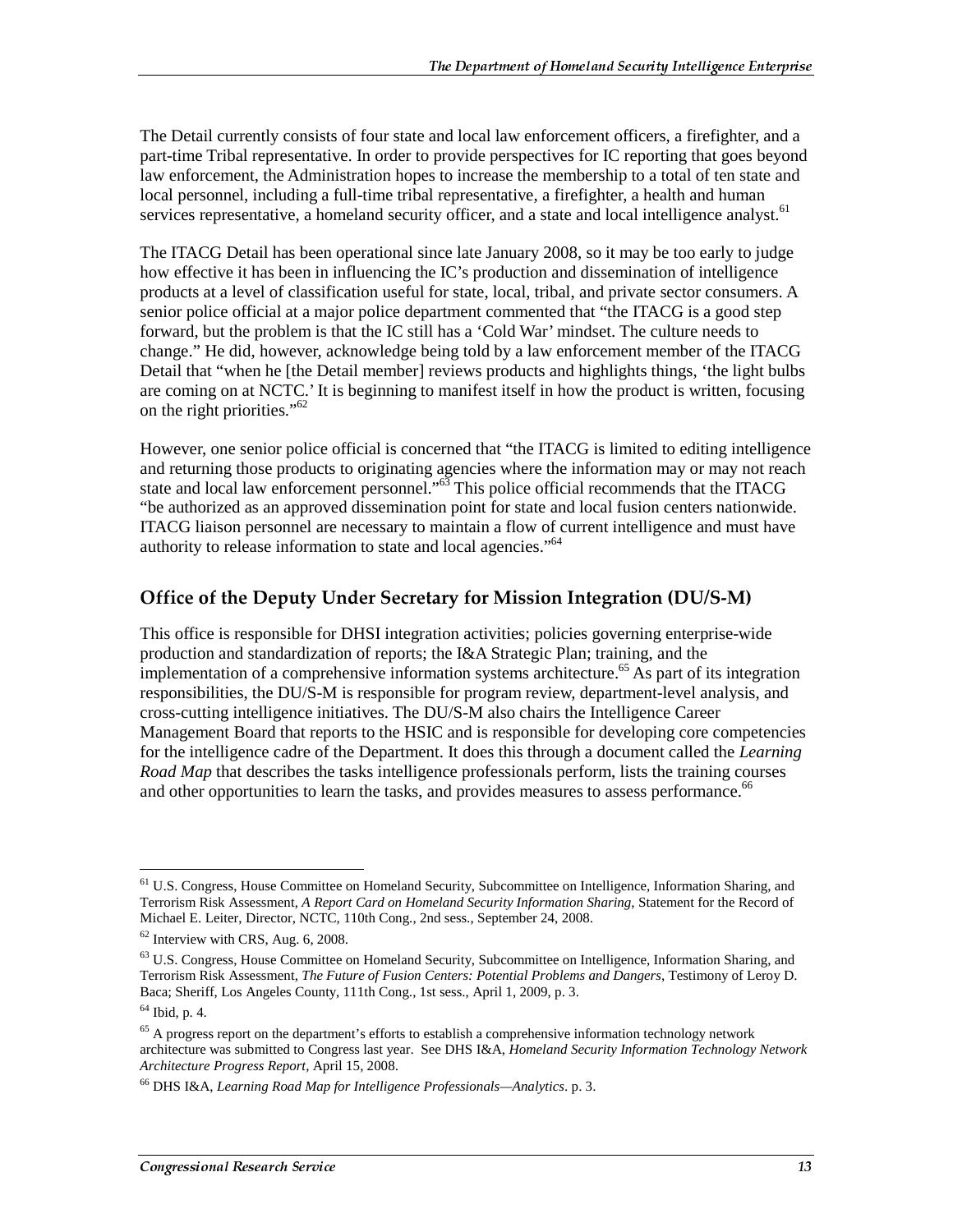The Detail currently consists of four state and local law enforcement officers, a firefighter, and a part-time Tribal representative. In order to provide perspectives for IC reporting that goes beyond law enforcement, the Administration hopes to increase the membership to a total of ten state and local personnel, including a full-time tribal representative, a firefighter, a health and human services representative, a homeland security officer, and a state and local intelligence analyst.[61]

The ITACG Detail has been operational since late January 2008, so it may be too early to judge how effective it has been in influencing the IC's production and dissemination of intelligence products at a level of classification useful for state, local, tribal, and private sector consumers. A senior police official at a major police department commented that "the ITACG is a good step forward, but the problem is that the IC still has a 'Cold War' mindset. The culture needs to change." He did, however, acknowledge being told by a law enforcement member of the ITACG Detail that "when he [the Detail member] reviews products and highlights things, 'the light bulbs are coming on at NCTC.' It is beginning to manifest itself in how the product is written, focusing on the right priorities."[62]

However, one senior police official is concerned that "the ITACG is limited to editing intelligence and returning those products to originating agencies where the information may or may not reach state and local law enforcement personnel."[63] This police official recommends that the ITACG "be authorized as an approved dissemination point for state and local fusion centers nationwide. ITACG liaison personnel are necessary to maintain a flow of current intelligence and must have authority to release information to state and local agencies."[64]

## Office of the Deputy Under Secretary for Mission Integration (DU/S-M)

This office is responsible for DHSI integration activities; policies governing enterprise-wide production and standardization of reports; the I&A Strategic Plan; training, and the implementation of a comprehensive information systems architecture.[65] As part of its integration responsibilities, the DU/S-M is responsible for program review, department-level analysis, and cross-cutting intelligence initiatives. The DU/S-M also chairs the Intelligence Career Management Board that reports to the HSIC and is responsible for developing core competencies for the intelligence cadre of the Department. It does this through a document called the *Learning Road Map* that describes the tasks intelligence professionals perform, lists the training courses and other opportunities to learn the tasks, and provides measures to assess performance.[66]

---

[61] U.S. Congress, House Committee on Homeland Security, Subcommittee on Intelligence, Information Sharing, and Terrorism Risk Assessment, *A Report Card on Homeland Security Information Sharing*, Statement for the Record of Michael E. Leiter, Director, NCTC, 110th Cong., 2nd sess., September 24, 2008.

[62] Interview with CRS, Aug. 6, 2008.

[63] U.S. Congress, House Committee on Homeland Security, Subcommittee on Intelligence, Information Sharing, and Terrorism Risk Assessment, *The Future of Fusion Centers: Potential Problems and Dangers*, Testimony of Leroy D. Baca; Sheriff, Los Angeles County, 111th Cong., 1st sess., April 1, 2009, p. 3.

[64] Ibid, p. 4.

[65] A progress report on the department's efforts to establish a comprehensive information technology network architecture was submitted to Congress last year. See DHS I&A, *Homeland Security Information Technology Network Architecture Progress Report*, April 15, 2008.

[66] DHS I&A, *Learning Road Map for Intelligence Professionals—Analytics*. p. 3.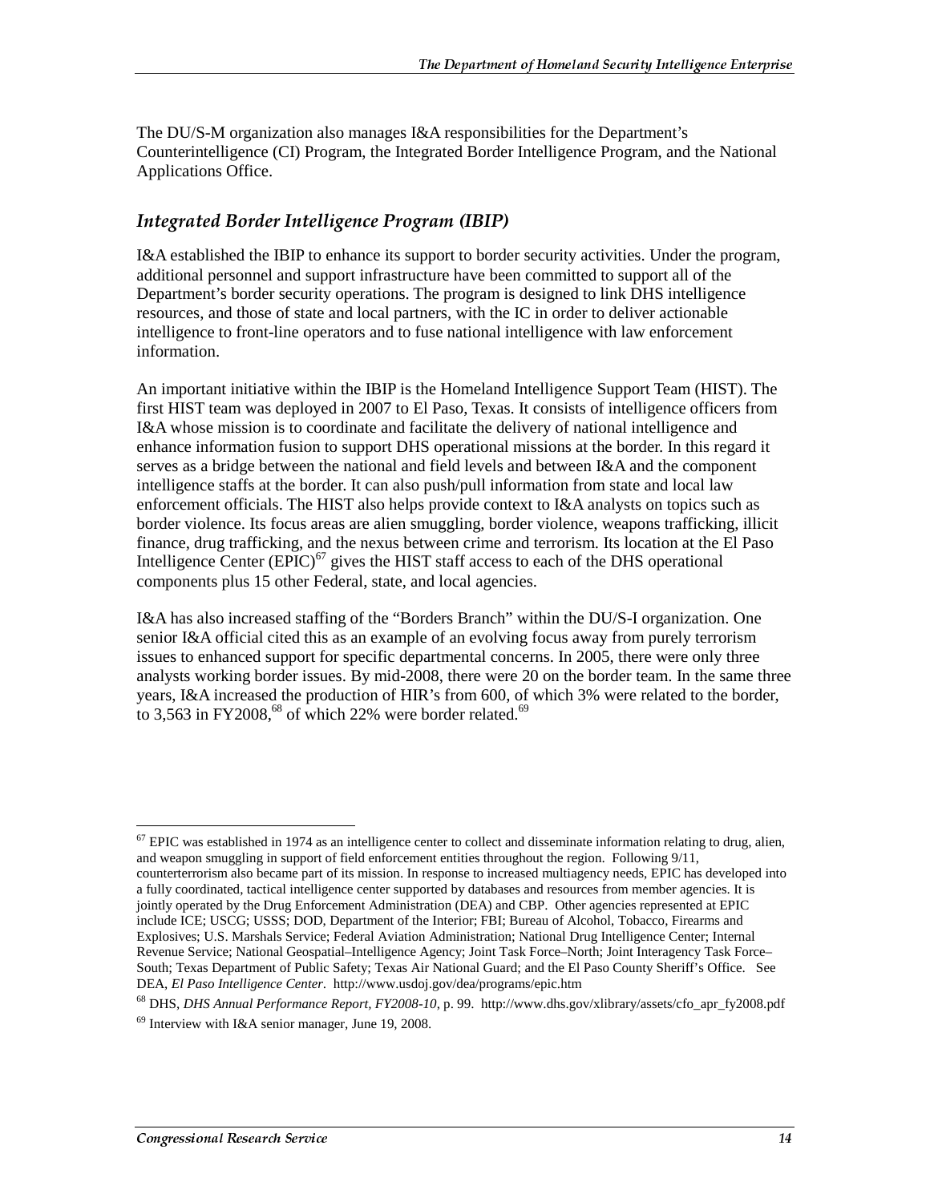The DU/S-M organization also manages I&A responsibilities for the Department's Counterintelligence (CI) Program, the Integrated Border Intelligence Program, and the National Applications Office.

### *Integrated Border Intelligence Program (IBIP)*

I&A established the IBIP to enhance its support to border security activities. Under the program, additional personnel and support infrastructure have been committed to support all of the Department's border security operations. The program is designed to link DHS intelligence resources, and those of state and local partners, with the IC in order to deliver actionable intelligence to front-line operators and to fuse national intelligence with law enforcement information.

An important initiative within the IBIP is the Homeland Intelligence Support Team (HIST). The first HIST team was deployed in 2007 to El Paso, Texas. It consists of intelligence officers from I&A whose mission is to coordinate and facilitate the delivery of national intelligence and enhance information fusion to support DHS operational missions at the border. In this regard it serves as a bridge between the national and field levels and between I&A and the component intelligence staffs at the border. It can also push/pull information from state and local law enforcement officials. The HIST also helps provide context to I&A analysts on topics such as border violence. Its focus areas are alien smuggling, border violence, weapons trafficking, illicit finance, drug trafficking, and the nexus between crime and terrorism. Its location at the El Paso Intelligence Center (EPIC)[67] gives the HIST staff access to each of the DHS operational components plus 15 other Federal, state, and local agencies.

I&A has also increased staffing of the "Borders Branch" within the DU/S-I organization. One senior I&A official cited this as an example of an evolving focus away from purely terrorism issues to enhanced support for specific departmental concerns. In 2005, there were only three analysts working border issues. By mid-2008, there were 20 on the border team. In the same three years, I&A increased the production of HIR's from 600, of which 3% were related to the border, to 3,563 in FY2008,[68] of which 22% were border related.[69]

---

[67] EPIC was established in 1974 as an intelligence center to collect and disseminate information relating to drug, alien, and weapon smuggling in support of field enforcement entities throughout the region. Following 9/11, counterterrorism also became part of its mission. In response to increased multiagency needs, EPIC has developed into a fully coordinated, tactical intelligence center supported by databases and resources from member agencies. It is jointly operated by the Drug Enforcement Administration (DEA) and CBP. Other agencies represented at EPIC include ICE; USCG; USSS; DOD, Department of the Interior; FBI; Bureau of Alcohol, Tobacco, Firearms and Explosives; U.S. Marshals Service; Federal Aviation Administration; National Drug Intelligence Center; Internal Revenue Service; National Geospatial–Intelligence Agency; Joint Task Force–North; Joint Interagency Task Force–South; Texas Department of Public Safety; Texas Air National Guard; and the El Paso County Sheriff's Office. See DEA, *El Paso Intelligence Center*. http://www.usdoj.gov/dea/programs/epic.htm

[68] DHS, *DHS Annual Performance Report, FY2008-10*, p. 99. http://www.dhs.gov/xlibrary/assets/cfo_apr_fy2008.pdf

[69] Interview with I&A senior manager, June 19, 2008.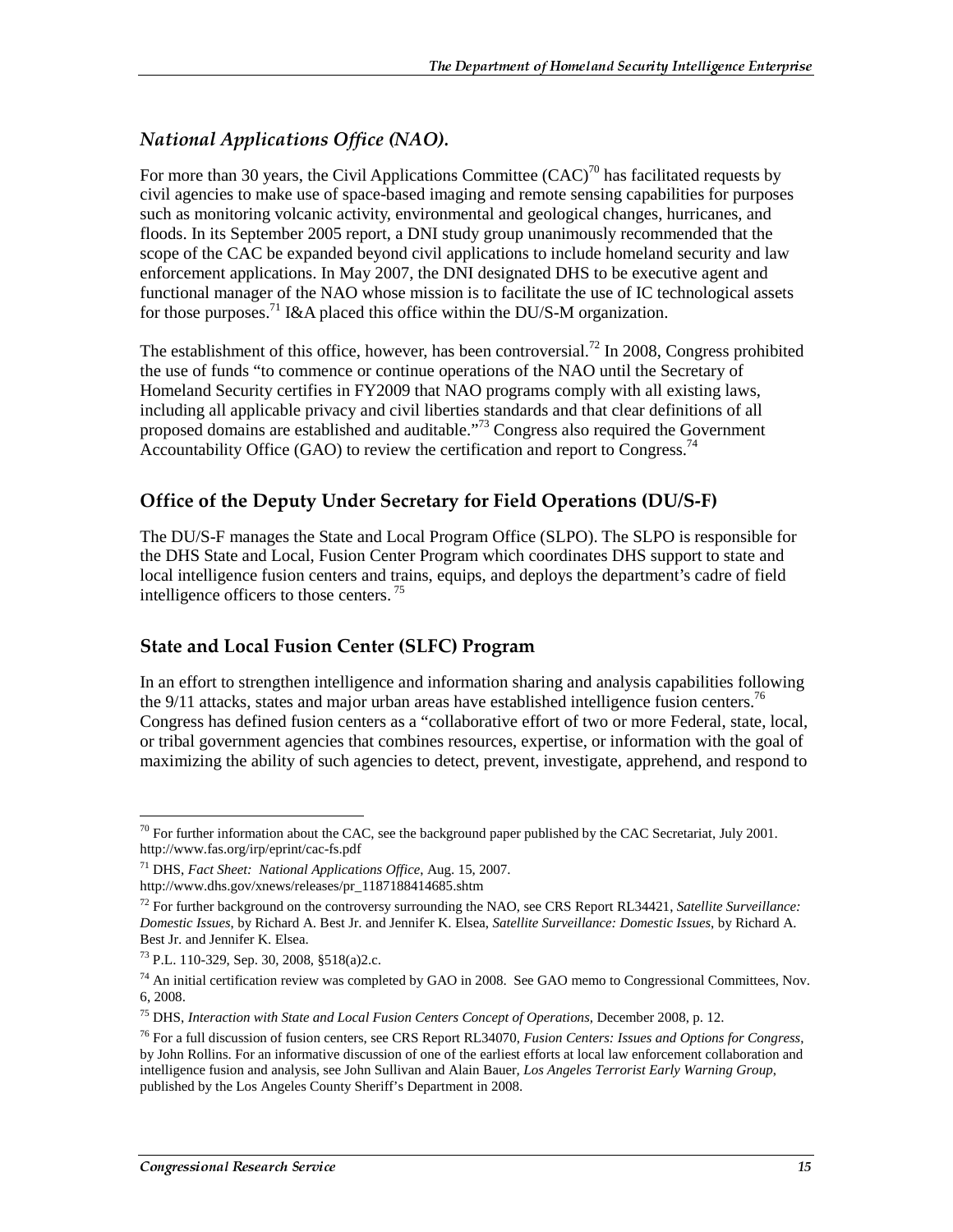### *National Applications Office (NAO).*

For more than 30 years, the Civil Applications Committee (CAC)[70] has facilitated requests by civil agencies to make use of space-based imaging and remote sensing capabilities for purposes such as monitoring volcanic activity, environmental and geological changes, hurricanes, and floods. In its September 2005 report, a DNI study group unanimously recommended that the scope of the CAC be expanded beyond civil applications to include homeland security and law enforcement applications. In May 2007, the DNI designated DHS to be executive agent and functional manager of the NAO whose mission is to facilitate the use of IC technological assets for those purposes.[71] I&A placed this office within the DU/S-M organization.

The establishment of this office, however, has been controversial.[72] In 2008, Congress prohibited the use of funds "to commence or continue operations of the NAO until the Secretary of Homeland Security certifies in FY2009 that NAO programs comply with all existing laws, including all applicable privacy and civil liberties standards and that clear definitions of all proposed domains are established and auditable."[73] Congress also required the Government Accountability Office (GAO) to review the certification and report to Congress.[74]

## Office of the Deputy Under Secretary for Field Operations (DU/S-F)

The DU/S-F manages the State and Local Program Office (SLPO). The SLPO is responsible for the DHS State and Local, Fusion Center Program which coordinates DHS support to state and local intelligence fusion centers and trains, equips, and deploys the department's cadre of field intelligence officers to those centers. [75]

## State and Local Fusion Center (SLFC) Program

In an effort to strengthen intelligence and information sharing and analysis capabilities following the 9/11 attacks, states and major urban areas have established intelligence fusion centers.[76] Congress has defined fusion centers as a "collaborative effort of two or more Federal, state, local, or tribal government agencies that combines resources, expertise, or information with the goal of maximizing the ability of such agencies to detect, prevent, investigate, apprehend, and respond to

---

[70] For further information about the CAC, see the background paper published by the CAC Secretariat, July 2001. http://www.fas.org/irp/eprint/cac-fs.pdf

[71] DHS, *Fact Sheet: National Applications Office*, Aug. 15, 2007. http://www.dhs.gov/xnews/releases/pr_1187188414685.shtm

[72] For further background on the controversy surrounding the NAO, see CRS Report RL34421, *Satellite Surveillance: Domestic Issues*, by Richard A. Best Jr. and Jennifer K. Elsea, *Satellite Surveillance: Domestic Issues*, by Richard A. Best Jr. and Jennifer K. Elsea.

[73] P.L. 110-329, Sep. 30, 2008, §518(a)2.c.

[74] An initial certification review was completed by GAO in 2008. See GAO memo to Congressional Committees, Nov. 6, 2008.

[75] DHS, *Interaction with State and Local Fusion Centers Concept of Operations*, December 2008, p. 12.

[76] For a full discussion of fusion centers, see CRS Report RL34070, *Fusion Centers: Issues and Options for Congress*, by John Rollins. For an informative discussion of one of the earliest efforts at local law enforcement collaboration and intelligence fusion and analysis, see John Sullivan and Alain Bauer, *Los Angeles Terrorist Early Warning Group*, published by the Los Angeles County Sheriff's Department in 2008.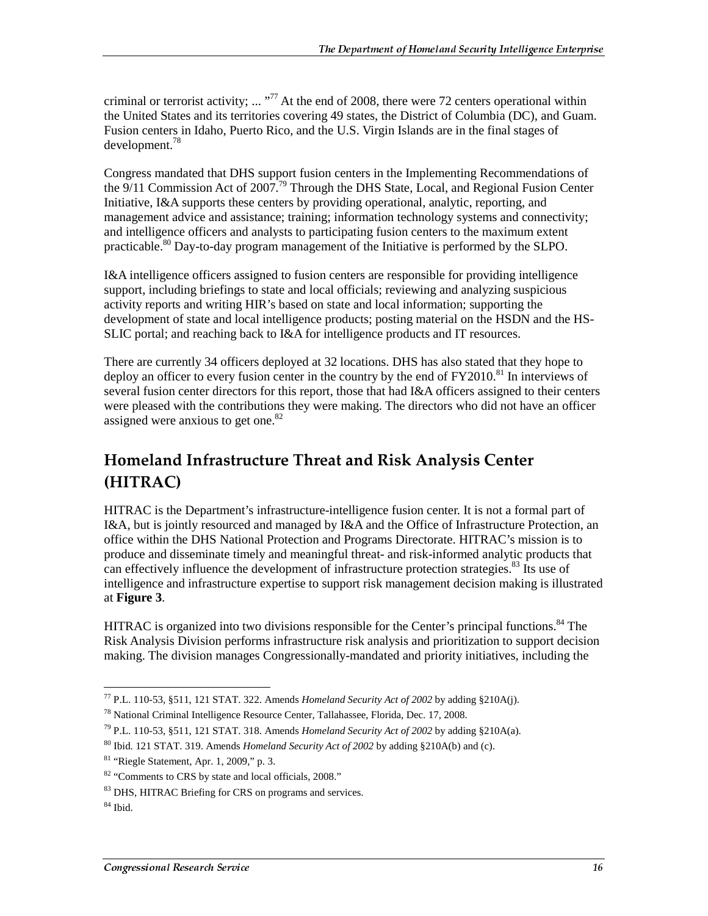criminal or terrorist activity; ... "[77] At the end of 2008, there were 72 centers operational within the United States and its territories covering 49 states, the District of Columbia (DC), and Guam. Fusion centers in Idaho, Puerto Rico, and the U.S. Virgin Islands are in the final stages of development.[78]

Congress mandated that DHS support fusion centers in the Implementing Recommendations of the 9/11 Commission Act of 2007.[79] Through the DHS State, Local, and Regional Fusion Center Initiative, I&A supports these centers by providing operational, analytic, reporting, and management advice and assistance; training; information technology systems and connectivity; and intelligence officers and analysts to participating fusion centers to the maximum extent practicable.[80] Day-to-day program management of the Initiative is performed by the SLPO.

I&A intelligence officers assigned to fusion centers are responsible for providing intelligence support, including briefings to state and local officials; reviewing and analyzing suspicious activity reports and writing HIR's based on state and local information; supporting the development of state and local intelligence products; posting material on the HSDN and the HS-SLIC portal; and reaching back to I&A for intelligence products and IT resources.

There are currently 34 officers deployed at 32 locations. DHS has also stated that they hope to deploy an officer to every fusion center in the country by the end of FY2010.[81] In interviews of several fusion center directors for this report, those that had I&A officers assigned to their centers were pleased with the contributions they were making. The directors who did not have an officer assigned were anxious to get one.[82]

## Homeland Infrastructure Threat and Risk Analysis Center (HITRAC)

HITRAC is the Department's infrastructure-intelligence fusion center. It is not a formal part of I&A, but is jointly resourced and managed by I&A and the Office of Infrastructure Protection, an office within the DHS National Protection and Programs Directorate. HITRAC's mission is to produce and disseminate timely and meaningful threat- and risk-informed analytic products that can effectively influence the development of infrastructure protection strategies.[83] Its use of intelligence and infrastructure expertise to support risk management decision making is illustrated at **Figure 3**.

HITRAC is organized into two divisions responsible for the Center's principal functions.[84] The Risk Analysis Division performs infrastructure risk analysis and prioritization to support decision making. The division manages Congressionally-mandated and priority initiatives, including the

---

[77] P.L. 110-53, §511, 121 STAT. 322. Amends *Homeland Security Act of 2002* by adding §210A(j).

[78] National Criminal Intelligence Resource Center, Tallahassee, Florida, Dec. 17, 2008.

[79] P.L. 110-53, §511, 121 STAT. 318. Amends *Homeland Security Act of 2002* by adding §210A(a).

[80] Ibid. 121 STAT. 319. Amends *Homeland Security Act of 2002* by adding §210A(b) and (c).

[81] "Riegle Statement, Apr. 1, 2009," p. 3.

[82] "Comments to CRS by state and local officials, 2008."

[83] DHS, HITRAC Briefing for CRS on programs and services.

[84] Ibid.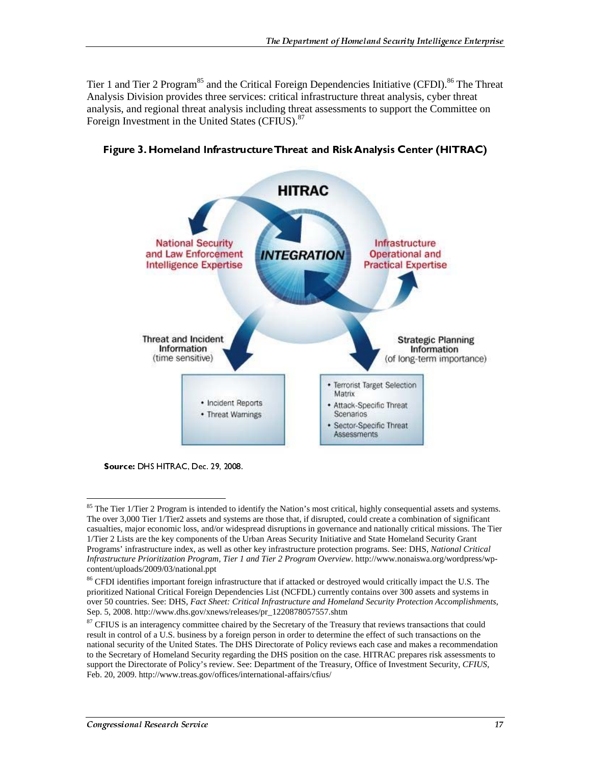Tier 1 and Tier 2 Program[85] and the Critical Foreign Dependencies Initiative (CFDI).[86] The Threat Analysis Division provides three services: critical infrastructure threat analysis, cyber threat analysis, and regional threat analysis including threat assessments to support the Committee on Foreign Investment in the United States (CFIUS).[87]

**Figure 3. Homeland Infrastructure Threat and Risk Analysis Center (HITRAC)**

**Source:** DHS HITRAC, Dec. 29, 2008.

---

[85] The Tier 1/Tier 2 Program is intended to identify the Nation's most critical, highly consequential assets and systems. The over 3,000 Tier 1/Tier2 assets and systems are those that, if disrupted, could create a combination of significant casualties, major economic loss, and/or widespread disruptions in governance and nationally critical missions. The Tier 1/Tier 2 Lists are the key components of the Urban Areas Security Initiative and State Homeland Security Grant Programs' infrastructure index, as well as other key infrastructure protection programs. See: DHS, *National Critical Infrastructure Prioritization Program, Tier 1 and Tier 2 Program Overview*. http://www.nonaiswa.org/wordpress/wp-content/uploads/2009/03/national.ppt

[86] CFDI identifies important foreign infrastructure that if attacked or destroyed would critically impact the U.S. The prioritized National Critical Foreign Dependencies List (NCFDL) currently contains over 300 assets and systems in over 50 countries. See: DHS, *Fact Sheet: Critical Infrastructure and Homeland Security Protection Accomplishments,* Sep. 5, 2008. http://www.dhs.gov/xnews/releases/pr_1220878057557.shtm

[87] CFIUS is an interagency committee chaired by the Secretary of the Treasury that reviews transactions that could result in control of a U.S. business by a foreign person in order to determine the effect of such transactions on the national security of the United States. The DHS Directorate of Policy reviews each case and makes a recommendation to the Secretary of Homeland Security regarding the DHS position on the case. HITRAC prepares risk assessments to support the Directorate of Policy's review. See: Department of the Treasury, Office of Investment Security, *CFIUS*, Feb. 20, 2009. http://www.treas.gov/offices/international-affairs/cfius/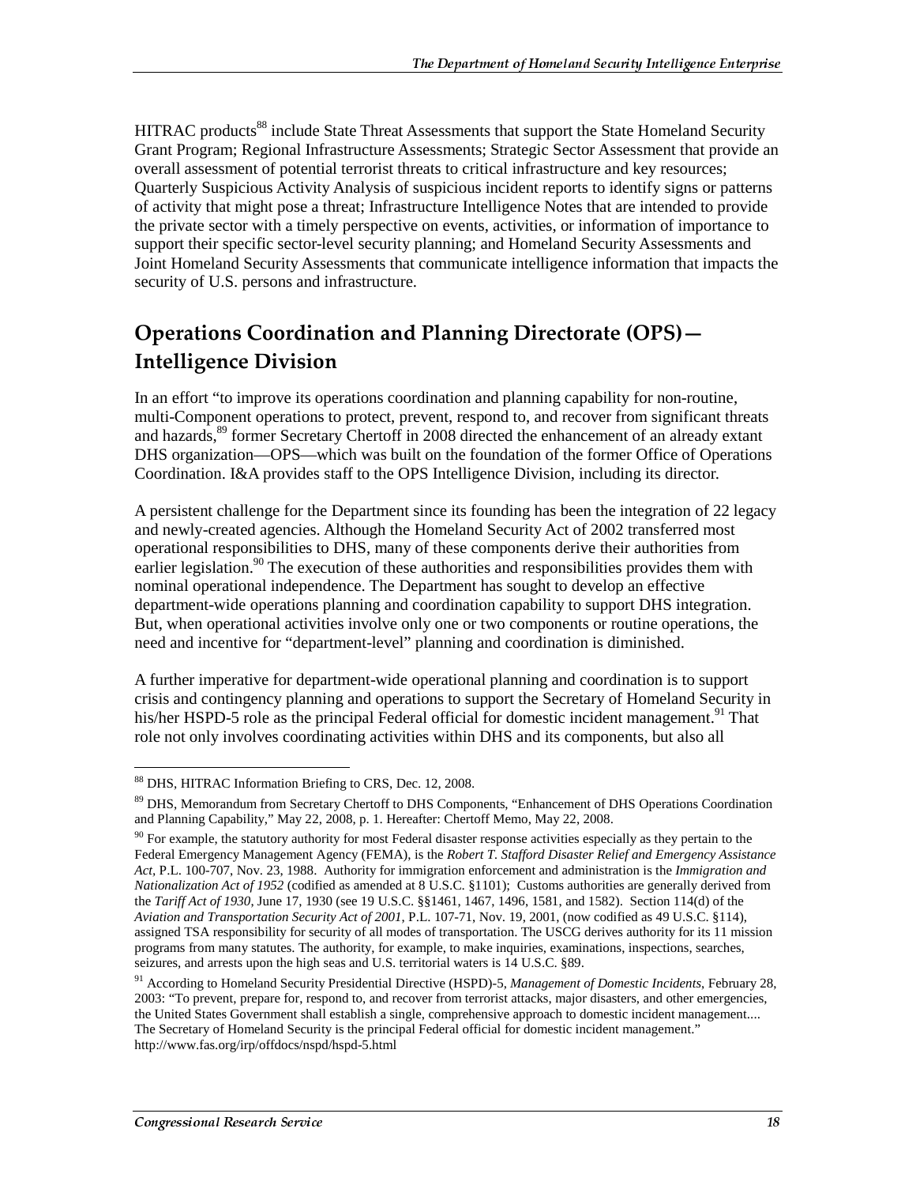HITRAC products[88] include State Threat Assessments that support the State Homeland Security Grant Program; Regional Infrastructure Assessments; Strategic Sector Assessment that provide an overall assessment of potential terrorist threats to critical infrastructure and key resources; Quarterly Suspicious Activity Analysis of suspicious incident reports to identify signs or patterns of activity that might pose a threat; Infrastructure Intelligence Notes that are intended to provide the private sector with a timely perspective on events, activities, or information of importance to support their specific sector-level security planning; and Homeland Security Assessments and Joint Homeland Security Assessments that communicate intelligence information that impacts the security of U.S. persons and infrastructure.

## Operations Coordination and Planning Directorate (OPS)—Intelligence Division

In an effort "to improve its operations coordination and planning capability for non-routine, multi-Component operations to protect, prevent, respond to, and recover from significant threats and hazards,[89] former Secretary Chertoff in 2008 directed the enhancement of an already extant DHS organization—OPS—which was built on the foundation of the former Office of Operations Coordination. I&A provides staff to the OPS Intelligence Division, including its director.

A persistent challenge for the Department since its founding has been the integration of 22 legacy and newly-created agencies. Although the Homeland Security Act of 2002 transferred most operational responsibilities to DHS, many of these components derive their authorities from earlier legislation.[90] The execution of these authorities and responsibilities provides them with nominal operational independence. The Department has sought to develop an effective department-wide operations planning and coordination capability to support DHS integration. But, when operational activities involve only one or two components or routine operations, the need and incentive for "department-level" planning and coordination is diminished.

A further imperative for department-wide operational planning and coordination is to support crisis and contingency planning and operations to support the Secretary of Homeland Security in his/her HSPD-5 role as the principal Federal official for domestic incident management.[91] That role not only involves coordinating activities within DHS and its components, but also all

---

[88] DHS, HITRAC Information Briefing to CRS, Dec. 12, 2008.

[89] DHS, Memorandum from Secretary Chertoff to DHS Components, "Enhancement of DHS Operations Coordination and Planning Capability," May 22, 2008, p. 1. Hereafter: Chertoff Memo, May 22, 2008.

[90] For example, the statutory authority for most Federal disaster response activities especially as they pertain to the Federal Emergency Management Agency (FEMA), is the *Robert T. Stafford Disaster Relief and Emergency Assistance Act*, P.L. 100-707, Nov. 23, 1988. Authority for immigration enforcement and administration is the *Immigration and Nationalization Act of 1952* (codified as amended at 8 U.S.C. §1101); Customs authorities are generally derived from the *Tariff Act of 1930*, June 17, 1930 (see 19 U.S.C. §§1461, 1467, 1496, 1581, and 1582). Section 114(d) of the *Aviation and Transportation Security Act of 2001*, P.L. 107-71, Nov. 19, 2001, (now codified as 49 U.S.C. §114), assigned TSA responsibility for security of all modes of transportation. The USCG derives authority for its 11 mission programs from many statutes. The authority, for example, to make inquiries, examinations, inspections, searches, seizures, and arrests upon the high seas and U.S. territorial waters is 14 U.S.C. §89.

[91] According to Homeland Security Presidential Directive (HSPD)-5, *Management of Domestic Incidents*, February 28, 2003: "To prevent, prepare for, respond to, and recover from terrorist attacks, major disasters, and other emergencies, the United States Government shall establish a single, comprehensive approach to domestic incident management.... The Secretary of Homeland Security is the principal Federal official for domestic incident management." http://www.fas.org/irp/offdocs/nspd/hspd-5.html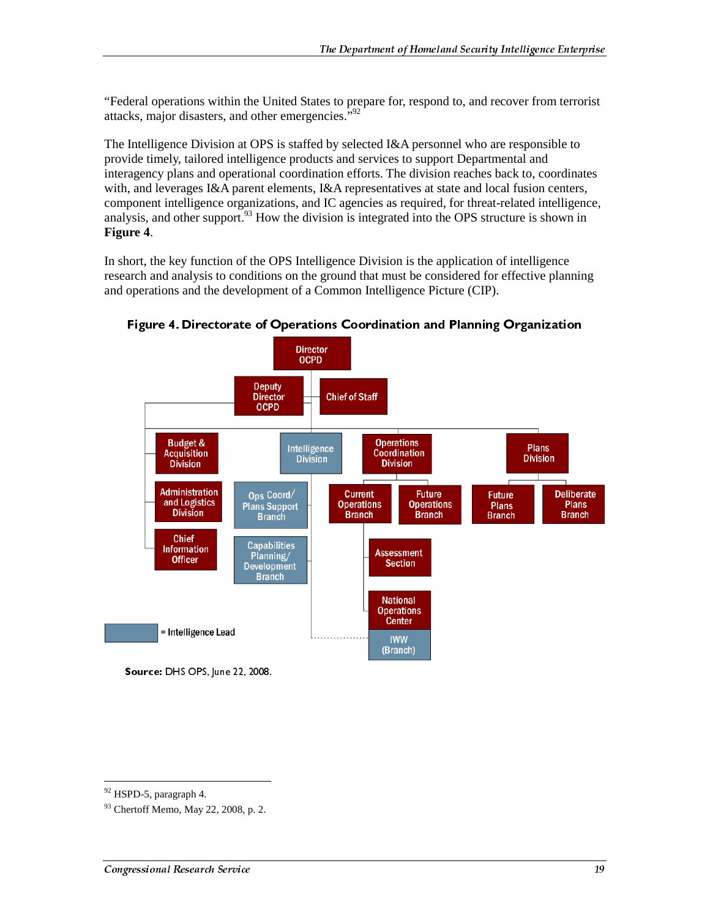"Federal operations within the United States to prepare for, respond to, and recover from terrorist attacks, major disasters, and other emergencies."[92]

The Intelligence Division at OPS is staffed by selected I&A personnel who are responsible to provide timely, tailored intelligence products and services to support Departmental and interagency plans and operational coordination efforts. The division reaches back to, coordinates with, and leverages I&A parent elements, I&A representatives at state and local fusion centers, component intelligence organizations, and IC agencies as required, for threat-related intelligence, analysis, and other support.[93] How the division is integrated into the OPS structure is shown in **Figure 4**.

In short, the key function of the OPS Intelligence Division is the application of intelligence research and analysis to conditions on the ground that must be considered for effective planning and operations and the development of a Common Intelligence Picture (CIP).

**Figure 4. Directorate of Operations Coordination and Planning Organization**

Director OCPD

Deputy Director OCPD

Chief of Staff

Budget & Acquisition Division

Administration and Logistics Division

Chief Information Officer

Intelligence Division

Ops Coord/ Plans Support Branch

Capabilities Planning/ Development Branch

Operations Coordination Division

Current Operations Branch

Future Operations Branch

Assessment Section

National Operations Center

IWW (Branch)

Plans Division

Future Plans Branch

Deliberate Plans Branch

= Intelligence Lead

**Source:** DHS OPS, June 22, 2008.

---

[92] HSPD-5, paragraph 4.

[93] Chertoff Memo, May 22, 2008, p. 2.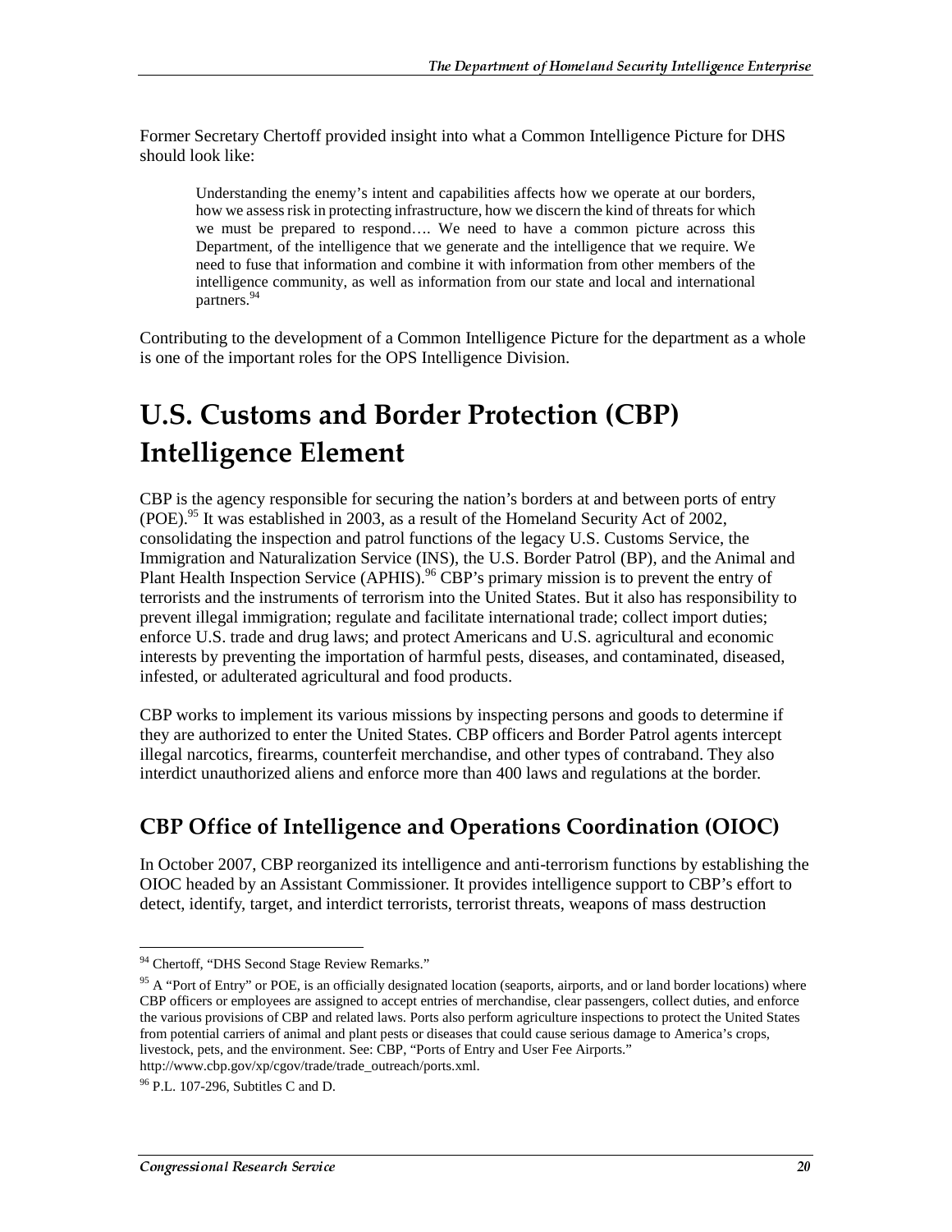Former Secretary Chertoff provided insight into what a Common Intelligence Picture for DHS should look like:

> Understanding the enemy's intent and capabilities affects how we operate at our borders, how we assess risk in protecting infrastructure, how we discern the kind of threats for which we must be prepared to respond…. We need to have a common picture across this Department, of the intelligence that we generate and the intelligence that we require. We need to fuse that information and combine it with information from other members of the intelligence community, as well as information from our state and local and international partners.[94]

Contributing to the development of a Common Intelligence Picture for the department as a whole is one of the important roles for the OPS Intelligence Division.

# U.S. Customs and Border Protection (CBP) Intelligence Element

CBP is the agency responsible for securing the nation's borders at and between ports of entry (POE).[95] It was established in 2003, as a result of the Homeland Security Act of 2002, consolidating the inspection and patrol functions of the legacy U.S. Customs Service, the Immigration and Naturalization Service (INS), the U.S. Border Patrol (BP), and the Animal and Plant Health Inspection Service (APHIS).[96] CBP's primary mission is to prevent the entry of terrorists and the instruments of terrorism into the United States. But it also has responsibility to prevent illegal immigration; regulate and facilitate international trade; collect import duties; enforce U.S. trade and drug laws; and protect Americans and U.S. agricultural and economic interests by preventing the importation of harmful pests, diseases, and contaminated, diseased, infested, or adulterated agricultural and food products.

CBP works to implement its various missions by inspecting persons and goods to determine if they are authorized to enter the United States. CBP officers and Border Patrol agents intercept illegal narcotics, firearms, counterfeit merchandise, and other types of contraband. They also interdict unauthorized aliens and enforce more than 400 laws and regulations at the border.

## CBP Office of Intelligence and Operations Coordination (OIOC)

In October 2007, CBP reorganized its intelligence and anti-terrorism functions by establishing the OIOC headed by an Assistant Commissioner. It provides intelligence support to CBP's effort to detect, identify, target, and interdict terrorists, terrorist threats, weapons of mass destruction

---

[94] Chertoff, "DHS Second Stage Review Remarks."

[95] A "Port of Entry" or POE, is an officially designated location (seaports, airports, and or land border locations) where CBP officers or employees are assigned to accept entries of merchandise, clear passengers, collect duties, and enforce the various provisions of CBP and related laws. Ports also perform agriculture inspections to protect the United States from potential carriers of animal and plant pests or diseases that could cause serious damage to America's crops, livestock, pets, and the environment. See: CBP, "Ports of Entry and User Fee Airports." http://www.cbp.gov/xp/cgov/trade/trade_outreach/ports.xml.

[96] P.L. 107-296, Subtitles C and D.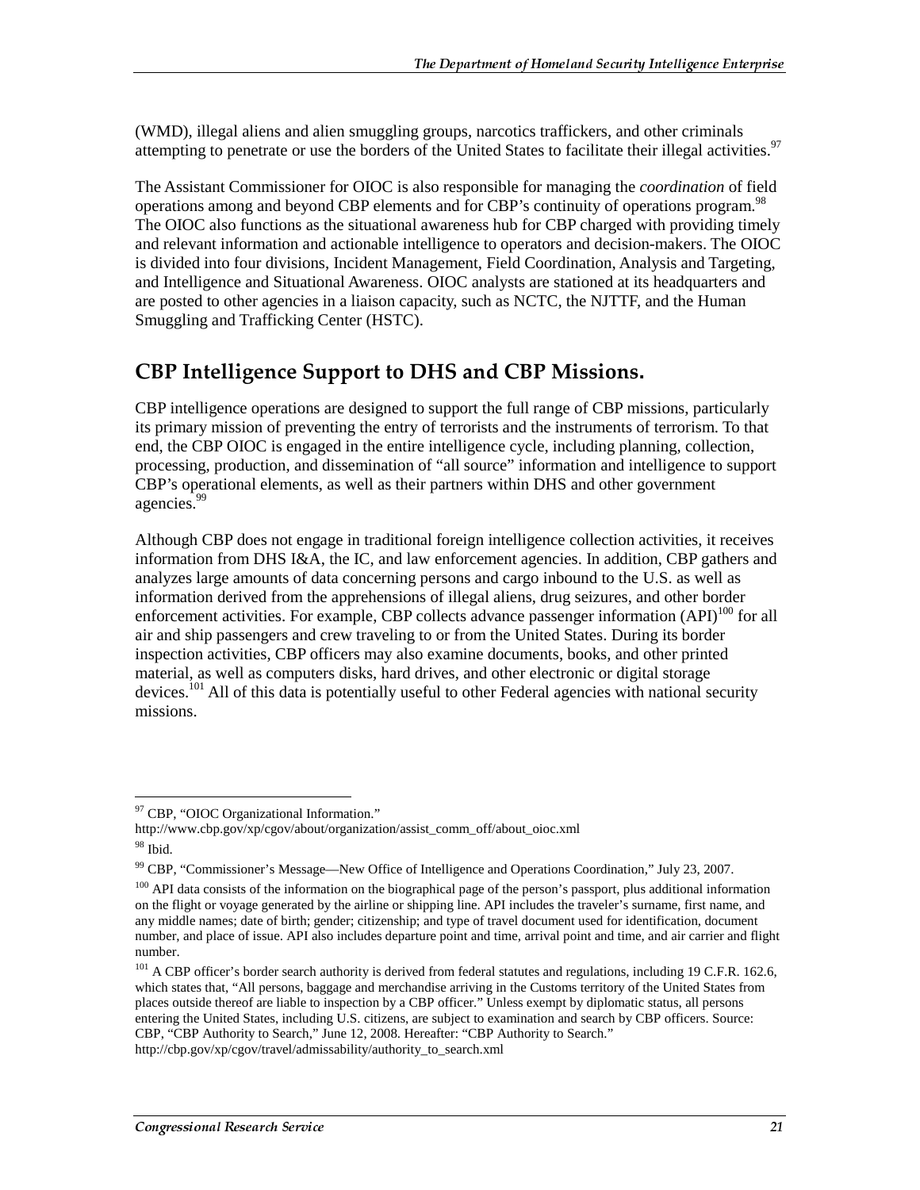(WMD), illegal aliens and alien smuggling groups, narcotics traffickers, and other criminals attempting to penetrate or use the borders of the United States to facilitate their illegal activities.[97]

The Assistant Commissioner for OIOC is also responsible for managing the *coordination* of field operations among and beyond CBP elements and for CBP's continuity of operations program.[98] The OIOC also functions as the situational awareness hub for CBP charged with providing timely and relevant information and actionable intelligence to operators and decision-makers. The OIOC is divided into four divisions, Incident Management, Field Coordination, Analysis and Targeting, and Intelligence and Situational Awareness. OIOC analysts are stationed at its headquarters and are posted to other agencies in a liaison capacity, such as NCTC, the NJTTF, and the Human Smuggling and Trafficking Center (HSTC).

## CBP Intelligence Support to DHS and CBP Missions.

CBP intelligence operations are designed to support the full range of CBP missions, particularly its primary mission of preventing the entry of terrorists and the instruments of terrorism. To that end, the CBP OIOC is engaged in the entire intelligence cycle, including planning, collection, processing, production, and dissemination of "all source" information and intelligence to support CBP's operational elements, as well as their partners within DHS and other government agencies.[99]

Although CBP does not engage in traditional foreign intelligence collection activities, it receives information from DHS I&A, the IC, and law enforcement agencies. In addition, CBP gathers and analyzes large amounts of data concerning persons and cargo inbound to the U.S. as well as information derived from the apprehensions of illegal aliens, drug seizures, and other border enforcement activities. For example, CBP collects advance passenger information (API)[100] for all air and ship passengers and crew traveling to or from the United States. During its border inspection activities, CBP officers may also examine documents, books, and other printed material, as well as computers disks, hard drives, and other electronic or digital storage devices.[101] All of this data is potentially useful to other Federal agencies with national security missions.

---

[97] CBP, "OIOC Organizational Information." http://www.cbp.gov/xp/cgov/about/organization/assist_comm_off/about_oioc.xml

[98] Ibid.

[99] CBP, "Commissioner's Message—New Office of Intelligence and Operations Coordination," July 23, 2007.

[100] API data consists of the information on the biographical page of the person's passport, plus additional information on the flight or voyage generated by the airline or shipping line. API includes the traveler's surname, first name, and any middle names; date of birth; gender; citizenship; and type of travel document used for identification, document number, and place of issue. API also includes departure point and time, arrival point and time, and air carrier and flight number.

[101] A CBP officer's border search authority is derived from federal statutes and regulations, including 19 C.F.R. 162.6, which states that, "All persons, baggage and merchandise arriving in the Customs territory of the United States from places outside thereof are liable to inspection by a CBP officer." Unless exempt by diplomatic status, all persons entering the United States, including U.S. citizens, are subject to examination and search by CBP officers. Source: CBP, "CBP Authority to Search," June 12, 2008. Hereafter: "CBP Authority to Search." http://cbp.gov/xp/cgov/travel/admissability/authority_to_search.xml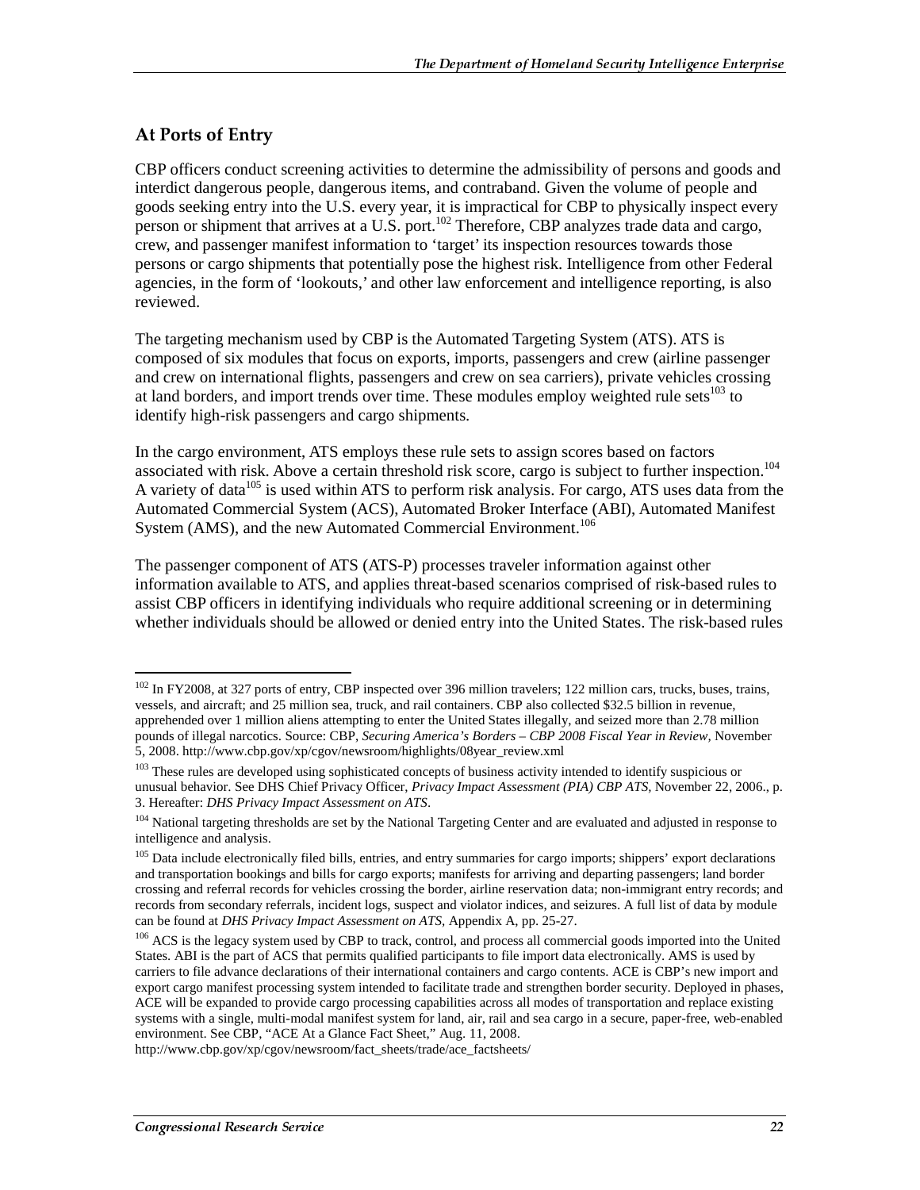## At Ports of Entry

CBP officers conduct screening activities to determine the admissibility of persons and goods and interdict dangerous people, dangerous items, and contraband. Given the volume of people and goods seeking entry into the U.S. every year, it is impractical for CBP to physically inspect every person or shipment that arrives at a U.S. port.[102] Therefore, CBP analyzes trade data and cargo, crew, and passenger manifest information to 'target' its inspection resources towards those persons or cargo shipments that potentially pose the highest risk. Intelligence from other Federal agencies, in the form of 'lookouts,' and other law enforcement and intelligence reporting, is also reviewed.

The targeting mechanism used by CBP is the Automated Targeting System (ATS). ATS is composed of six modules that focus on exports, imports, passengers and crew (airline passenger and crew on international flights, passengers and crew on sea carriers), private vehicles crossing at land borders, and import trends over time. These modules employ weighted rule sets[103] to identify high-risk passengers and cargo shipments.

In the cargo environment, ATS employs these rule sets to assign scores based on factors associated with risk. Above a certain threshold risk score, cargo is subject to further inspection.[104] A variety of data[105] is used within ATS to perform risk analysis. For cargo, ATS uses data from the Automated Commercial System (ACS), Automated Broker Interface (ABI), Automated Manifest System (AMS), and the new Automated Commercial Environment.[106]

The passenger component of ATS (ATS-P) processes traveler information against other information available to ATS, and applies threat-based scenarios comprised of risk-based rules to assist CBP officers in identifying individuals who require additional screening or in determining whether individuals should be allowed or denied entry into the United States. The risk-based rules

---

[102] In FY2008, at 327 ports of entry, CBP inspected over 396 million travelers; 122 million cars, trucks, buses, trains, vessels, and aircraft; and 25 million sea, truck, and rail containers. CBP also collected $32.5 billion in revenue, apprehended over 1 million aliens attempting to enter the United States illegally, and seized more than 2.78 million pounds of illegal narcotics. Source: CBP, *Securing America's Borders – CBP 2008 Fiscal Year in Review*, November 5, 2008. http://www.cbp.gov/xp/cgov/newsroom/highlights/08year_review.xml

[103] These rules are developed using sophisticated concepts of business activity intended to identify suspicious or unusual behavior. See DHS Chief Privacy Officer, *Privacy Impact Assessment (PIA) CBP ATS*, November 22, 2006., p. 3. Hereafter: *DHS Privacy Impact Assessment on ATS*.

[104] National targeting thresholds are set by the National Targeting Center and are evaluated and adjusted in response to intelligence and analysis.

[105] Data include electronically filed bills, entries, and entry summaries for cargo imports; shippers' export declarations and transportation bookings and bills for cargo exports; manifests for arriving and departing passengers; land border crossing and referral records for vehicles crossing the border, airline reservation data; non-immigrant entry records; and records from secondary referrals, incident logs, suspect and violator indices, and seizures. A full list of data by module can be found at *DHS Privacy Impact Assessment on ATS*, Appendix A, pp. 25-27.

[106] ACS is the legacy system used by CBP to track, control, and process all commercial goods imported into the United States. ABI is the part of ACS that permits qualified participants to file import data electronically. AMS is used by carriers to file advance declarations of their international containers and cargo contents. ACE is CBP's new import and export cargo manifest processing system intended to facilitate trade and strengthen border security. Deployed in phases, ACE will be expanded to provide cargo processing capabilities across all modes of transportation and replace existing systems with a single, multi-modal manifest system for land, air, rail and sea cargo in a secure, paper-free, web-enabled environment. See CBP, "ACE At a Glance Fact Sheet," Aug. 11, 2008. http://www.cbp.gov/xp/cgov/newsroom/fact_sheets/trade/ace_factsheets/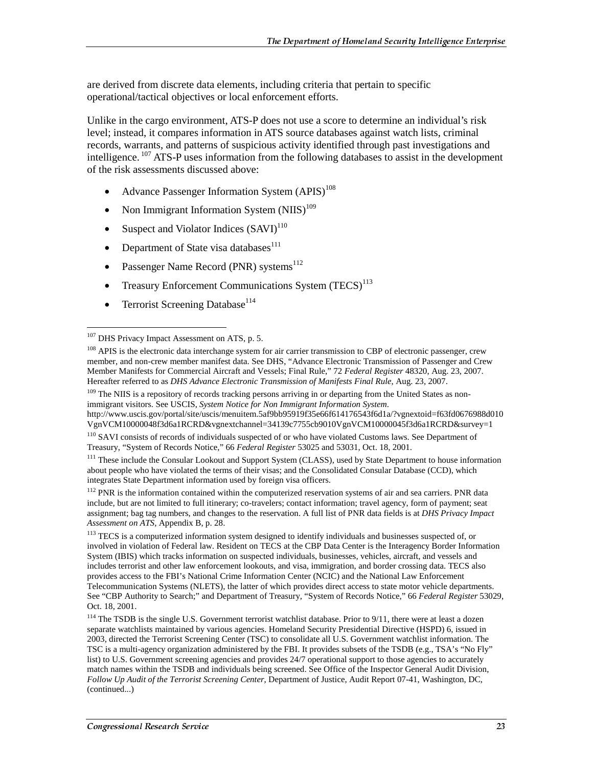are derived from discrete data elements, including criteria that pertain to specific operational/tactical objectives or local enforcement efforts.

Unlike in the cargo environment, ATS-P does not use a score to determine an individual's risk level; instead, it compares information in ATS source databases against watch lists, criminal records, warrants, and patterns of suspicious activity identified through past investigations and intelligence.[107] ATS-P uses information from the following databases to assist in the development of the risk assessments discussed above:

- Advance Passenger Information System (APIS)[108]
- Non Immigrant Information System (NIIS)[109]
- Suspect and Violator Indices (SAVI)[110]
- Department of State visa databases[111]
- Passenger Name Record (PNR) systems[112]
- Treasury Enforcement Communications System (TECS)[113]
- Terrorist Screening Database[114]

---

[107] DHS Privacy Impact Assessment on ATS, p. 5.

[108] APIS is the electronic data interchange system for air carrier transmission to CBP of electronic passenger, crew member, and non-crew member manifest data. See DHS, "Advance Electronic Transmission of Passenger and Crew Member Manifests for Commercial Aircraft and Vessels; Final Rule," 72 *Federal Register* 48320, Aug. 23, 2007. Hereafter referred to as *DHS Advance Electronic Transmission of Manifests Final Rule*, Aug. 23, 2007.

[109] The NIIS is a repository of records tracking persons arriving in or departing from the United States as non-immigrant visitors. See USCIS, *System Notice for Non Immigrant Information System*. http://www.uscis.gov/portal/site/uscis/menuitem.5af9bb95919f35e66f614176543f6d1a/?vgnextoid=f63fd0676988d010VgnVCM10000048f3d6a1RCRD&vgnextchannel=34139c7755cb9010VgnVCM10000045f3d6a1RCRD&survey=1

[110] SAVI consists of records of individuals suspected of or who have violated Customs laws. See Department of Treasury, "System of Records Notice," 66 *Federal Register* 53025 and 53031, Oct. 18, 2001.

[111] These include the Consular Lookout and Support System (CLASS), used by State Department to house information about people who have violated the terms of their visas; and the Consolidated Consular Database (CCD), which integrates State Department information used by foreign visa officers.

[112] PNR is the information contained within the computerized reservation systems of air and sea carriers. PNR data include, but are not limited to full itinerary; co-travelers; contact information; travel agency, form of payment; seat assignment; bag tag numbers, and changes to the reservation. A full list of PNR data fields is at *DHS Privacy Impact Assessment on ATS*, Appendix B, p. 28.

[113] TECS is a computerized information system designed to identify individuals and businesses suspected of, or involved in violation of Federal law. Resident on TECS at the CBP Data Center is the Interagency Border Information System (IBIS) which tracks information on suspected individuals, businesses, vehicles, aircraft, and vessels and includes terrorist and other law enforcement lookouts, and visa, immigration, and border crossing data. TECS also provides access to the FBI's National Crime Information Center (NCIC) and the National Law Enforcement Telecommunication Systems (NLETS), the latter of which provides direct access to state motor vehicle departments. See "CBP Authority to Search;" and Department of Treasury, "System of Records Notice," 66 *Federal Register* 53029, Oct. 18, 2001.

[114] The TSDB is the single U.S. Government terrorist watchlist database. Prior to 9/11, there were at least a dozen separate watchlists maintained by various agencies. Homeland Security Presidential Directive (HSPD) 6, issued in 2003, directed the Terrorist Screening Center (TSC) to consolidate all U.S. Government watchlist information. The TSC is a multi-agency organization administered by the FBI. It provides subsets of the TSDB (e.g., TSA's "No Fly" list) to U.S. Government screening agencies and provides 24/7 operational support to those agencies to accurately match names within the TSDB and individuals being screened. See Office of the Inspector General Audit Division, *Follow Up Audit of the Terrorist Screening Center*, Department of Justice, Audit Report 07-41, Washington, DC, (continued...)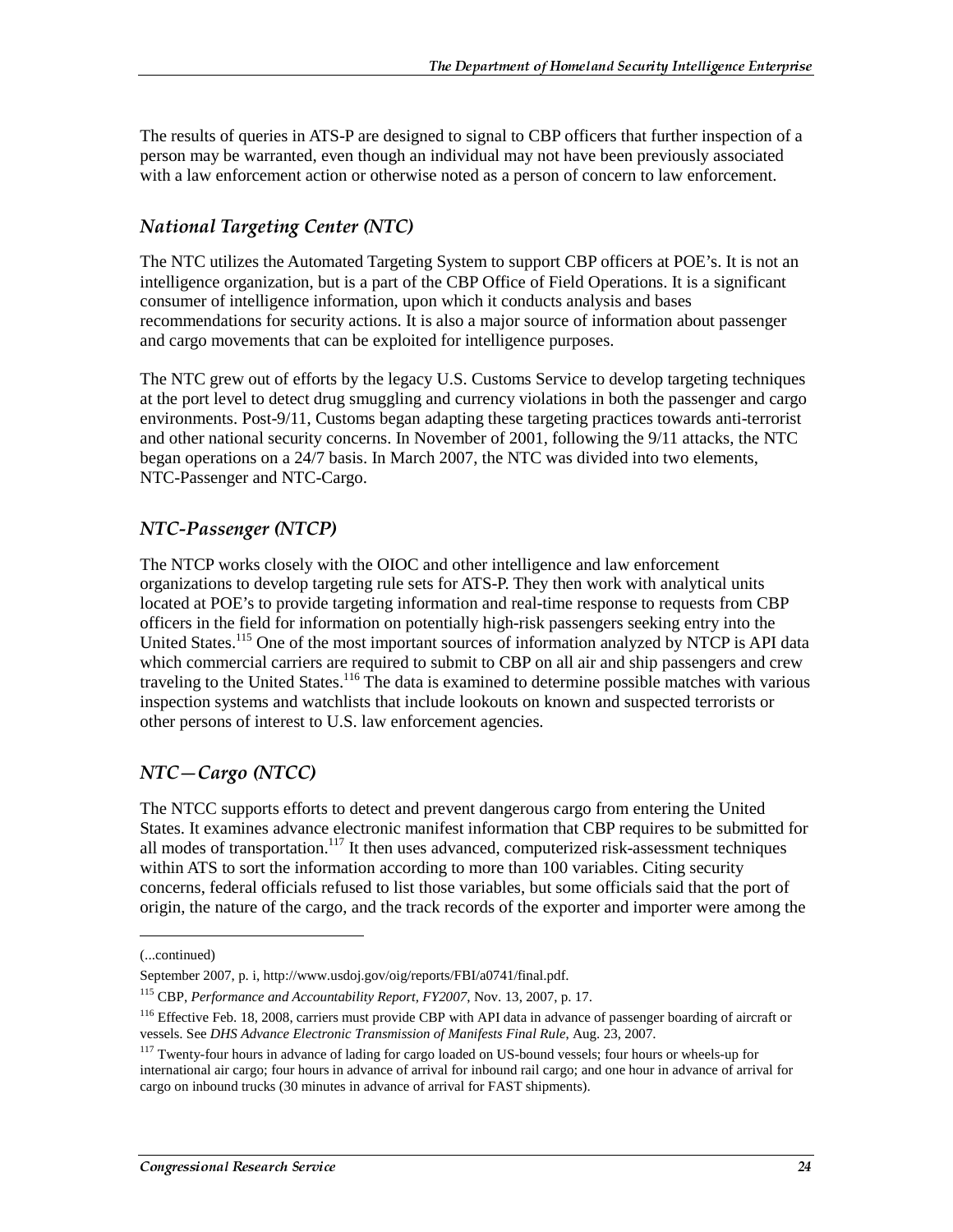The results of queries in ATS-P are designed to signal to CBP officers that further inspection of a person may be warranted, even though an individual may not have been previously associated with a law enforcement action or otherwise noted as a person of concern to law enforcement.

### *National Targeting Center (NTC)*

The NTC utilizes the Automated Targeting System to support CBP officers at POE's. It is not an intelligence organization, but is a part of the CBP Office of Field Operations. It is a significant consumer of intelligence information, upon which it conducts analysis and bases recommendations for security actions. It is also a major source of information about passenger and cargo movements that can be exploited for intelligence purposes.

The NTC grew out of efforts by the legacy U.S. Customs Service to develop targeting techniques at the port level to detect drug smuggling and currency violations in both the passenger and cargo environments. Post-9/11, Customs began adapting these targeting practices towards anti-terrorist and other national security concerns. In November of 2001, following the 9/11 attacks, the NTC began operations on a 24/7 basis. In March 2007, the NTC was divided into two elements, NTC-Passenger and NTC-Cargo.

### *NTC-Passenger (NTCP)*

The NTCP works closely with the OIOC and other intelligence and law enforcement organizations to develop targeting rule sets for ATS-P. They then work with analytical units located at POE's to provide targeting information and real-time response to requests from CBP officers in the field for information on potentially high-risk passengers seeking entry into the United States.[115] One of the most important sources of information analyzed by NTCP is API data which commercial carriers are required to submit to CBP on all air and ship passengers and crew traveling to the United States.[116] The data is examined to determine possible matches with various inspection systems and watchlists that include lookouts on known and suspected terrorists or other persons of interest to U.S. law enforcement agencies.

### *NTC—Cargo (NTCC)*

The NTCC supports efforts to detect and prevent dangerous cargo from entering the United States. It examines advance electronic manifest information that CBP requires to be submitted for all modes of transportation.[117] It then uses advanced, computerized risk-assessment techniques within ATS to sort the information according to more than 100 variables. Citing security concerns, federal officials refused to list those variables, but some officials said that the port of origin, the nature of the cargo, and the track records of the exporter and importer were among the

---

(...continued)

September 2007, p. i, http://www.usdoj.gov/oig/reports/FBI/a0741/final.pdf.

[115] CBP, *Performance and Accountability Report, FY2007*, Nov. 13, 2007, p. 17.

[116] Effective Feb. 18, 2008, carriers must provide CBP with API data in advance of passenger boarding of aircraft or vessels. See *DHS Advance Electronic Transmission of Manifests Final Rule*, Aug. 23, 2007.

[117] Twenty-four hours in advance of lading for cargo loaded on US-bound vessels; four hours or wheels-up for international air cargo; four hours in advance of arrival for inbound rail cargo; and one hour in advance of arrival for cargo on inbound trucks (30 minutes in advance of arrival for FAST shipments).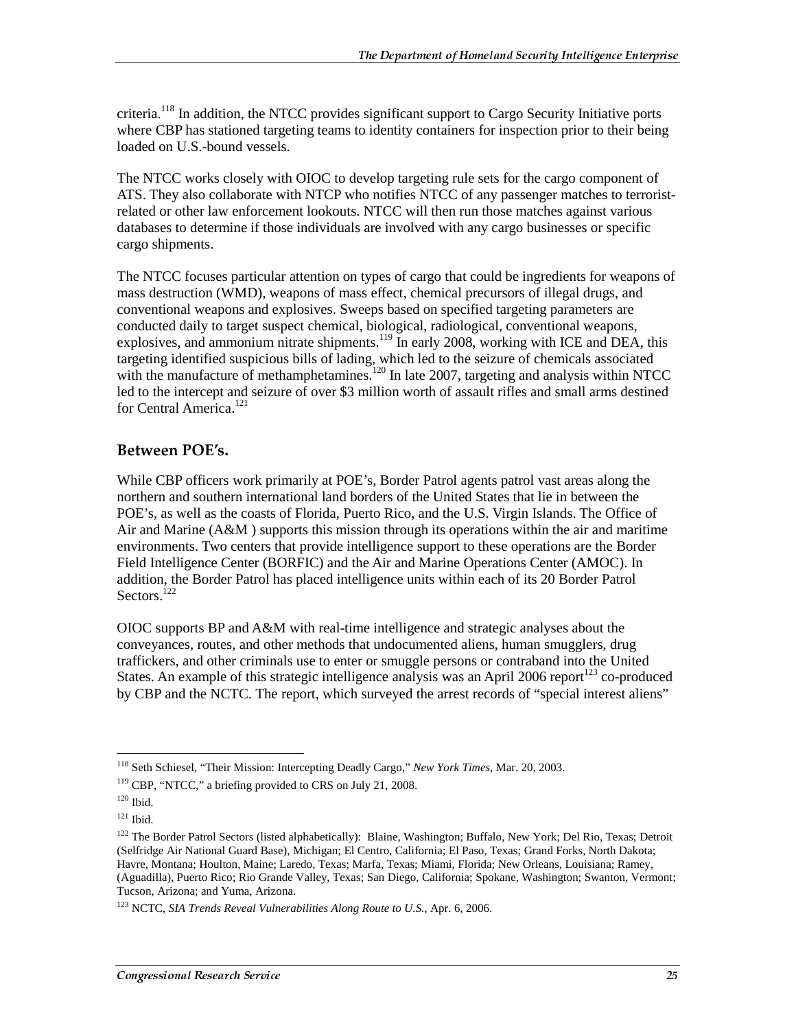criteria.[118] In addition, the NTCC provides significant support to Cargo Security Initiative ports where CBP has stationed targeting teams to identity containers for inspection prior to their being loaded on U.S.-bound vessels.

The NTCC works closely with OIOC to develop targeting rule sets for the cargo component of ATS. They also collaborate with NTCP who notifies NTCC of any passenger matches to terrorist-related or other law enforcement lookouts. NTCC will then run those matches against various databases to determine if those individuals are involved with any cargo businesses or specific cargo shipments.

The NTCC focuses particular attention on types of cargo that could be ingredients for weapons of mass destruction (WMD), weapons of mass effect, chemical precursors of illegal drugs, and conventional weapons and explosives. Sweeps based on specified targeting parameters are conducted daily to target suspect chemical, biological, radiological, conventional weapons, explosives, and ammonium nitrate shipments.[119] In early 2008, working with ICE and DEA, this targeting identified suspicious bills of lading, which led to the seizure of chemicals associated with the manufacture of methamphetamines.[120] In late 2007, targeting and analysis within NTCC led to the intercept and seizure of over $3 million worth of assault rifles and small arms destined for Central America.[121]

## Between POE's.

While CBP officers work primarily at POE's, Border Patrol agents patrol vast areas along the northern and southern international land borders of the United States that lie in between the POE's, as well as the coasts of Florida, Puerto Rico, and the U.S. Virgin Islands. The Office of Air and Marine (A&M ) supports this mission through its operations within the air and maritime environments. Two centers that provide intelligence support to these operations are the Border Field Intelligence Center (BORFIC) and the Air and Marine Operations Center (AMOC). In addition, the Border Patrol has placed intelligence units within each of its 20 Border Patrol Sectors.[122]

OIOC supports BP and A&M with real-time intelligence and strategic analyses about the conveyances, routes, and other methods that undocumented aliens, human smugglers, drug traffickers, and other criminals use to enter or smuggle persons or contraband into the United States. An example of this strategic intelligence analysis was an April 2006 report[123] co-produced by CBP and the NCTC. The report, which surveyed the arrest records of "special interest aliens"

---

[118] Seth Schiesel, "Their Mission: Intercepting Deadly Cargo," *New York Times*, Mar. 20, 2003.

[119] CBP, "NTCC," a briefing provided to CRS on July 21, 2008.

[120] Ibid.

[121] Ibid.

[122] The Border Patrol Sectors (listed alphabetically): Blaine, Washington; Buffalo, New York; Del Rio, Texas; Detroit (Selfridge Air National Guard Base), Michigan; El Centro, California; El Paso, Texas; Grand Forks, North Dakota; Havre, Montana; Houlton, Maine; Laredo, Texas; Marfa, Texas; Miami, Florida; New Orleans, Louisiana; Ramey, (Aguadilla), Puerto Rico; Rio Grande Valley, Texas; San Diego, California; Spokane, Washington; Swanton, Vermont; Tucson, Arizona; and Yuma, Arizona.

[123] NCTC, *SIA Trends Reveal Vulnerabilities Along Route to U.S.*, Apr. 6, 2006.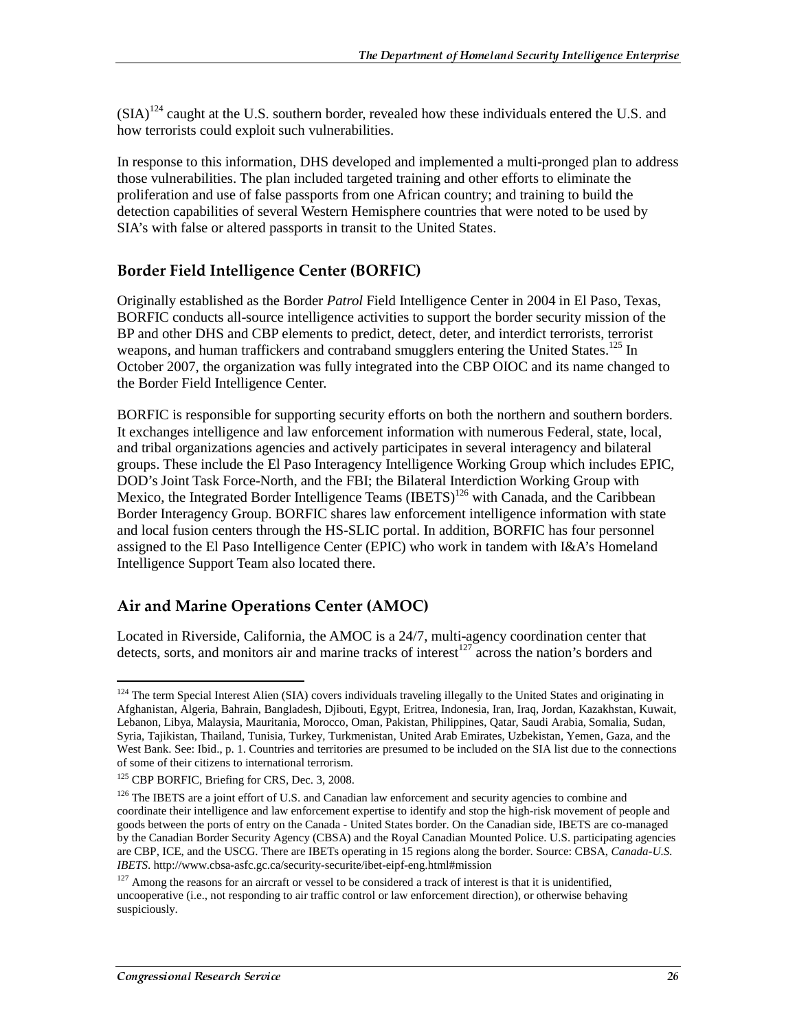(SIA)[124] caught at the U.S. southern border, revealed how these individuals entered the U.S. and how terrorists could exploit such vulnerabilities.

In response to this information, DHS developed and implemented a multi-pronged plan to address those vulnerabilities. The plan included targeted training and other efforts to eliminate the proliferation and use of false passports from one African country; and training to build the detection capabilities of several Western Hemisphere countries that were noted to be used by SIA's with false or altered passports in transit to the United States.

## Border Field Intelligence Center (BORFIC)

Originally established as the Border *Patrol* Field Intelligence Center in 2004 in El Paso, Texas, BORFIC conducts all-source intelligence activities to support the border security mission of the BP and other DHS and CBP elements to predict, detect, deter, and interdict terrorists, terrorist weapons, and human traffickers and contraband smugglers entering the United States.[125] In October 2007, the organization was fully integrated into the CBP OIOC and its name changed to the Border Field Intelligence Center.

BORFIC is responsible for supporting security efforts on both the northern and southern borders. It exchanges intelligence and law enforcement information with numerous Federal, state, local, and tribal organizations agencies and actively participates in several interagency and bilateral groups. These include the El Paso Interagency Intelligence Working Group which includes EPIC, DOD's Joint Task Force-North, and the FBI; the Bilateral Interdiction Working Group with Mexico, the Integrated Border Intelligence Teams (IBETS)[126] with Canada, and the Caribbean Border Interagency Group. BORFIC shares law enforcement intelligence information with state and local fusion centers through the HS-SLIC portal. In addition, BORFIC has four personnel assigned to the El Paso Intelligence Center (EPIC) who work in tandem with I&A's Homeland Intelligence Support Team also located there.

## Air and Marine Operations Center (AMOC)

Located in Riverside, California, the AMOC is a 24/7, multi-agency coordination center that detects, sorts, and monitors air and marine tracks of interest[127] across the nation's borders and

---

[124] The term Special Interest Alien (SIA) covers individuals traveling illegally to the United States and originating in Afghanistan, Algeria, Bahrain, Bangladesh, Djibouti, Egypt, Eritrea, Indonesia, Iran, Iraq, Jordan, Kazakhstan, Kuwait, Lebanon, Libya, Malaysia, Mauritania, Morocco, Oman, Pakistan, Philippines, Qatar, Saudi Arabia, Somalia, Sudan, Syria, Tajikistan, Thailand, Tunisia, Turkey, Turkmenistan, United Arab Emirates, Uzbekistan, Yemen, Gaza, and the West Bank. See: Ibid., p. 1. Countries and territories are presumed to be included on the SIA list due to the connections of some of their citizens to international terrorism.

[125] CBP BORFIC, Briefing for CRS, Dec. 3, 2008.

[126] The IBETS are a joint effort of U.S. and Canadian law enforcement and security agencies to combine and coordinate their intelligence and law enforcement expertise to identify and stop the high-risk movement of people and goods between the ports of entry on the Canada - United States border. On the Canadian side, IBETS are co-managed by the Canadian Border Security Agency (CBSA) and the Royal Canadian Mounted Police. U.S. participating agencies are CBP, ICE, and the USCG. There are IBETs operating in 15 regions along the border. Source: CBSA, *Canada-U.S. IBETS*. http://www.cbsa-asfc.gc.ca/security-securite/ibet-eipf-eng.html#mission

[127] Among the reasons for an aircraft or vessel to be considered a track of interest is that it is unidentified, uncooperative (i.e., not responding to air traffic control or law enforcement direction), or otherwise behaving suspiciously.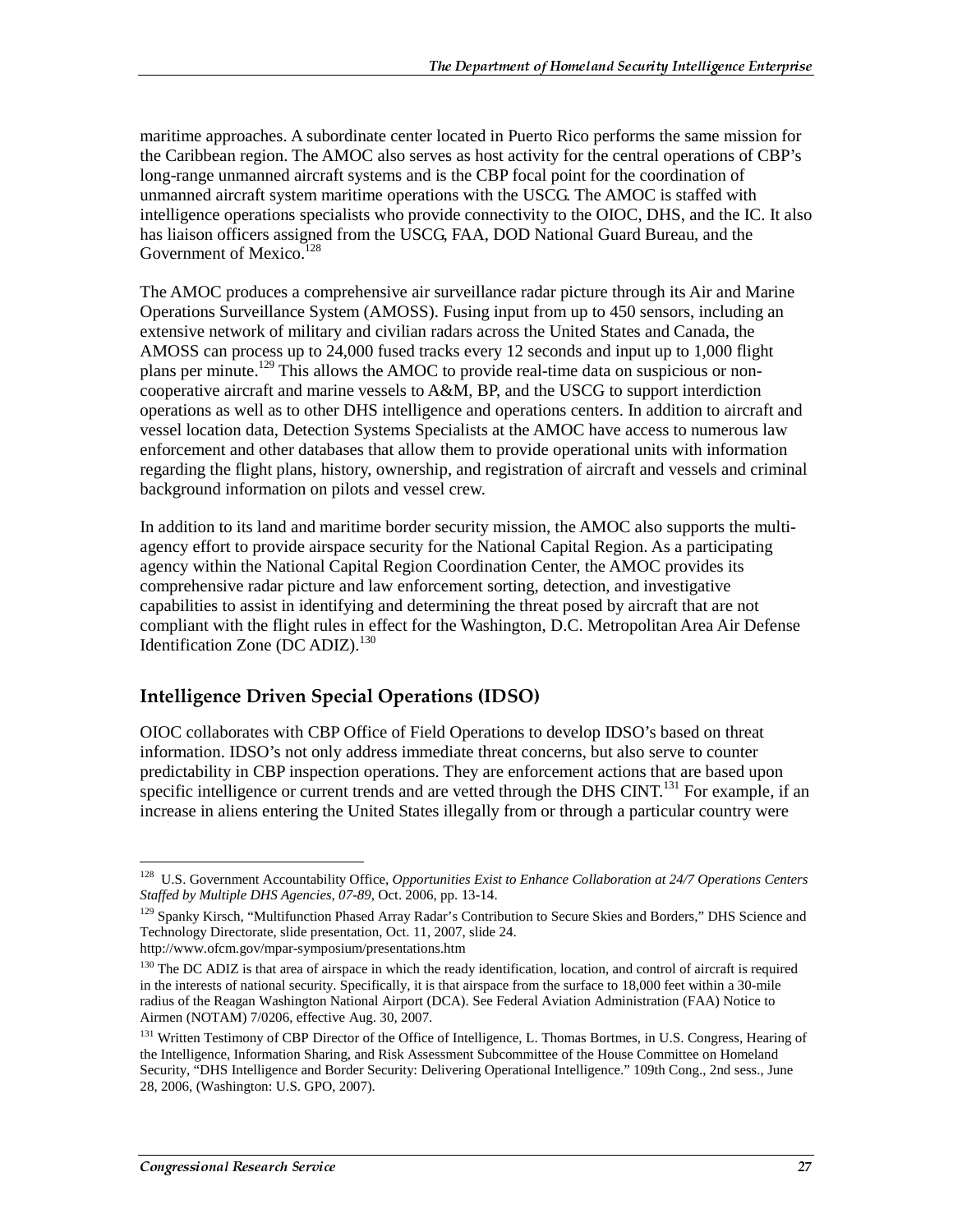maritime approaches. A subordinate center located in Puerto Rico performs the same mission for the Caribbean region. The AMOC also serves as host activity for the central operations of CBP's long-range unmanned aircraft systems and is the CBP focal point for the coordination of unmanned aircraft system maritime operations with the USCG. The AMOC is staffed with intelligence operations specialists who provide connectivity to the OIOC, DHS, and the IC. It also has liaison officers assigned from the USCG, FAA, DOD National Guard Bureau, and the Government of Mexico.[128]

The AMOC produces a comprehensive air surveillance radar picture through its Air and Marine Operations Surveillance System (AMOSS). Fusing input from up to 450 sensors, including an extensive network of military and civilian radars across the United States and Canada, the AMOSS can process up to 24,000 fused tracks every 12 seconds and input up to 1,000 flight plans per minute.[129] This allows the AMOC to provide real-time data on suspicious or non-cooperative aircraft and marine vessels to A&M, BP, and the USCG to support interdiction operations as well as to other DHS intelligence and operations centers. In addition to aircraft and vessel location data, Detection Systems Specialists at the AMOC have access to numerous law enforcement and other databases that allow them to provide operational units with information regarding the flight plans, history, ownership, and registration of aircraft and vessels and criminal background information on pilots and vessel crew.

In addition to its land and maritime border security mission, the AMOC also supports the multi-agency effort to provide airspace security for the National Capital Region. As a participating agency within the National Capital Region Coordination Center, the AMOC provides its comprehensive radar picture and law enforcement sorting, detection, and investigative capabilities to assist in identifying and determining the threat posed by aircraft that are not compliant with the flight rules in effect for the Washington, D.C. Metropolitan Area Air Defense Identification Zone (DC ADIZ).[130]

## Intelligence Driven Special Operations (IDSO)

OIOC collaborates with CBP Office of Field Operations to develop IDSO's based on threat information. IDSO's not only address immediate threat concerns, but also serve to counter predictability in CBP inspection operations. They are enforcement actions that are based upon specific intelligence or current trends and are vetted through the DHS CINT.[131] For example, if an increase in aliens entering the United States illegally from or through a particular country were

---

[128] U.S. Government Accountability Office, *Opportunities Exist to Enhance Collaboration at 24/7 Operations Centers Staffed by Multiple DHS Agencies, 07-89*, Oct. 2006, pp. 13-14.

[129] Spanky Kirsch, "Multifunction Phased Array Radar's Contribution to Secure Skies and Borders," DHS Science and Technology Directorate, slide presentation, Oct. 11, 2007, slide 24. http://www.ofcm.gov/mpar-symposium/presentations.htm

[130] The DC ADIZ is that area of airspace in which the ready identification, location, and control of aircraft is required in the interests of national security. Specifically, it is that airspace from the surface to 18,000 feet within a 30-mile radius of the Reagan Washington National Airport (DCA). See Federal Aviation Administration (FAA) Notice to Airmen (NOTAM) 7/0206, effective Aug. 30, 2007.

[131] Written Testimony of CBP Director of the Office of Intelligence, L. Thomas Bortmes, in U.S. Congress, Hearing of the Intelligence, Information Sharing, and Risk Assessment Subcommittee of the House Committee on Homeland Security, "DHS Intelligence and Border Security: Delivering Operational Intelligence." 109th Cong., 2nd sess., June 28, 2006, (Washington: U.S. GPO, 2007).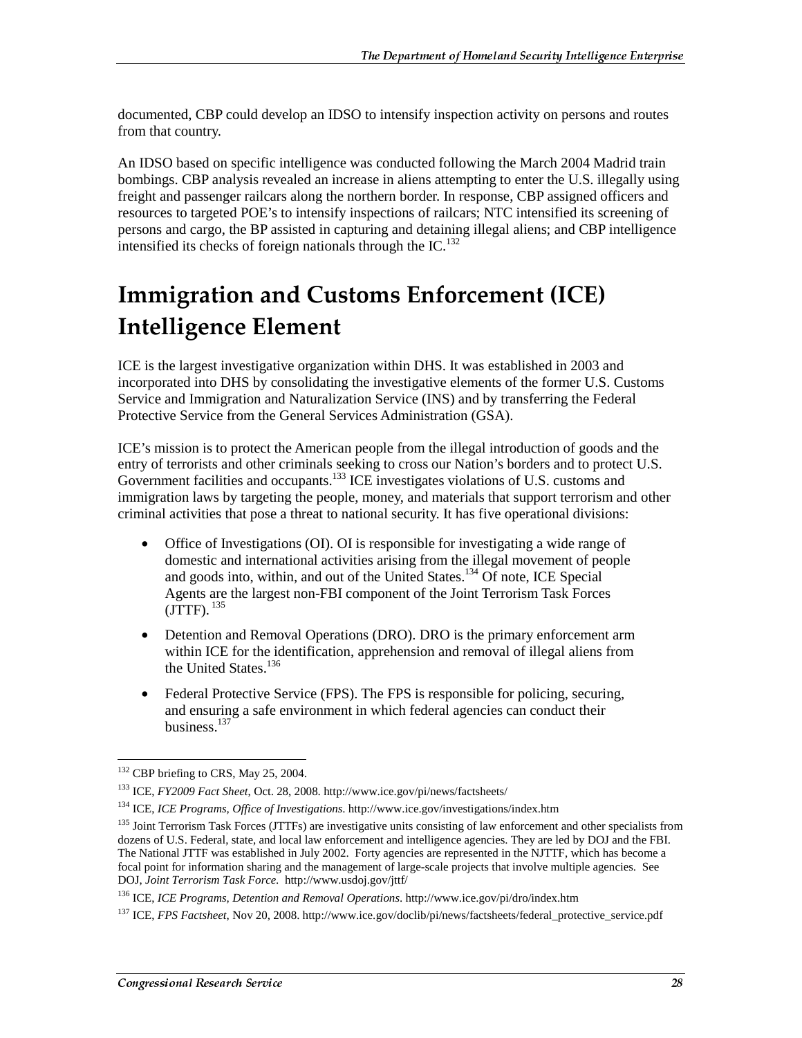documented, CBP could develop an IDSO to intensify inspection activity on persons and routes from that country.

An IDSO based on specific intelligence was conducted following the March 2004 Madrid train bombings. CBP analysis revealed an increase in aliens attempting to enter the U.S. illegally using freight and passenger railcars along the northern border. In response, CBP assigned officers and resources to targeted POE's to intensify inspections of railcars; NTC intensified its screening of persons and cargo, the BP assisted in capturing and detaining illegal aliens; and CBP intelligence intensified its checks of foreign nationals through the IC.[132]

# Immigration and Customs Enforcement (ICE) Intelligence Element

ICE is the largest investigative organization within DHS. It was established in 2003 and incorporated into DHS by consolidating the investigative elements of the former U.S. Customs Service and Immigration and Naturalization Service (INS) and by transferring the Federal Protective Service from the General Services Administration (GSA).

ICE's mission is to protect the American people from the illegal introduction of goods and the entry of terrorists and other criminals seeking to cross our Nation's borders and to protect U.S. Government facilities and occupants.[133] ICE investigates violations of U.S. customs and immigration laws by targeting the people, money, and materials that support terrorism and other criminal activities that pose a threat to national security. It has five operational divisions:

- Office of Investigations (OI). OI is responsible for investigating a wide range of domestic and international activities arising from the illegal movement of people and goods into, within, and out of the United States.[134] Of note, ICE Special Agents are the largest non-FBI component of the Joint Terrorism Task Forces (JTTF).[135]
- Detention and Removal Operations (DRO). DRO is the primary enforcement arm within ICE for the identification, apprehension and removal of illegal aliens from the United States.[136]
- Federal Protective Service (FPS). The FPS is responsible for policing, securing, and ensuring a safe environment in which federal agencies can conduct their business.[137]

---

[132] CBP briefing to CRS, May 25, 2004.

[133] ICE, *FY2009 Fact Sheet*, Oct. 28, 2008. http://www.ice.gov/pi/news/factsheets/

[134] ICE, *ICE Programs, Office of Investigations*. http://www.ice.gov/investigations/index.htm

[135] Joint Terrorism Task Forces (JTTFs) are investigative units consisting of law enforcement and other specialists from dozens of U.S. Federal, state, and local law enforcement and intelligence agencies. They are led by DOJ and the FBI. The National JTTF was established in July 2002. Forty agencies are represented in the NJTTF, which has become a focal point for information sharing and the management of large-scale projects that involve multiple agencies. See DOJ, *Joint Terrorism Task Force*. http://www.usdoj.gov/jttf/

[136] ICE, *ICE Programs, Detention and Removal Operations*. http://www.ice.gov/pi/dro/index.htm

[137] ICE, *FPS Factsheet*, Nov 20, 2008. http://www.ice.gov/doclib/pi/news/factsheets/federal_protective_service.pdf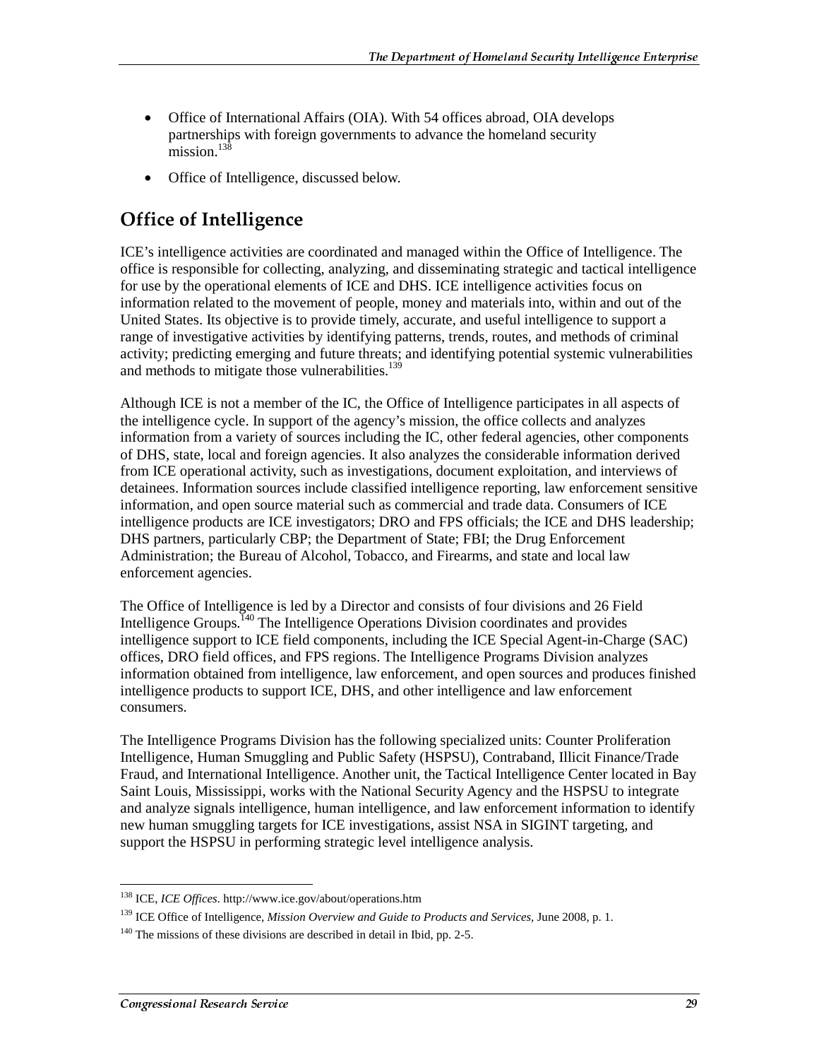- Office of International Affairs (OIA). With 54 offices abroad, OIA develops partnerships with foreign governments to advance the homeland security mission.[138]
- Office of Intelligence, discussed below.

## Office of Intelligence

ICE's intelligence activities are coordinated and managed within the Office of Intelligence. The office is responsible for collecting, analyzing, and disseminating strategic and tactical intelligence for use by the operational elements of ICE and DHS. ICE intelligence activities focus on information related to the movement of people, money and materials into, within and out of the United States. Its objective is to provide timely, accurate, and useful intelligence to support a range of investigative activities by identifying patterns, trends, routes, and methods of criminal activity; predicting emerging and future threats; and identifying potential systemic vulnerabilities and methods to mitigate those vulnerabilities.[139]

Although ICE is not a member of the IC, the Office of Intelligence participates in all aspects of the intelligence cycle. In support of the agency's mission, the office collects and analyzes information from a variety of sources including the IC, other federal agencies, other components of DHS, state, local and foreign agencies. It also analyzes the considerable information derived from ICE operational activity, such as investigations, document exploitation, and interviews of detainees. Information sources include classified intelligence reporting, law enforcement sensitive information, and open source material such as commercial and trade data. Consumers of ICE intelligence products are ICE investigators; DRO and FPS officials; the ICE and DHS leadership; DHS partners, particularly CBP; the Department of State; FBI; the Drug Enforcement Administration; the Bureau of Alcohol, Tobacco, and Firearms, and state and local law enforcement agencies.

The Office of Intelligence is led by a Director and consists of four divisions and 26 Field Intelligence Groups.[140] The Intelligence Operations Division coordinates and provides intelligence support to ICE field components, including the ICE Special Agent-in-Charge (SAC) offices, DRO field offices, and FPS regions. The Intelligence Programs Division analyzes information obtained from intelligence, law enforcement, and open sources and produces finished intelligence products to support ICE, DHS, and other intelligence and law enforcement consumers.

The Intelligence Programs Division has the following specialized units: Counter Proliferation Intelligence, Human Smuggling and Public Safety (HSPSU), Contraband, Illicit Finance/Trade Fraud, and International Intelligence. Another unit, the Tactical Intelligence Center located in Bay Saint Louis, Mississippi, works with the National Security Agency and the HSPSU to integrate and analyze signals intelligence, human intelligence, and law enforcement information to identify new human smuggling targets for ICE investigations, assist NSA in SIGINT targeting, and support the HSPSU in performing strategic level intelligence analysis.

---

[138] ICE, *ICE Offices*. http://www.ice.gov/about/operations.htm

[139] ICE Office of Intelligence, *Mission Overview and Guide to Products and Services*, June 2008, p. 1.

[140] The missions of these divisions are described in detail in Ibid, pp. 2-5.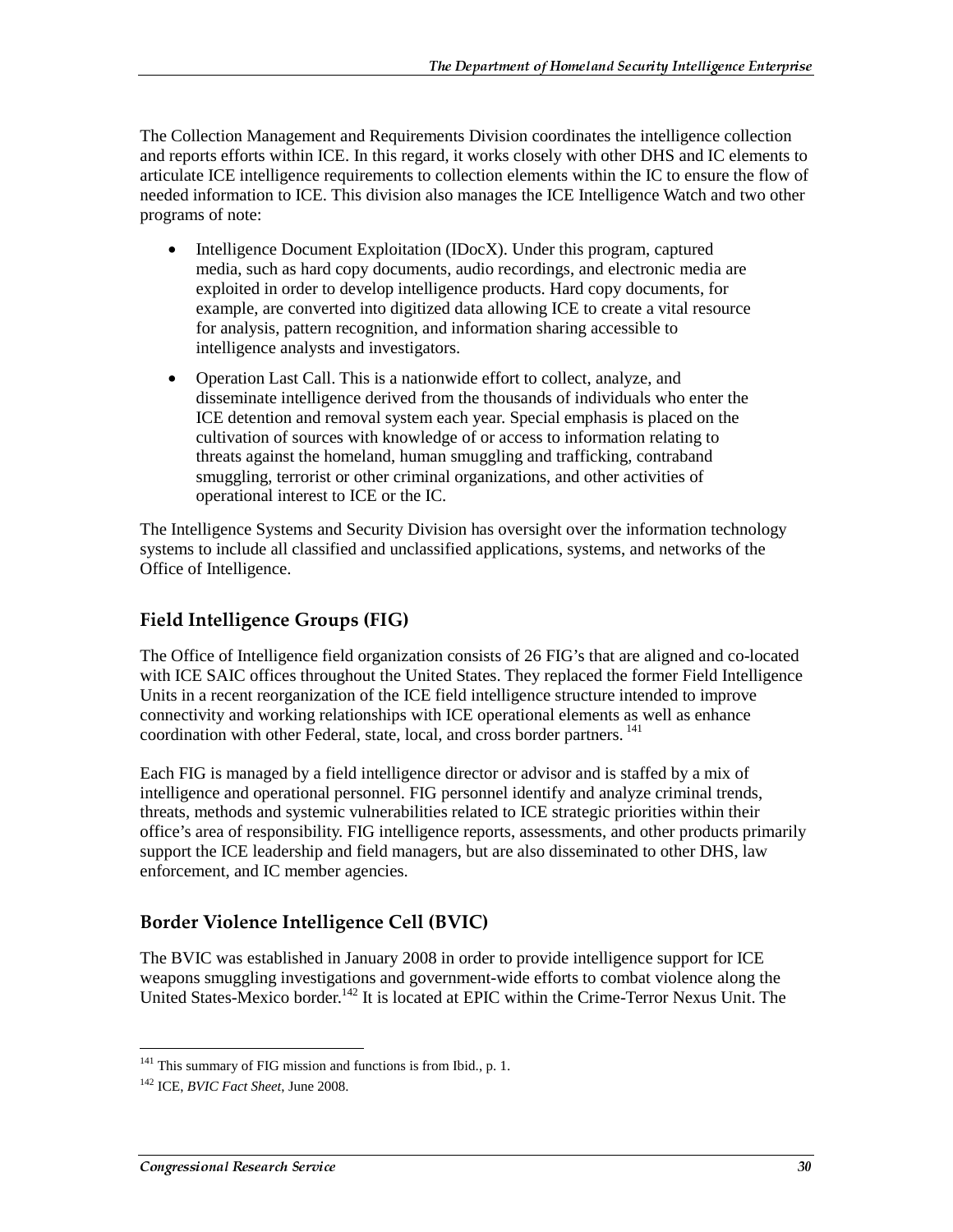The Collection Management and Requirements Division coordinates the intelligence collection and reports efforts within ICE. In this regard, it works closely with other DHS and IC elements to articulate ICE intelligence requirements to collection elements within the IC to ensure the flow of needed information to ICE. This division also manages the ICE Intelligence Watch and two other programs of note:

- Intelligence Document Exploitation (IDocX). Under this program, captured media, such as hard copy documents, audio recordings, and electronic media are exploited in order to develop intelligence products. Hard copy documents, for example, are converted into digitized data allowing ICE to create a vital resource for analysis, pattern recognition, and information sharing accessible to intelligence analysts and investigators.
- Operation Last Call. This is a nationwide effort to collect, analyze, and disseminate intelligence derived from the thousands of individuals who enter the ICE detention and removal system each year. Special emphasis is placed on the cultivation of sources with knowledge of or access to information relating to threats against the homeland, human smuggling and trafficking, contraband smuggling, terrorist or other criminal organizations, and other activities of operational interest to ICE or the IC.

The Intelligence Systems and Security Division has oversight over the information technology systems to include all classified and unclassified applications, systems, and networks of the Office of Intelligence.

## Field Intelligence Groups (FIG)

The Office of Intelligence field organization consists of 26 FIG's that are aligned and co-located with ICE SAIC offices throughout the United States. They replaced the former Field Intelligence Units in a recent reorganization of the ICE field intelligence structure intended to improve connectivity and working relationships with ICE operational elements as well as enhance coordination with other Federal, state, local, and cross border partners. [141]

Each FIG is managed by a field intelligence director or advisor and is staffed by a mix of intelligence and operational personnel. FIG personnel identify and analyze criminal trends, threats, methods and systemic vulnerabilities related to ICE strategic priorities within their office's area of responsibility. FIG intelligence reports, assessments, and other products primarily support the ICE leadership and field managers, but are also disseminated to other DHS, law enforcement, and IC member agencies.

## Border Violence Intelligence Cell (BVIC)

The BVIC was established in January 2008 in order to provide intelligence support for ICE weapons smuggling investigations and government-wide efforts to combat violence along the United States-Mexico border.[142] It is located at EPIC within the Crime-Terror Nexus Unit. The

---

[141] This summary of FIG mission and functions is from Ibid., p. 1.

[142] ICE, *BVIC Fact Sheet*, June 2008.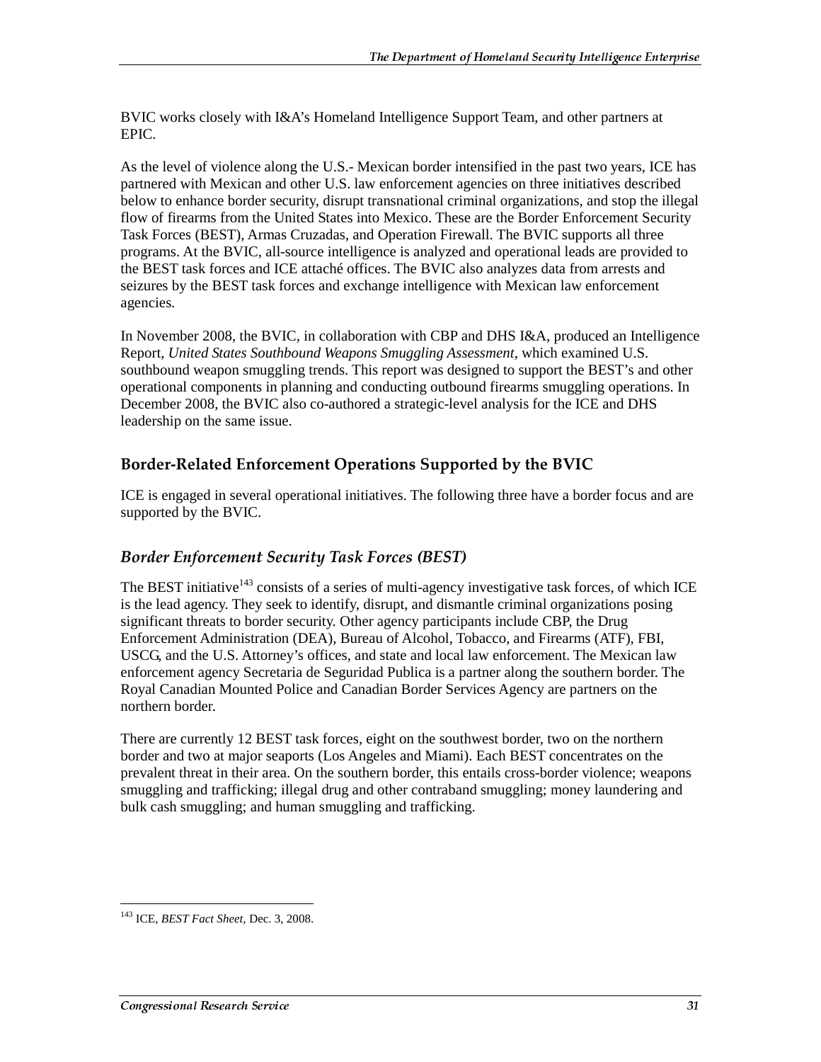BVIC works closely with I&A's Homeland Intelligence Support Team, and other partners at EPIC.

As the level of violence along the U.S.- Mexican border intensified in the past two years, ICE has partnered with Mexican and other U.S. law enforcement agencies on three initiatives described below to enhance border security, disrupt transnational criminal organizations, and stop the illegal flow of firearms from the United States into Mexico. These are the Border Enforcement Security Task Forces (BEST), Armas Cruzadas, and Operation Firewall. The BVIC supports all three programs. At the BVIC, all-source intelligence is analyzed and operational leads are provided to the BEST task forces and ICE attaché offices. The BVIC also analyzes data from arrests and seizures by the BEST task forces and exchange intelligence with Mexican law enforcement agencies.

In November 2008, the BVIC, in collaboration with CBP and DHS I&A, produced an Intelligence Report, *United States Southbound Weapons Smuggling Assessment*, which examined U.S. southbound weapon smuggling trends. This report was designed to support the BEST's and other operational components in planning and conducting outbound firearms smuggling operations. In December 2008, the BVIC also co-authored a strategic-level analysis for the ICE and DHS leadership on the same issue.

## Border-Related Enforcement Operations Supported by the BVIC

ICE is engaged in several operational initiatives. The following three have a border focus and are supported by the BVIC.

### *Border Enforcement Security Task Forces (BEST)*

The BEST initiative[143] consists of a series of multi-agency investigative task forces, of which ICE is the lead agency. They seek to identify, disrupt, and dismantle criminal organizations posing significant threats to border security. Other agency participants include CBP, the Drug Enforcement Administration (DEA), Bureau of Alcohol, Tobacco, and Firearms (ATF), FBI, USCG, and the U.S. Attorney's offices, and state and local law enforcement. The Mexican law enforcement agency Secretaria de Seguridad Publica is a partner along the southern border. The Royal Canadian Mounted Police and Canadian Border Services Agency are partners on the northern border.

There are currently 12 BEST task forces, eight on the southwest border, two on the northern border and two at major seaports (Los Angeles and Miami). Each BEST concentrates on the prevalent threat in their area. On the southern border, this entails cross-border violence; weapons smuggling and trafficking; illegal drug and other contraband smuggling; money laundering and bulk cash smuggling; and human smuggling and trafficking.

---

[143] ICE, *BEST Fact Sheet*, Dec. 3, 2008.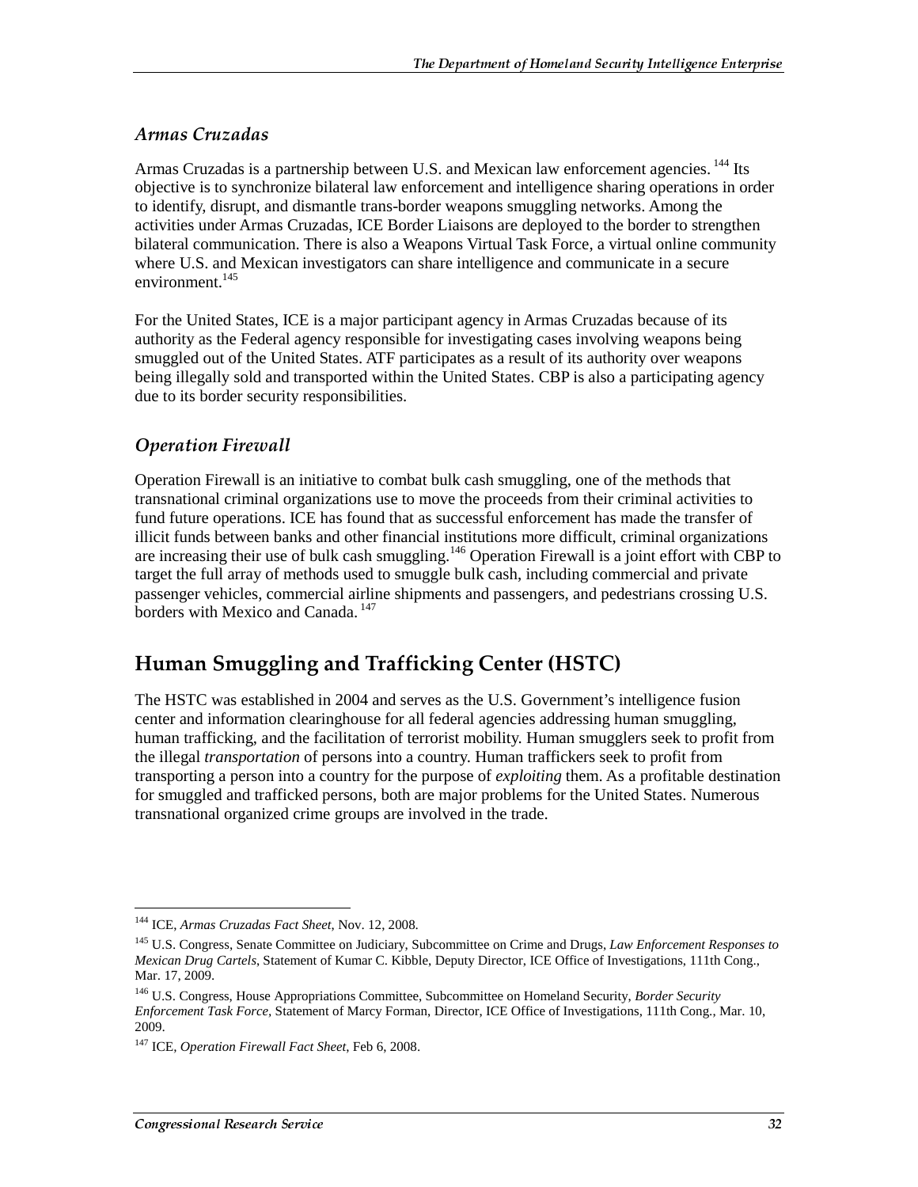### *Armas Cruzadas*

Armas Cruzadas is a partnership between U.S. and Mexican law enforcement agencies.[144] Its objective is to synchronize bilateral law enforcement and intelligence sharing operations in order to identify, disrupt, and dismantle trans-border weapons smuggling networks. Among the activities under Armas Cruzadas, ICE Border Liaisons are deployed to the border to strengthen bilateral communication. There is also a Weapons Virtual Task Force, a virtual online community where U.S. and Mexican investigators can share intelligence and communicate in a secure environment.[145]

For the United States, ICE is a major participant agency in Armas Cruzadas because of its authority as the Federal agency responsible for investigating cases involving weapons being smuggled out of the United States. ATF participates as a result of its authority over weapons being illegally sold and transported within the United States. CBP is also a participating agency due to its border security responsibilities.

### *Operation Firewall*

Operation Firewall is an initiative to combat bulk cash smuggling, one of the methods that transnational criminal organizations use to move the proceeds from their criminal activities to fund future operations. ICE has found that as successful enforcement has made the transfer of illicit funds between banks and other financial institutions more difficult, criminal organizations are increasing their use of bulk cash smuggling.[146] Operation Firewall is a joint effort with CBP to target the full array of methods used to smuggle bulk cash, including commercial and private passenger vehicles, commercial airline shipments and passengers, and pedestrians crossing U.S. borders with Mexico and Canada.[147]

## Human Smuggling and Trafficking Center (HSTC)

The HSTC was established in 2004 and serves as the U.S. Government's intelligence fusion center and information clearinghouse for all federal agencies addressing human smuggling, human trafficking, and the facilitation of terrorist mobility. Human smugglers seek to profit from the illegal *transportation* of persons into a country. Human traffickers seek to profit from transporting a person into a country for the purpose of *exploiting* them. As a profitable destination for smuggled and trafficked persons, both are major problems for the United States. Numerous transnational organized crime groups are involved in the trade.

---

[144] ICE, *Armas Cruzadas Fact Sheet*, Nov. 12, 2008.

[145] U.S. Congress, Senate Committee on Judiciary, Subcommittee on Crime and Drugs, *Law Enforcement Responses to Mexican Drug Cartels*, Statement of Kumar C. Kibble, Deputy Director, ICE Office of Investigations, 111th Cong., Mar. 17, 2009.

[146] U.S. Congress, House Appropriations Committee, Subcommittee on Homeland Security, *Border Security Enforcement Task Force*, Statement of Marcy Forman, Director, ICE Office of Investigations, 111th Cong., Mar. 10, 2009.

[147] ICE, *Operation Firewall Fact Sheet*, Feb 6, 2008.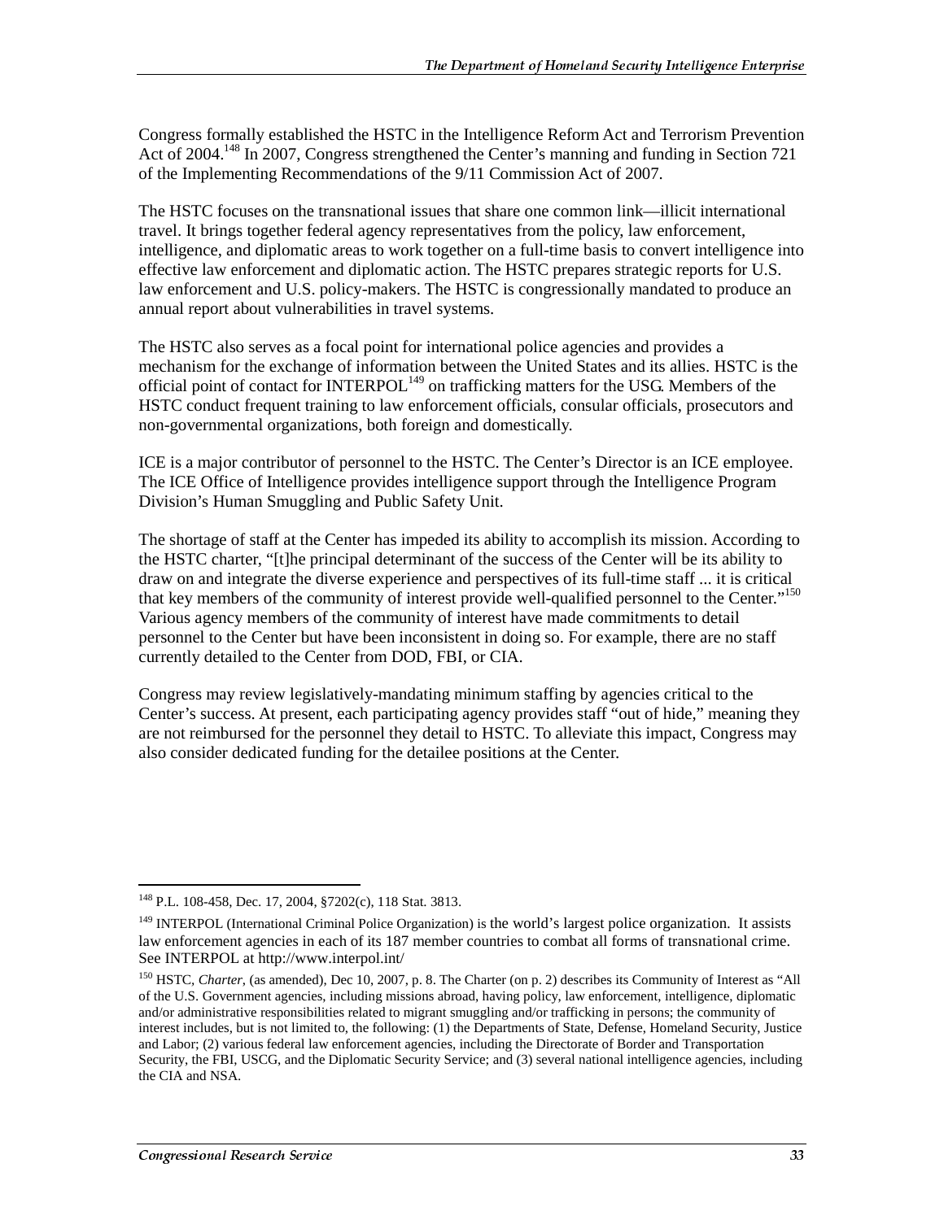Congress formally established the HSTC in the Intelligence Reform Act and Terrorism Prevention Act of 2004.[148] In 2007, Congress strengthened the Center's manning and funding in Section 721 of the Implementing Recommendations of the 9/11 Commission Act of 2007.

The HSTC focuses on the transnational issues that share one common link—illicit international travel. It brings together federal agency representatives from the policy, law enforcement, intelligence, and diplomatic areas to work together on a full-time basis to convert intelligence into effective law enforcement and diplomatic action. The HSTC prepares strategic reports for U.S. law enforcement and U.S. policy-makers. The HSTC is congressionally mandated to produce an annual report about vulnerabilities in travel systems.

The HSTC also serves as a focal point for international police agencies and provides a mechanism for the exchange of information between the United States and its allies. HSTC is the official point of contact for INTERPOL[149] on trafficking matters for the USG. Members of the HSTC conduct frequent training to law enforcement officials, consular officials, prosecutors and non-governmental organizations, both foreign and domestically.

ICE is a major contributor of personnel to the HSTC. The Center's Director is an ICE employee. The ICE Office of Intelligence provides intelligence support through the Intelligence Program Division's Human Smuggling and Public Safety Unit.

The shortage of staff at the Center has impeded its ability to accomplish its mission. According to the HSTC charter, "[t]he principal determinant of the success of the Center will be its ability to draw on and integrate the diverse experience and perspectives of its full-time staff ... it is critical that key members of the community of interest provide well-qualified personnel to the Center."[150] Various agency members of the community of interest have made commitments to detail personnel to the Center but have been inconsistent in doing so. For example, there are no staff currently detailed to the Center from DOD, FBI, or CIA.

Congress may review legislatively-mandating minimum staffing by agencies critical to the Center's success. At present, each participating agency provides staff "out of hide," meaning they are not reimbursed for the personnel they detail to HSTC. To alleviate this impact, Congress may also consider dedicated funding for the detailee positions at the Center.

---

[148] P.L. 108-458, Dec. 17, 2004, §7202(c), 118 Stat. 3813.

[149] INTERPOL (International Criminal Police Organization) is the world's largest police organization. It assists law enforcement agencies in each of its 187 member countries to combat all forms of transnational crime. See INTERPOL at http://www.interpol.int/

[150] HSTC, *Charter*, (as amended), Dec 10, 2007, p. 8. The Charter (on p. 2) describes its Community of Interest as "All of the U.S. Government agencies, including missions abroad, having policy, law enforcement, intelligence, diplomatic and/or administrative responsibilities related to migrant smuggling and/or trafficking in persons; the community of interest includes, but is not limited to, the following: (1) the Departments of State, Defense, Homeland Security, Justice and Labor; (2) various federal law enforcement agencies, including the Directorate of Border and Transportation Security, the FBI, USCG, and the Diplomatic Security Service; and (3) several national intelligence agencies, including the CIA and NSA.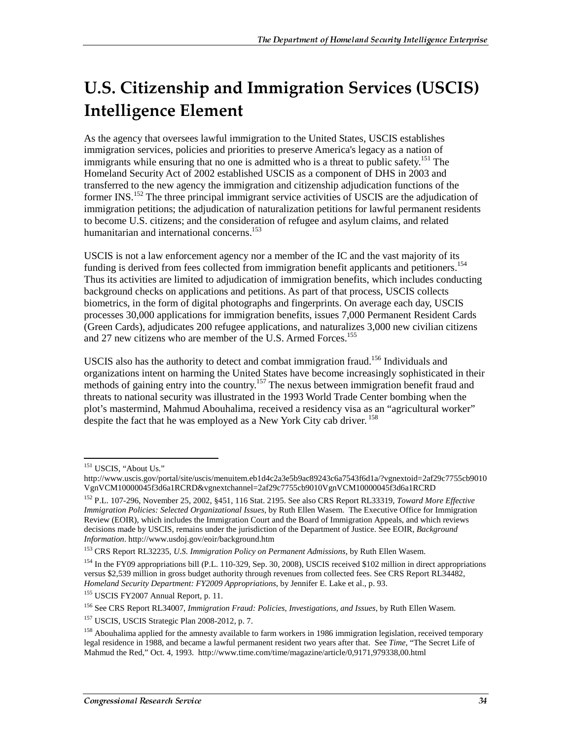# U.S. Citizenship and Immigration Services (USCIS) Intelligence Element

As the agency that oversees lawful immigration to the United States, USCIS establishes immigration services, policies and priorities to preserve America's legacy as a nation of immigrants while ensuring that no one is admitted who is a threat to public safety.[151] The Homeland Security Act of 2002 established USCIS as a component of DHS in 2003 and transferred to the new agency the immigration and citizenship adjudication functions of the former INS.[152] The three principal immigrant service activities of USCIS are the adjudication of immigration petitions; the adjudication of naturalization petitions for lawful permanent residents to become U.S. citizens; and the consideration of refugee and asylum claims, and related humanitarian and international concerns.[153]

USCIS is not a law enforcement agency nor a member of the IC and the vast majority of its funding is derived from fees collected from immigration benefit applicants and petitioners.[154] Thus its activities are limited to adjudication of immigration benefits, which includes conducting background checks on applications and petitions. As part of that process, USCIS collects biometrics, in the form of digital photographs and fingerprints. On average each day, USCIS processes 30,000 applications for immigration benefits, issues 7,000 Permanent Resident Cards (Green Cards), adjudicates 200 refugee applications, and naturalizes 3,000 new civilian citizens and 27 new citizens who are member of the U.S. Armed Forces.[155]

USCIS also has the authority to detect and combat immigration fraud.[156] Individuals and organizations intent on harming the United States have become increasingly sophisticated in their methods of gaining entry into the country.[157] The nexus between immigration benefit fraud and threats to national security was illustrated in the 1993 World Trade Center bombing when the plot's mastermind, Mahmud Abouhalima, received a residency visa as an "agricultural worker" despite the fact that he was employed as a New York City cab driver.[158]

---

[151] USCIS, "About Us." http://www.uscis.gov/portal/site/uscis/menuitem.eb1d4c2a3e5b9ac89243c6a7543f6d1a/?vgnextoid=2af29c7755cb9010VgnVCM10000045f3d6a1RCRD&vgnextchannel=2af29c7755cb9010VgnVCM10000045f3d6a1RCRD

[152] P.L. 107-296, November 25, 2002, §451, 116 Stat. 2195. See also CRS Report RL33319, *Toward More Effective Immigration Policies: Selected Organizational Issues*, by Ruth Ellen Wasem. The Executive Office for Immigration Review (EOIR), which includes the Immigration Court and the Board of Immigration Appeals, and which reviews decisions made by USCIS, remains under the jurisdiction of the Department of Justice. See EOIR, *Background Information*. http://www.usdoj.gov/eoir/background.htm

[153] CRS Report RL32235, *U.S. Immigration Policy on Permanent Admissions*, by Ruth Ellen Wasem.

[154] In the FY09 appropriations bill (P.L. 110-329, Sep. 30, 2008), USCIS received $102 million in direct appropriations versus $2,539 million in gross budget authority through revenues from collected fees. See CRS Report RL34482, *Homeland Security Department: FY2009 Appropriations*, by Jennifer E. Lake et al., p. 93.

[155] USCIS FY2007 Annual Report, p. 11.

[156] See CRS Report RL34007, *Immigration Fraud: Policies, Investigations, and Issues*, by Ruth Ellen Wasem.

[157] USCIS, USCIS Strategic Plan 2008-2012, p. 7.

[158] Abouhalima applied for the amnesty available to farm workers in 1986 immigration legislation, received temporary legal residence in 1988, and became a lawful permanent resident two years after that. See *Time*, "The Secret Life of Mahmud the Red," Oct. 4, 1993. http://www.time.com/time/magazine/article/0,9171,979338,00.html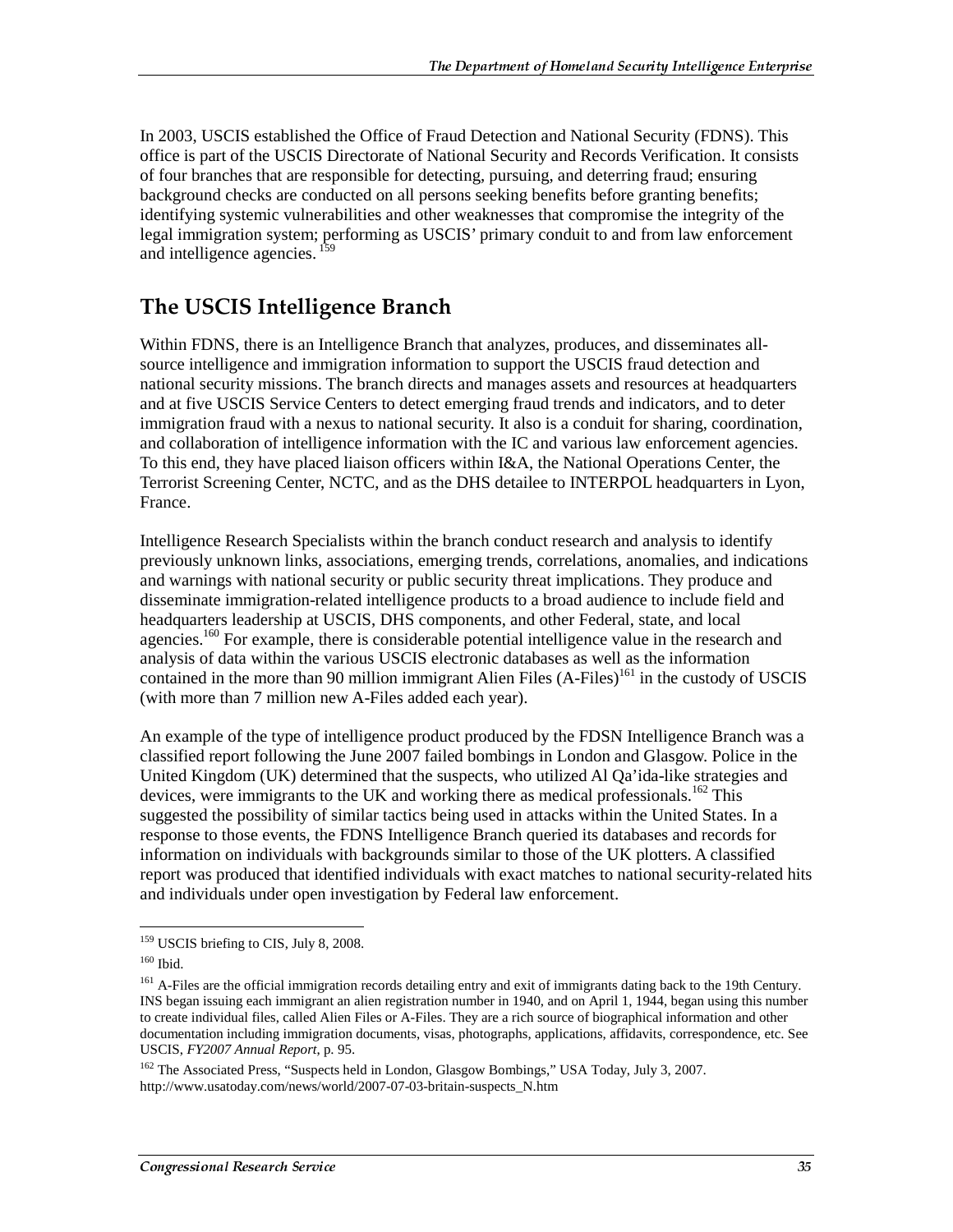In 2003, USCIS established the Office of Fraud Detection and National Security (FDNS). This office is part of the USCIS Directorate of National Security and Records Verification. It consists of four branches that are responsible for detecting, pursuing, and deterring fraud; ensuring background checks are conducted on all persons seeking benefits before granting benefits; identifying systemic vulnerabilities and other weaknesses that compromise the integrity of the legal immigration system; performing as USCIS' primary conduit to and from law enforcement and intelligence agencies.[159]

## The USCIS Intelligence Branch

Within FDNS, there is an Intelligence Branch that analyzes, produces, and disseminates all-source intelligence and immigration information to support the USCIS fraud detection and national security missions. The branch directs and manages assets and resources at headquarters and at five USCIS Service Centers to detect emerging fraud trends and indicators, and to deter immigration fraud with a nexus to national security. It also is a conduit for sharing, coordination, and collaboration of intelligence information with the IC and various law enforcement agencies. To this end, they have placed liaison officers within I&A, the National Operations Center, the Terrorist Screening Center, NCTC, and as the DHS detailee to INTERPOL headquarters in Lyon, France.

Intelligence Research Specialists within the branch conduct research and analysis to identify previously unknown links, associations, emerging trends, correlations, anomalies, and indications and warnings with national security or public security threat implications. They produce and disseminate immigration-related intelligence products to a broad audience to include field and headquarters leadership at USCIS, DHS components, and other Federal, state, and local agencies.[160] For example, there is considerable potential intelligence value in the research and analysis of data within the various USCIS electronic databases as well as the information contained in the more than 90 million immigrant Alien Files (A-Files)[161] in the custody of USCIS (with more than 7 million new A-Files added each year).

An example of the type of intelligence product produced by the FDSN Intelligence Branch was a classified report following the June 2007 failed bombings in London and Glasgow. Police in the United Kingdom (UK) determined that the suspects, who utilized Al Qa'ida-like strategies and devices, were immigrants to the UK and working there as medical professionals.[162] This suggested the possibility of similar tactics being used in attacks within the United States. In a response to those events, the FDNS Intelligence Branch queried its databases and records for information on individuals with backgrounds similar to those of the UK plotters. A classified report was produced that identified individuals with exact matches to national security-related hits and individuals under open investigation by Federal law enforcement.

---

[159] USCIS briefing to CIS, July 8, 2008.

[160] Ibid.

[161] A-Files are the official immigration records detailing entry and exit of immigrants dating back to the 19th Century. INS began issuing each immigrant an alien registration number in 1940, and on April 1, 1944, began using this number to create individual files, called Alien Files or A-Files. They are a rich source of biographical information and other documentation including immigration documents, visas, photographs, applications, affidavits, correspondence, etc. See USCIS, *FY2007 Annual Report*, p. 95.

[162] The Associated Press, "Suspects held in London, Glasgow Bombings," USA Today, July 3, 2007. http://www.usatoday.com/news/world/2007-07-03-britain-suspects_N.htm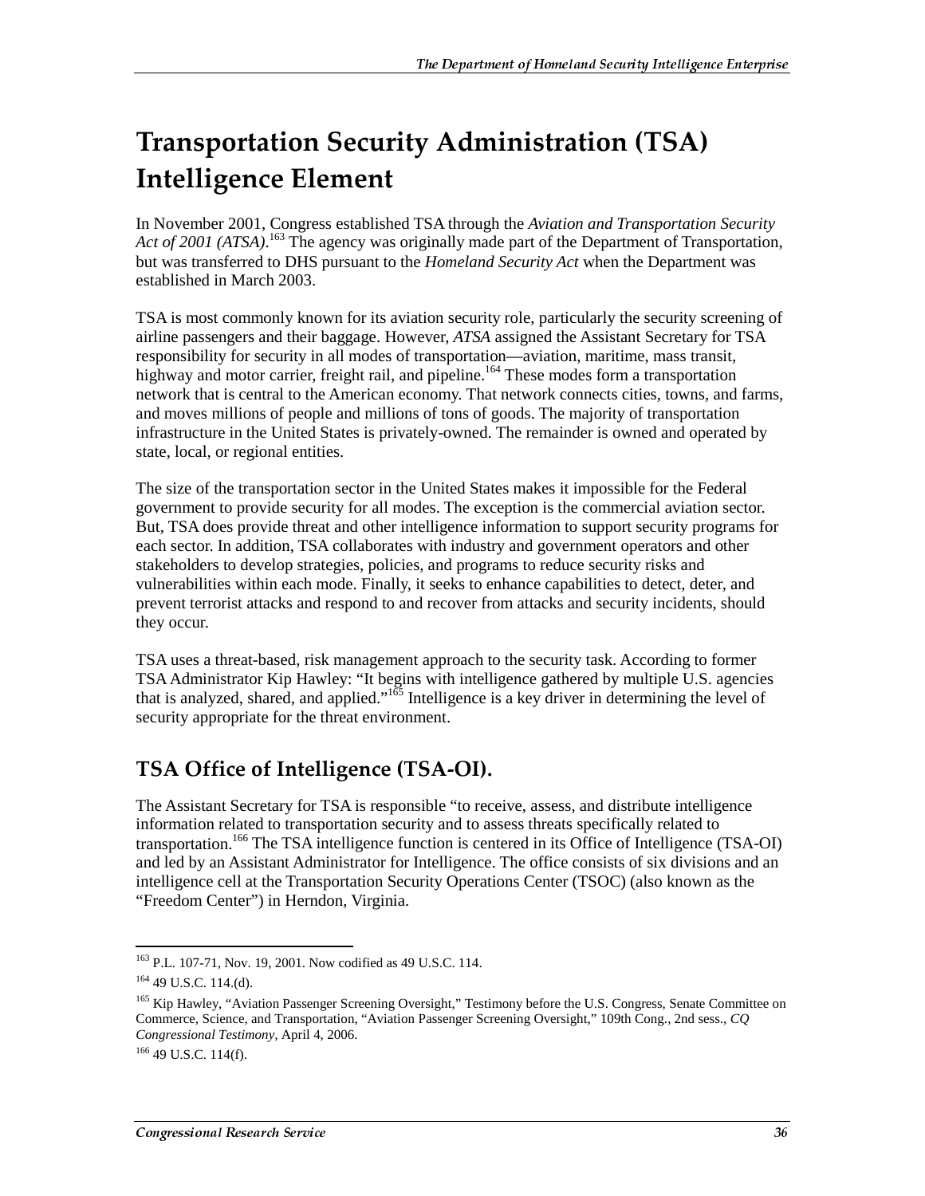# Transportation Security Administration (TSA) Intelligence Element

In November 2001, Congress established TSA through the *Aviation and Transportation Security Act of 2001 (ATSA)*.[163] The agency was originally made part of the Department of Transportation, but was transferred to DHS pursuant to the *Homeland Security Act* when the Department was established in March 2003.

TSA is most commonly known for its aviation security role, particularly the security screening of airline passengers and their baggage. However, *ATSA* assigned the Assistant Secretary for TSA responsibility for security in all modes of transportation—aviation, maritime, mass transit, highway and motor carrier, freight rail, and pipeline.[164] These modes form a transportation network that is central to the American economy. That network connects cities, towns, and farms, and moves millions of people and millions of tons of goods. The majority of transportation infrastructure in the United States is privately-owned. The remainder is owned and operated by state, local, or regional entities.

The size of the transportation sector in the United States makes it impossible for the Federal government to provide security for all modes. The exception is the commercial aviation sector. But, TSA does provide threat and other intelligence information to support security programs for each sector. In addition, TSA collaborates with industry and government operators and other stakeholders to develop strategies, policies, and programs to reduce security risks and vulnerabilities within each mode. Finally, it seeks to enhance capabilities to detect, deter, and prevent terrorist attacks and respond to and recover from attacks and security incidents, should they occur.

TSA uses a threat-based, risk management approach to the security task. According to former TSA Administrator Kip Hawley: "It begins with intelligence gathered by multiple U.S. agencies that is analyzed, shared, and applied."[165] Intelligence is a key driver in determining the level of security appropriate for the threat environment.

## TSA Office of Intelligence (TSA-OI).

The Assistant Secretary for TSA is responsible "to receive, assess, and distribute intelligence information related to transportation security and to assess threats specifically related to transportation.[166] The TSA intelligence function is centered in its Office of Intelligence (TSA-OI) and led by an Assistant Administrator for Intelligence. The office consists of six divisions and an intelligence cell at the Transportation Security Operations Center (TSOC) (also known as the "Freedom Center") in Herndon, Virginia.

---

[163] P.L. 107-71, Nov. 19, 2001. Now codified as 49 U.S.C. 114.

[164] 49 U.S.C. 114.(d).

[165] Kip Hawley, "Aviation Passenger Screening Oversight," Testimony before the U.S. Congress, Senate Committee on Commerce, Science, and Transportation, "Aviation Passenger Screening Oversight," 109th Cong., 2nd sess., *CQ Congressional Testimony*, April 4, 2006.

[166] 49 U.S.C. 114(f).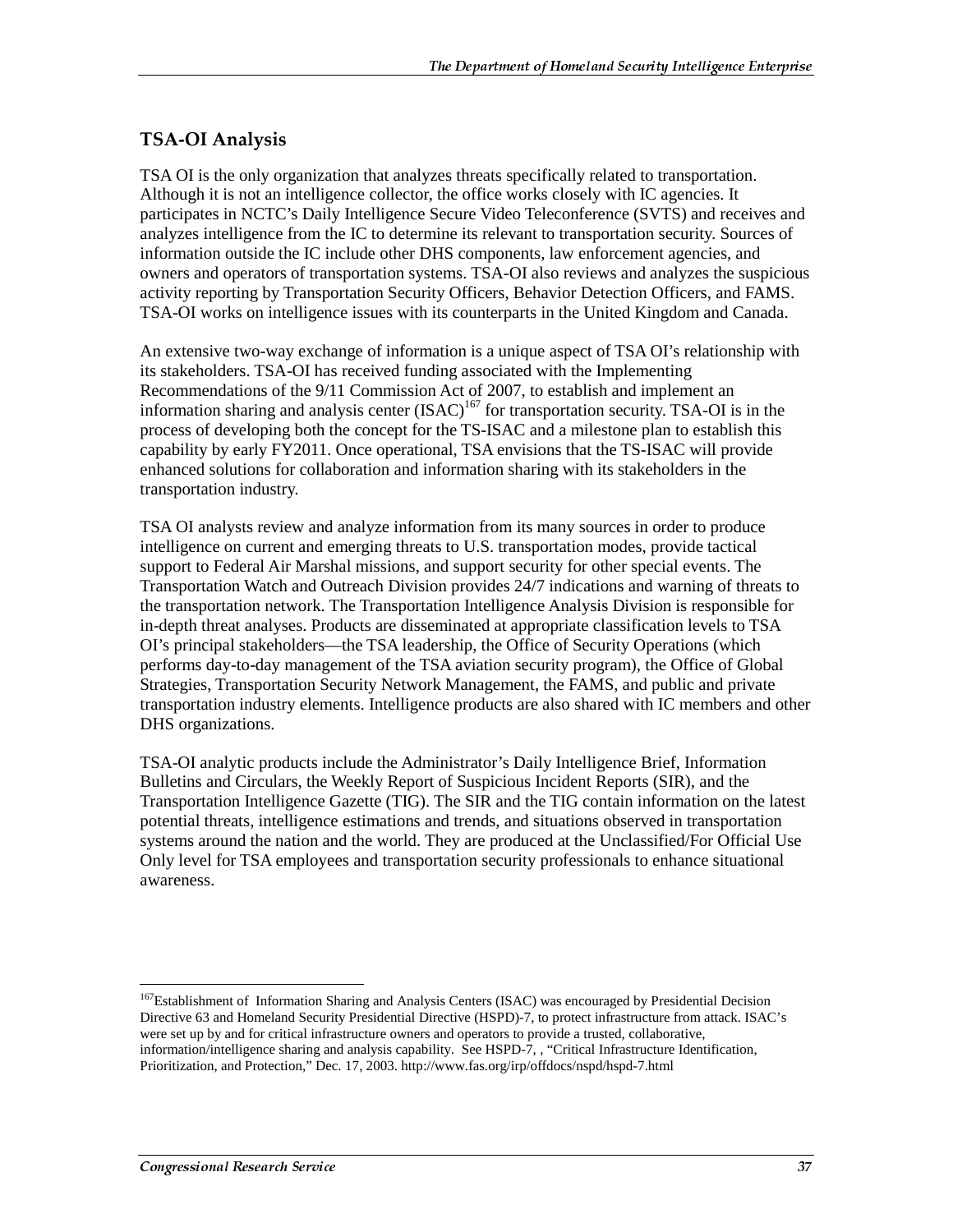## TSA-OI Analysis

TSA OI is the only organization that analyzes threats specifically related to transportation. Although it is not an intelligence collector, the office works closely with IC agencies. It participates in NCTC's Daily Intelligence Secure Video Teleconference (SVTS) and receives and analyzes intelligence from the IC to determine its relevant to transportation security. Sources of information outside the IC include other DHS components, law enforcement agencies, and owners and operators of transportation systems. TSA-OI also reviews and analyzes the suspicious activity reporting by Transportation Security Officers, Behavior Detection Officers, and FAMS. TSA-OI works on intelligence issues with its counterparts in the United Kingdom and Canada.

An extensive two-way exchange of information is a unique aspect of TSA OI's relationship with its stakeholders. TSA-OI has received funding associated with the Implementing Recommendations of the 9/11 Commission Act of 2007, to establish and implement an information sharing and analysis center (ISAC)[167] for transportation security. TSA-OI is in the process of developing both the concept for the TS-ISAC and a milestone plan to establish this capability by early FY2011. Once operational, TSA envisions that the TS-ISAC will provide enhanced solutions for collaboration and information sharing with its stakeholders in the transportation industry.

TSA OI analysts review and analyze information from its many sources in order to produce intelligence on current and emerging threats to U.S. transportation modes, provide tactical support to Federal Air Marshal missions, and support security for other special events. The Transportation Watch and Outreach Division provides 24/7 indications and warning of threats to the transportation network. The Transportation Intelligence Analysis Division is responsible for in-depth threat analyses. Products are disseminated at appropriate classification levels to TSA OI's principal stakeholders—the TSA leadership, the Office of Security Operations (which performs day-to-day management of the TSA aviation security program), the Office of Global Strategies, Transportation Security Network Management, the FAMS, and public and private transportation industry elements. Intelligence products are also shared with IC members and other DHS organizations.

TSA-OI analytic products include the Administrator's Daily Intelligence Brief, Information Bulletins and Circulars, the Weekly Report of Suspicious Incident Reports (SIR), and the Transportation Intelligence Gazette (TIG). The SIR and the TIG contain information on the latest potential threats, intelligence estimations and trends, and situations observed in transportation systems around the nation and the world. They are produced at the Unclassified/For Official Use Only level for TSA employees and transportation security professionals to enhance situational awareness.

---

[167]Establishment of Information Sharing and Analysis Centers (ISAC) was encouraged by Presidential Decision Directive 63 and Homeland Security Presidential Directive (HSPD)-7, to protect infrastructure from attack. ISAC's were set up by and for critical infrastructure owners and operators to provide a trusted, collaborative, information/intelligence sharing and analysis capability. See HSPD-7, , "Critical Infrastructure Identification, Prioritization, and Protection," Dec. 17, 2003. http://www.fas.org/irp/offdocs/nspd/hspd-7.html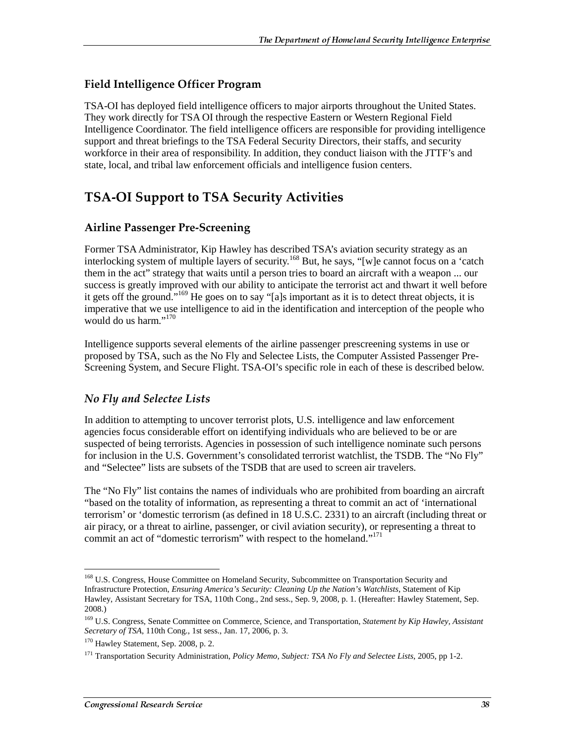### Field Intelligence Officer Program

TSA-OI has deployed field intelligence officers to major airports throughout the United States. They work directly for TSA OI through the respective Eastern or Western Regional Field Intelligence Coordinator. The field intelligence officers are responsible for providing intelligence support and threat briefings to the TSA Federal Security Directors, their staffs, and security workforce in their area of responsibility. In addition, they conduct liaison with the JTTF's and state, local, and tribal law enforcement officials and intelligence fusion centers.

## TSA-OI Support to TSA Security Activities

### Airline Passenger Pre-Screening

Former TSA Administrator, Kip Hawley has described TSA's aviation security strategy as an interlocking system of multiple layers of security.[168] But, he says, "[w]e cannot focus on a 'catch them in the act" strategy that waits until a person tries to board an aircraft with a weapon ... our success is greatly improved with our ability to anticipate the terrorist act and thwart it well before it gets off the ground."[169] He goes on to say "[a]s important as it is to detect threat objects, it is imperative that we use intelligence to aid in the identification and interception of the people who would do us harm."[170]

Intelligence supports several elements of the airline passenger prescreening systems in use or proposed by TSA, such as the No Fly and Selectee Lists, the Computer Assisted Passenger Pre-Screening System, and Secure Flight. TSA-OI's specific role in each of these is described below.

#### *No Fly and Selectee Lists*

In addition to attempting to uncover terrorist plots, U.S. intelligence and law enforcement agencies focus considerable effort on identifying individuals who are believed to be or are suspected of being terrorists. Agencies in possession of such intelligence nominate such persons for inclusion in the U.S. Government's consolidated terrorist watchlist, the TSDB. The "No Fly" and "Selectee" lists are subsets of the TSDB that are used to screen air travelers.

The "No Fly" list contains the names of individuals who are prohibited from boarding an aircraft "based on the totality of information, as representing a threat to commit an act of 'international terrorism' or 'domestic terrorism (as defined in 18 U.S.C. 2331) to an aircraft (including threat or air piracy, or a threat to airline, passenger, or civil aviation security), or representing a threat to commit an act of "domestic terrorism" with respect to the homeland."[171]

---

[168] U.S. Congress, House Committee on Homeland Security, Subcommittee on Transportation Security and Infrastructure Protection, *Ensuring America's Security: Cleaning Up the Nation's Watchlists*, Statement of Kip Hawley, Assistant Secretary for TSA, 110th Cong., 2nd sess., Sep. 9, 2008, p. 1. (Hereafter: Hawley Statement, Sep. 2008.)

[169] U.S. Congress, Senate Committee on Commerce, Science, and Transportation, *Statement by Kip Hawley, Assistant Secretary of TSA*, 110th Cong., 1st sess., Jan. 17, 2006, p. 3.

[170] Hawley Statement, Sep. 2008, p. 2.

[171] Transportation Security Administration, *Policy Memo, Subject: TSA No Fly and Selectee Lists*, 2005, pp 1-2.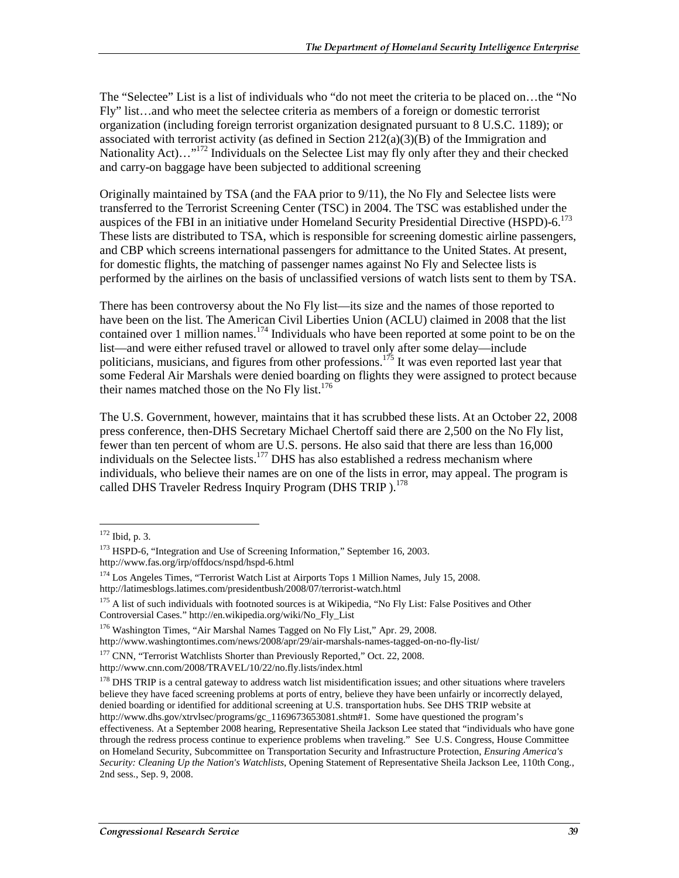The "Selectee" List is a list of individuals who "do not meet the criteria to be placed on…the "No Fly" list…and who meet the selectee criteria as members of a foreign or domestic terrorist organization (including foreign terrorist organization designated pursuant to 8 U.S.C. 1189); or associated with terrorist activity (as defined in Section 212(a)(3)(B) of the Immigration and Nationality Act)…"[172] Individuals on the Selectee List may fly only after they and their checked and carry-on baggage have been subjected to additional screening

Originally maintained by TSA (and the FAA prior to 9/11), the No Fly and Selectee lists were transferred to the Terrorist Screening Center (TSC) in 2004. The TSC was established under the auspices of the FBI in an initiative under Homeland Security Presidential Directive (HSPD)-6.[173] These lists are distributed to TSA, which is responsible for screening domestic airline passengers, and CBP which screens international passengers for admittance to the United States. At present, for domestic flights, the matching of passenger names against No Fly and Selectee lists is performed by the airlines on the basis of unclassified versions of watch lists sent to them by TSA.

There has been controversy about the No Fly list—its size and the names of those reported to have been on the list. The American Civil Liberties Union (ACLU) claimed in 2008 that the list contained over 1 million names.[174] Individuals who have been reported at some point to be on the list—and were either refused travel or allowed to travel only after some delay—include politicians, musicians, and figures from other professions.[175] It was even reported last year that some Federal Air Marshals were denied boarding on flights they were assigned to protect because their names matched those on the No Fly list.[176]

The U.S. Government, however, maintains that it has scrubbed these lists. At an October 22, 2008 press conference, then-DHS Secretary Michael Chertoff said there are 2,500 on the No Fly list, fewer than ten percent of whom are U.S. persons. He also said that there are less than 16,000 individuals on the Selectee lists.[177] DHS has also established a redress mechanism where individuals, who believe their names are on one of the lists in error, may appeal. The program is called DHS Traveler Redress Inquiry Program (DHS TRIP ).[178]

---

[172] Ibid, p. 3.

[173] HSPD-6, "Integration and Use of Screening Information," September 16, 2003. http://www.fas.org/irp/offdocs/nspd/hspd-6.html

[174] Los Angeles Times, "Terrorist Watch List at Airports Tops 1 Million Names, July 15, 2008. http://latimesblogs.latimes.com/presidentbush/2008/07/terrorist-watch.html

[175] A list of such individuals with footnoted sources is at Wikipedia, "No Fly List: False Positives and Other Controversial Cases." http://en.wikipedia.org/wiki/No_Fly_List

[176] Washington Times, "Air Marshal Names Tagged on No Fly List," Apr. 29, 2008. http://www.washingtontimes.com/news/2008/apr/29/air-marshals-names-tagged-on-no-fly-list/

[177] CNN, "Terrorist Watchlists Shorter than Previously Reported," Oct. 22, 2008. http://www.cnn.com/2008/TRAVEL/10/22/no.fly.lists/index.html

[178] DHS TRIP is a central gateway to address watch list misidentification issues; and other situations where travelers believe they have faced screening problems at ports of entry, believe they have been unfairly or incorrectly delayed, denied boarding or identified for additional screening at U.S. transportation hubs. See DHS TRIP website at http://www.dhs.gov/xtrvlsec/programs/gc_1169673653081.shtm#1. Some have questioned the program's effectiveness. At a September 2008 hearing, Representative Sheila Jackson Lee stated that "individuals who have gone through the redress process continue to experience problems when traveling." See U.S. Congress, House Committee on Homeland Security, Subcommittee on Transportation Security and Infrastructure Protection, *Ensuring America's Security: Cleaning Up the Nation's Watchlists*, Opening Statement of Representative Sheila Jackson Lee, 110th Cong., 2nd sess., Sep. 9, 2008.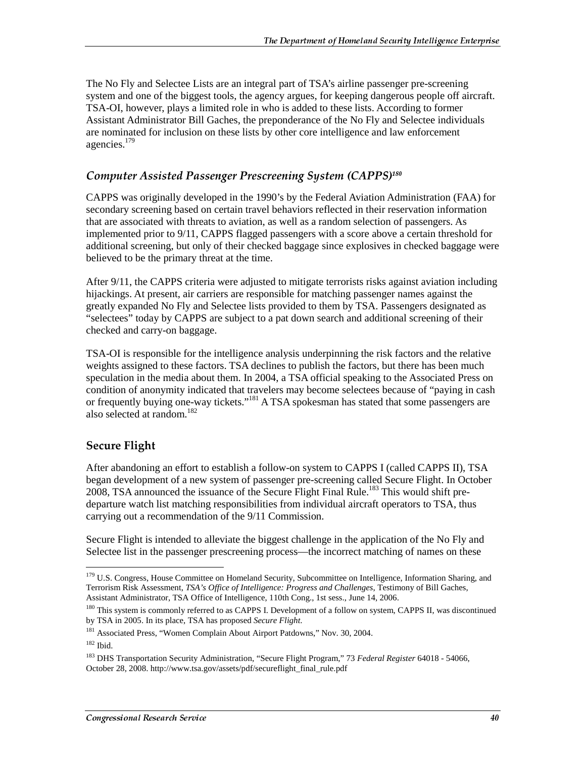The No Fly and Selectee Lists are an integral part of TSA's airline passenger pre-screening system and one of the biggest tools, the agency argues, for keeping dangerous people off aircraft. TSA-OI, however, plays a limited role in who is added to these lists. According to former Assistant Administrator Bill Gaches, the preponderance of the No Fly and Selectee individuals are nominated for inclusion on these lists by other core intelligence and law enforcement agencies.[179]

### *Computer Assisted Passenger Prescreening System (CAPPS)[180]*

CAPPS was originally developed in the 1990's by the Federal Aviation Administration (FAA) for secondary screening based on certain travel behaviors reflected in their reservation information that are associated with threats to aviation, as well as a random selection of passengers. As implemented prior to 9/11, CAPPS flagged passengers with a score above a certain threshold for additional screening, but only of their checked baggage since explosives in checked baggage were believed to be the primary threat at the time.

After 9/11, the CAPPS criteria were adjusted to mitigate terrorists risks against aviation including hijackings. At present, air carriers are responsible for matching passenger names against the greatly expanded No Fly and Selectee lists provided to them by TSA. Passengers designated as "selectees" today by CAPPS are subject to a pat down search and additional screening of their checked and carry-on baggage.

TSA-OI is responsible for the intelligence analysis underpinning the risk factors and the relative weights assigned to these factors. TSA declines to publish the factors, but there has been much speculation in the media about them. In 2004, a TSA official speaking to the Associated Press on condition of anonymity indicated that travelers may become selectees because of "paying in cash or frequently buying one-way tickets."[181] A TSA spokesman has stated that some passengers are also selected at random.[182]

## Secure Flight

After abandoning an effort to establish a follow-on system to CAPPS I (called CAPPS II), TSA began development of a new system of passenger pre-screening called Secure Flight. In October 2008, TSA announced the issuance of the Secure Flight Final Rule.[183] This would shift pre-departure watch list matching responsibilities from individual aircraft operators to TSA, thus carrying out a recommendation of the 9/11 Commission.

Secure Flight is intended to alleviate the biggest challenge in the application of the No Fly and Selectee list in the passenger prescreening process—the incorrect matching of names on these

---

[179] U.S. Congress, House Committee on Homeland Security, Subcommittee on Intelligence, Information Sharing, and Terrorism Risk Assessment, *TSA's Office of Intelligence: Progress and Challenges*, Testimony of Bill Gaches, Assistant Administrator, TSA Office of Intelligence, 110th Cong., 1st sess., June 14, 2006.

[180] This system is commonly referred to as CAPPS I. Development of a follow on system, CAPPS II, was discontinued by TSA in 2005. In its place, TSA has proposed *Secure Flight*.

[181] Associated Press, "Women Complain About Airport Patdowns," Nov. 30, 2004.

[182] Ibid.

[183] DHS Transportation Security Administration, "Secure Flight Program," 73 *Federal Register* 64018 - 54066, October 28, 2008. http://www.tsa.gov/assets/pdf/secureflight_final_rule.pdf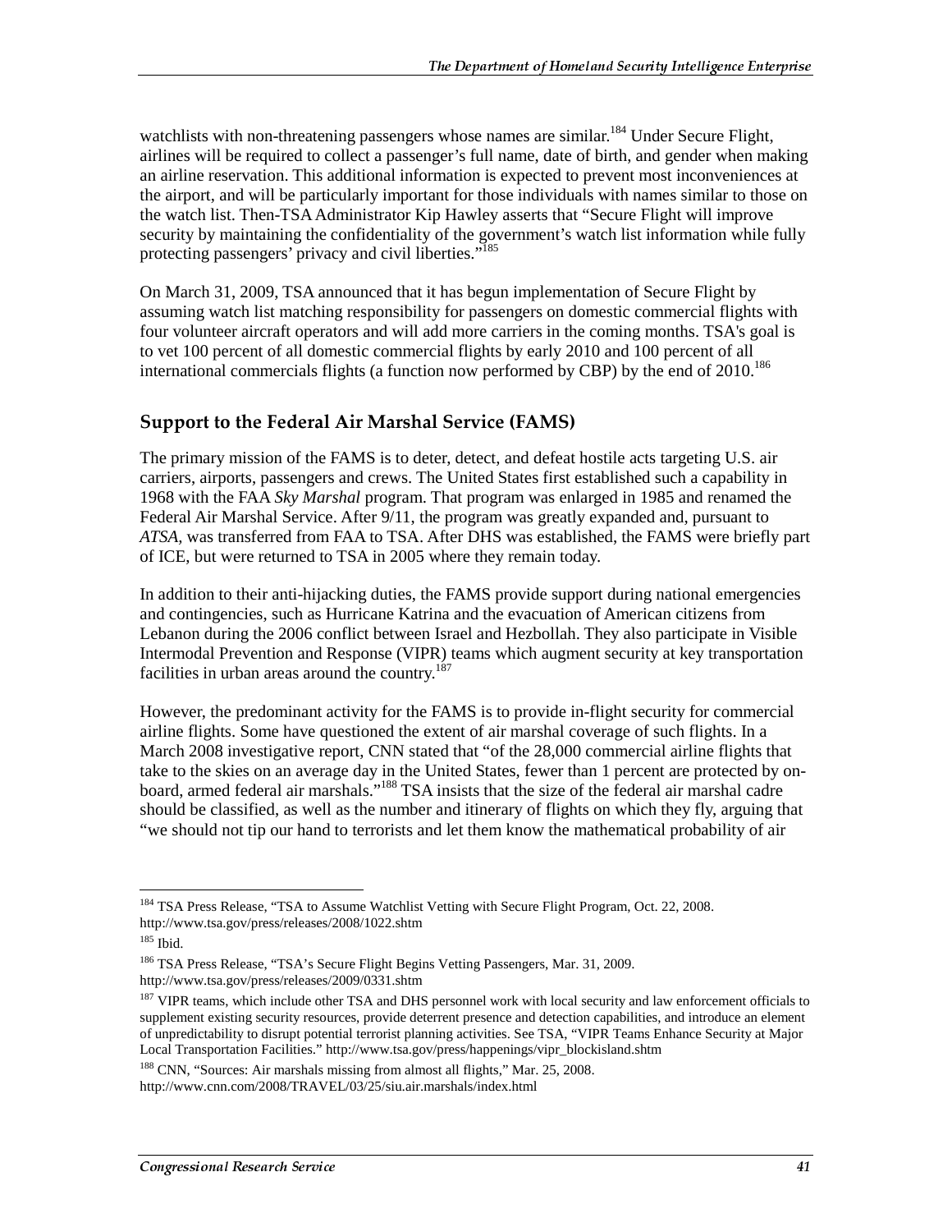watchlists with non-threatening passengers whose names are similar.[184] Under Secure Flight, airlines will be required to collect a passenger's full name, date of birth, and gender when making an airline reservation. This additional information is expected to prevent most inconveniences at the airport, and will be particularly important for those individuals with names similar to those on the watch list. Then-TSA Administrator Kip Hawley asserts that "Secure Flight will improve security by maintaining the confidentiality of the government's watch list information while fully protecting passengers' privacy and civil liberties."[185]

On March 31, 2009, TSA announced that it has begun implementation of Secure Flight by assuming watch list matching responsibility for passengers on domestic commercial flights with four volunteer aircraft operators and will add more carriers in the coming months. TSA's goal is to vet 100 percent of all domestic commercial flights by early 2010 and 100 percent of all international commercials flights (a function now performed by CBP) by the end of 2010.[186]

## Support to the Federal Air Marshal Service (FAMS)

The primary mission of the FAMS is to deter, detect, and defeat hostile acts targeting U.S. air carriers, airports, passengers and crews. The United States first established such a capability in 1968 with the FAA *Sky Marshal* program. That program was enlarged in 1985 and renamed the Federal Air Marshal Service. After 9/11, the program was greatly expanded and, pursuant to *ATSA*, was transferred from FAA to TSA. After DHS was established, the FAMS were briefly part of ICE, but were returned to TSA in 2005 where they remain today.

In addition to their anti-hijacking duties, the FAMS provide support during national emergencies and contingencies, such as Hurricane Katrina and the evacuation of American citizens from Lebanon during the 2006 conflict between Israel and Hezbollah. They also participate in Visible Intermodal Prevention and Response (VIPR) teams which augment security at key transportation facilities in urban areas around the country.[187]

However, the predominant activity for the FAMS is to provide in-flight security for commercial airline flights. Some have questioned the extent of air marshal coverage of such flights. In a March 2008 investigative report, CNN stated that "of the 28,000 commercial airline flights that take to the skies on an average day in the United States, fewer than 1 percent are protected by on-board, armed federal air marshals."[188] TSA insists that the size of the federal air marshal cadre should be classified, as well as the number and itinerary of flights on which they fly, arguing that "we should not tip our hand to terrorists and let them know the mathematical probability of air

---

[184] TSA Press Release, "TSA to Assume Watchlist Vetting with Secure Flight Program, Oct. 22, 2008. http://www.tsa.gov/press/releases/2008/1022.shtm

[185] Ibid.

[186] TSA Press Release, "TSA's Secure Flight Begins Vetting Passengers, Mar. 31, 2009. http://www.tsa.gov/press/releases/2009/0331.shtm

[187] VIPR teams, which include other TSA and DHS personnel work with local security and law enforcement officials to supplement existing security resources, provide deterrent presence and detection capabilities, and introduce an element of unpredictability to disrupt potential terrorist planning activities. See TSA, "VIPR Teams Enhance Security at Major Local Transportation Facilities." http://www.tsa.gov/press/happenings/vipr_blockisland.shtm

[188] CNN, "Sources: Air marshals missing from almost all flights," Mar. 25, 2008. http://www.cnn.com/2008/TRAVEL/03/25/siu.air.marshals/index.html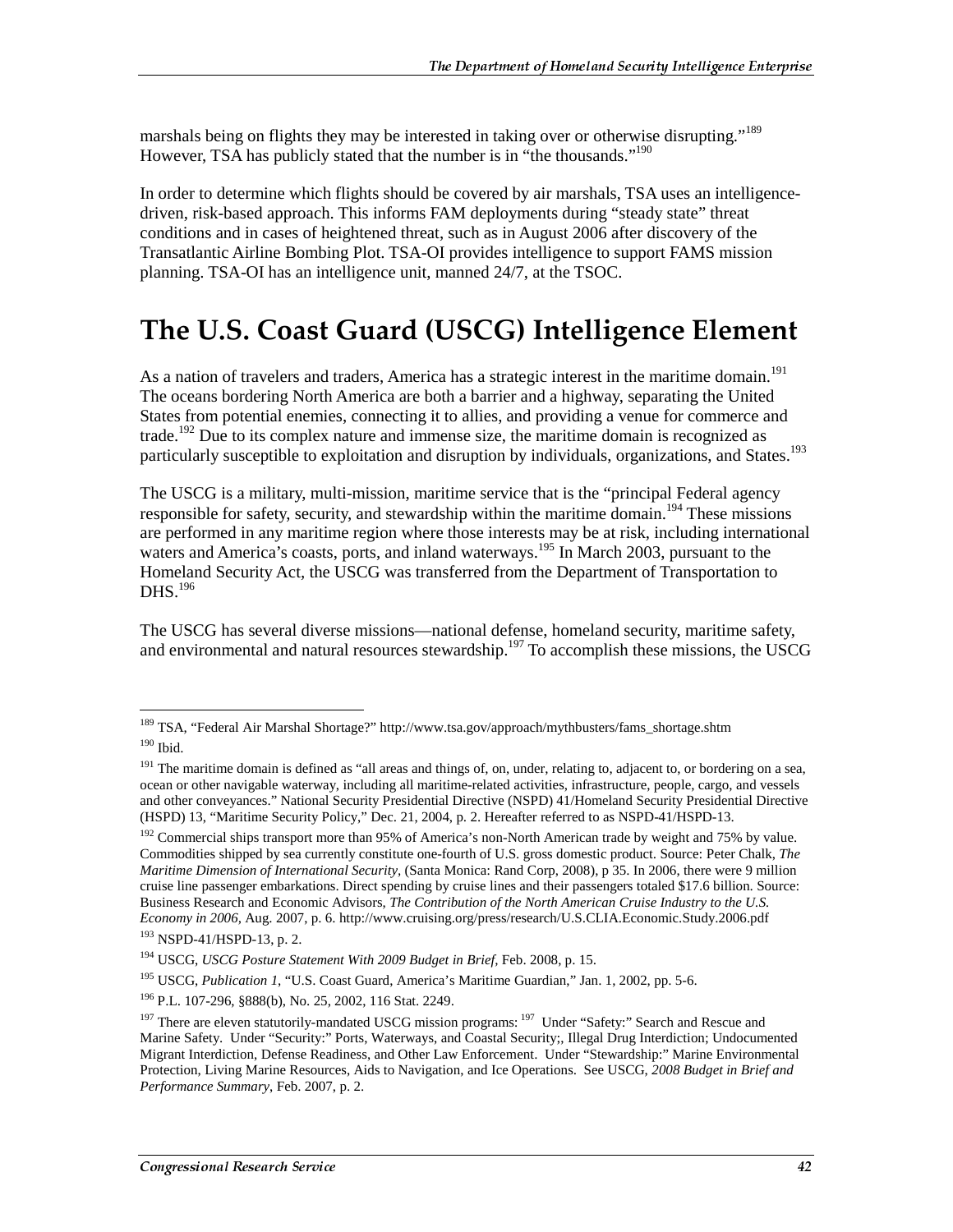marshals being on flights they may be interested in taking over or otherwise disrupting."[189] However, TSA has publicly stated that the number is in "the thousands."[190]

In order to determine which flights should be covered by air marshals, TSA uses an intelligence-driven, risk-based approach. This informs FAM deployments during "steady state" threat conditions and in cases of heightened threat, such as in August 2006 after discovery of the Transatlantic Airline Bombing Plot. TSA-OI provides intelligence to support FAMS mission planning. TSA-OI has an intelligence unit, manned 24/7, at the TSOC.

# The U.S. Coast Guard (USCG) Intelligence Element

As a nation of travelers and traders, America has a strategic interest in the maritime domain.[191] The oceans bordering North America are both a barrier and a highway, separating the United States from potential enemies, connecting it to allies, and providing a venue for commerce and trade.[192] Due to its complex nature and immense size, the maritime domain is recognized as particularly susceptible to exploitation and disruption by individuals, organizations, and States.[193]

The USCG is a military, multi-mission, maritime service that is the "principal Federal agency responsible for safety, security, and stewardship within the maritime domain.[194] These missions are performed in any maritime region where those interests may be at risk, including international waters and America's coasts, ports, and inland waterways.[195] In March 2003, pursuant to the Homeland Security Act, the USCG was transferred from the Department of Transportation to DHS.[196]

The USCG has several diverse missions—national defense, homeland security, maritime safety, and environmental and natural resources stewardship.[197] To accomplish these missions, the USCG

---

[189] TSA, "Federal Air Marshal Shortage?" http://www.tsa.gov/approach/mythbusters/fams_shortage.shtm

[190] Ibid.

[191] The maritime domain is defined as "all areas and things of, on, under, relating to, adjacent to, or bordering on a sea, ocean or other navigable waterway, including all maritime-related activities, infrastructure, people, cargo, and vessels and other conveyances." National Security Presidential Directive (NSPD) 41/Homeland Security Presidential Directive (HSPD) 13, "Maritime Security Policy," Dec. 21, 2004, p. 2. Hereafter referred to as NSPD-41/HSPD-13.

[192] Commercial ships transport more than 95% of America's non-North American trade by weight and 75% by value. Commodities shipped by sea currently constitute one-fourth of U.S. gross domestic product. Source: Peter Chalk, *The Maritime Dimension of International Security*, (Santa Monica: Rand Corp, 2008), p 35. In 2006, there were 9 million cruise line passenger embarkations. Direct spending by cruise lines and their passengers totaled $17.6 billion. Source: Business Research and Economic Advisors, *The Contribution of the North American Cruise Industry to the U.S. Economy in 2006*, Aug. 2007, p. 6. http://www.cruising.org/press/research/U.S.CLIA.Economic.Study.2006.pdf

[193] NSPD-41/HSPD-13, p. 2.

[194] USCG, *USCG Posture Statement With 2009 Budget in Brief*, Feb. 2008, p. 15.

[195] USCG, *Publication 1*, "U.S. Coast Guard, America's Maritime Guardian," Jan. 1, 2002, pp. 5-6.

[196] P.L. 107-296, §888(b), No. 25, 2002, 116 Stat. 2249.

[197] There are eleven statutorily-mandated USCG mission programs: [197] Under "Safety:" Search and Rescue and Marine Safety. Under "Security:" Ports, Waterways, and Coastal Security;, Illegal Drug Interdiction; Undocumented Migrant Interdiction, Defense Readiness, and Other Law Enforcement. Under "Stewardship:" Marine Environmental Protection, Living Marine Resources, Aids to Navigation, and Ice Operations. See USCG, *2008 Budget in Brief and Performance Summary*, Feb. 2007, p. 2.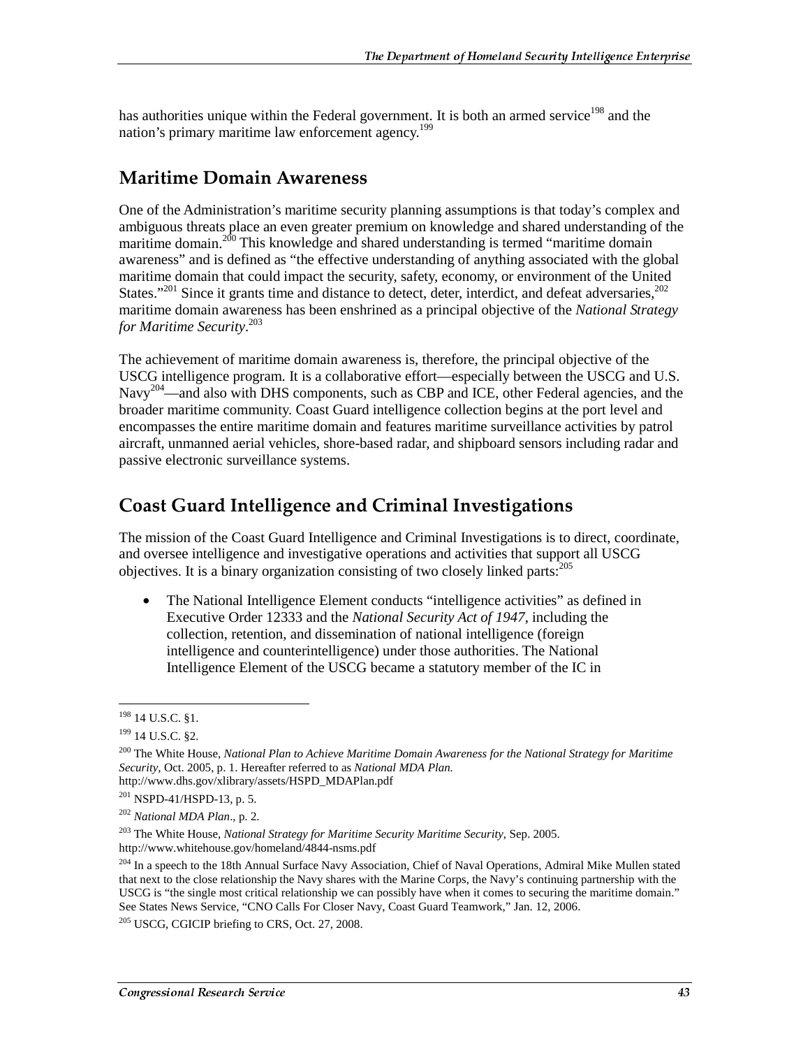has authorities unique within the Federal government. It is both an armed service[198] and the nation's primary maritime law enforcement agency.[199]

## Maritime Domain Awareness

One of the Administration's maritime security planning assumptions is that today's complex and ambiguous threats place an even greater premium on knowledge and shared understanding of the maritime domain.[200] This knowledge and shared understanding is termed "maritime domain awareness" and is defined as "the effective understanding of anything associated with the global maritime domain that could impact the security, safety, economy, or environment of the United States."[201] Since it grants time and distance to detect, deter, interdict, and defeat adversaries,[202] maritime domain awareness has been enshrined as a principal objective of the *National Strategy for Maritime Security*.[203]

The achievement of maritime domain awareness is, therefore, the principal objective of the USCG intelligence program. It is a collaborative effort—especially between the USCG and U.S. Navy[204]—and also with DHS components, such as CBP and ICE, other Federal agencies, and the broader maritime community. Coast Guard intelligence collection begins at the port level and encompasses the entire maritime domain and features maritime surveillance activities by patrol aircraft, unmanned aerial vehicles, shore-based radar, and shipboard sensors including radar and passive electronic surveillance systems.

## Coast Guard Intelligence and Criminal Investigations

The mission of the Coast Guard Intelligence and Criminal Investigations is to direct, coordinate, and oversee intelligence and investigative operations and activities that support all USCG objectives. It is a binary organization consisting of two closely linked parts:[205]

- The National Intelligence Element conducts "intelligence activities" as defined in Executive Order 12333 and the *National Security Act of 1947*, including the collection, retention, and dissemination of national intelligence (foreign intelligence and counterintelligence) under those authorities. The National Intelligence Element of the USCG became a statutory member of the IC in

---

[198] 14 U.S.C. §1.

[199] 14 U.S.C. §2.

[200] The White House, *National Plan to Achieve Maritime Domain Awareness for the National Strategy for Maritime Security*, Oct. 2005, p. 1. Hereafter referred to as *National MDA Plan.* http://www.dhs.gov/xlibrary/assets/HSPD_MDAPlan.pdf

[201] NSPD-41/HSPD-13, p. 5.

[202] *National MDA Plan*., p. 2.

[203] The White House, *National Strategy for Maritime Security Maritime Security*, Sep. 2005. http://www.whitehouse.gov/homeland/4844-nsms.pdf

[204] In a speech to the 18th Annual Surface Navy Association, Chief of Naval Operations, Admiral Mike Mullen stated that next to the close relationship the Navy shares with the Marine Corps, the Navy's continuing partnership with the USCG is "the single most critical relationship we can possibly have when it comes to securing the maritime domain." See States News Service, "CNO Calls For Closer Navy, Coast Guard Teamwork," Jan. 12, 2006.

[205] USCG, CGICIP briefing to CRS, Oct. 27, 2008.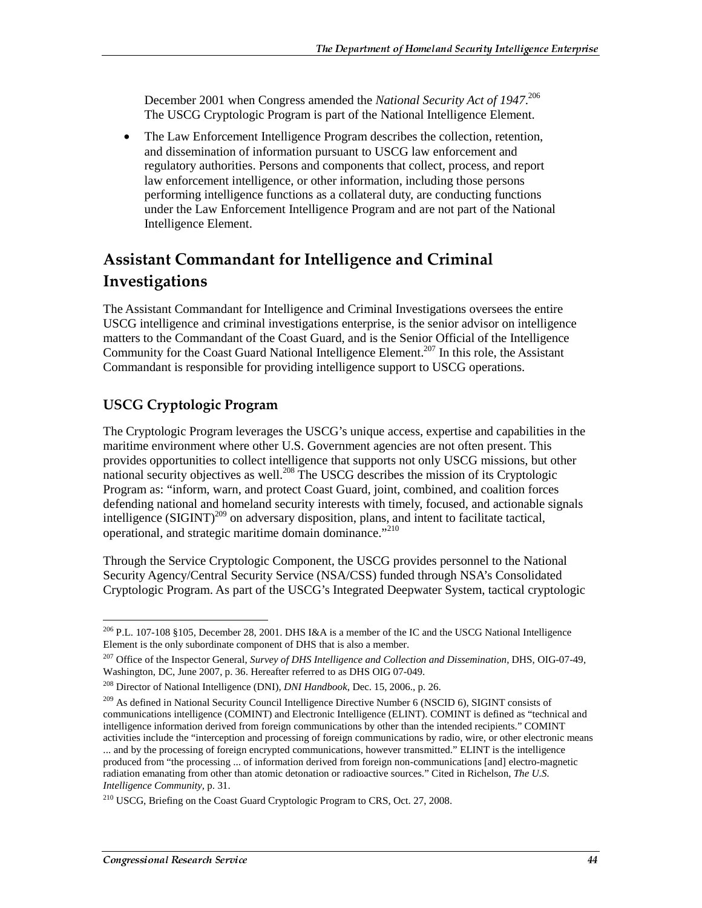December 2001 when Congress amended the *National Security Act of 1947*.[206] The USCG Cryptologic Program is part of the National Intelligence Element.

- The Law Enforcement Intelligence Program describes the collection, retention, and dissemination of information pursuant to USCG law enforcement and regulatory authorities. Persons and components that collect, process, and report law enforcement intelligence, or other information, including those persons performing intelligence functions as a collateral duty, are conducting functions under the Law Enforcement Intelligence Program and are not part of the National Intelligence Element.

## Assistant Commandant for Intelligence and Criminal Investigations

The Assistant Commandant for Intelligence and Criminal Investigations oversees the entire USCG intelligence and criminal investigations enterprise, is the senior advisor on intelligence matters to the Commandant of the Coast Guard, and is the Senior Official of the Intelligence Community for the Coast Guard National Intelligence Element.[207] In this role, the Assistant Commandant is responsible for providing intelligence support to USCG operations.

### USCG Cryptologic Program

The Cryptologic Program leverages the USCG's unique access, expertise and capabilities in the maritime environment where other U.S. Government agencies are not often present. This provides opportunities to collect intelligence that supports not only USCG missions, but other national security objectives as well.[208] The USCG describes the mission of its Cryptologic Program as: "inform, warn, and protect Coast Guard, joint, combined, and coalition forces defending national and homeland security interests with timely, focused, and actionable signals intelligence (SIGINT)[209] on adversary disposition, plans, and intent to facilitate tactical, operational, and strategic maritime domain dominance."[210]

Through the Service Cryptologic Component, the USCG provides personnel to the National Security Agency/Central Security Service (NSA/CSS) funded through NSA's Consolidated Cryptologic Program. As part of the USCG's Integrated Deepwater System, tactical cryptologic

---

[206] P.L. 107-108 §105, December 28, 2001. DHS I&A is a member of the IC and the USCG National Intelligence Element is the only subordinate component of DHS that is also a member.

[207] Office of the Inspector General, *Survey of DHS Intelligence and Collection and Dissemination*, DHS, OIG-07-49, Washington, DC, June 2007, p. 36. Hereafter referred to as DHS OIG 07-049.

[208] Director of National Intelligence (DNI), *DNI Handbook*, Dec. 15, 2006., p. 26.

[209] As defined in National Security Council Intelligence Directive Number 6 (NSCID 6), SIGINT consists of communications intelligence (COMINT) and Electronic Intelligence (ELINT). COMINT is defined as "technical and intelligence information derived from foreign communications by other than the intended recipients." COMINT activities include the "interception and processing of foreign communications by radio, wire, or other electronic means ... and by the processing of foreign encrypted communications, however transmitted." ELINT is the intelligence produced from "the processing ... of information derived from foreign non-communications [and] electro-magnetic radiation emanating from other than atomic detonation or radioactive sources." Cited in Richelson, *The U.S. Intelligence Community*, p. 31.

[210] USCG, Briefing on the Coast Guard Cryptologic Program to CRS, Oct. 27, 2008.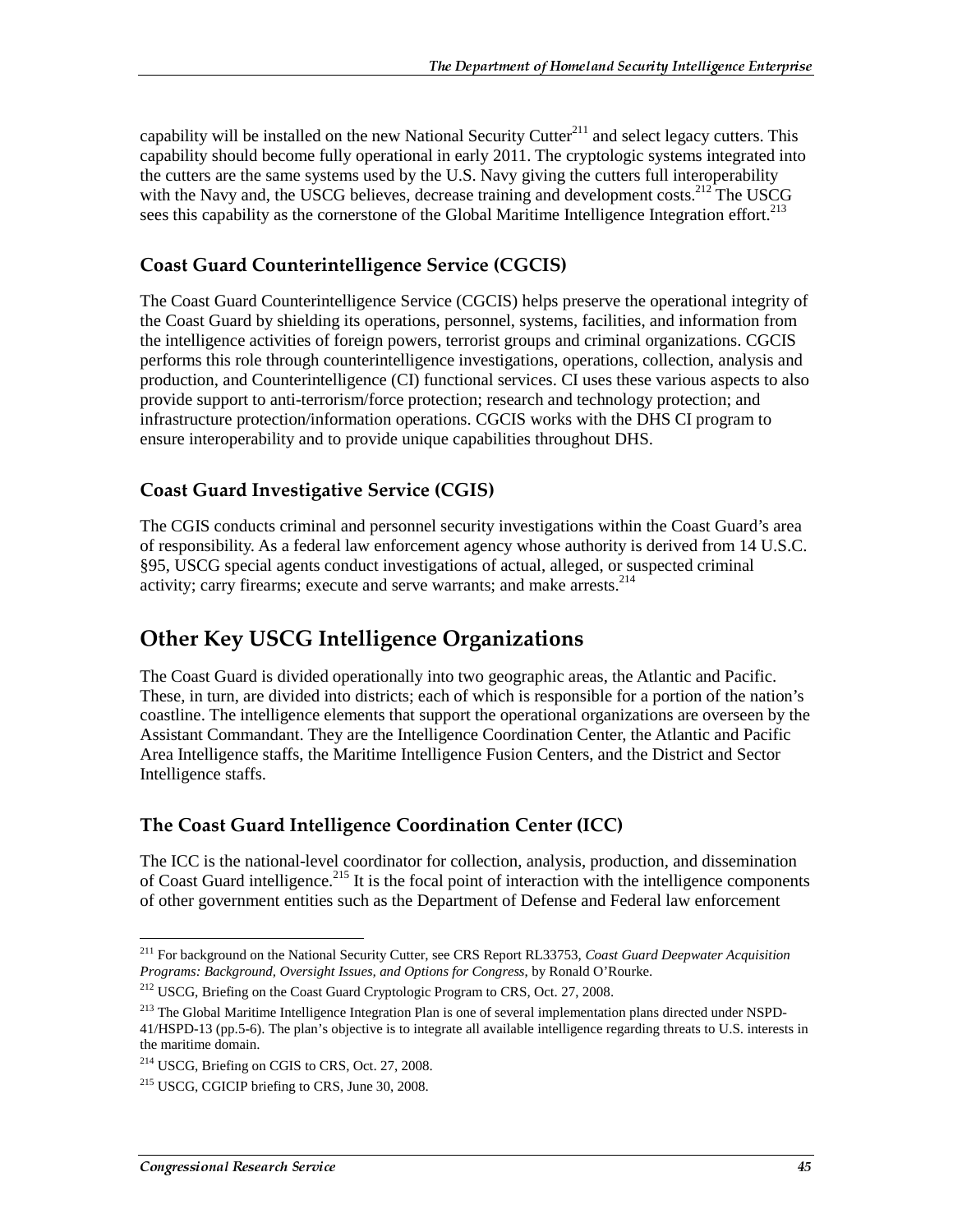capability will be installed on the new National Security Cutter[211] and select legacy cutters. This capability should become fully operational in early 2011. The cryptologic systems integrated into the cutters are the same systems used by the U.S. Navy giving the cutters full interoperability with the Navy and, the USCG believes, decrease training and development costs.[212] The USCG sees this capability as the cornerstone of the Global Maritime Intelligence Integration effort.[213]

### Coast Guard Counterintelligence Service (CGCIS)

The Coast Guard Counterintelligence Service (CGCIS) helps preserve the operational integrity of the Coast Guard by shielding its operations, personnel, systems, facilities, and information from the intelligence activities of foreign powers, terrorist groups and criminal organizations. CGCIS performs this role through counterintelligence investigations, operations, collection, analysis and production, and Counterintelligence (CI) functional services. CI uses these various aspects to also provide support to anti-terrorism/force protection; research and technology protection; and infrastructure protection/information operations. CGCIS works with the DHS CI program to ensure interoperability and to provide unique capabilities throughout DHS.

### Coast Guard Investigative Service (CGIS)

The CGIS conducts criminal and personnel security investigations within the Coast Guard's area of responsibility. As a federal law enforcement agency whose authority is derived from 14 U.S.C. §95, USCG special agents conduct investigations of actual, alleged, or suspected criminal activity; carry firearms; execute and serve warrants; and make arrests.[214]

## Other Key USCG Intelligence Organizations

The Coast Guard is divided operationally into two geographic areas, the Atlantic and Pacific. These, in turn, are divided into districts; each of which is responsible for a portion of the nation's coastline. The intelligence elements that support the operational organizations are overseen by the Assistant Commandant. They are the Intelligence Coordination Center, the Atlantic and Pacific Area Intelligence staffs, the Maritime Intelligence Fusion Centers, and the District and Sector Intelligence staffs.

### The Coast Guard Intelligence Coordination Center (ICC)

The ICC is the national-level coordinator for collection, analysis, production, and dissemination of Coast Guard intelligence.[215] It is the focal point of interaction with the intelligence components of other government entities such as the Department of Defense and Federal law enforcement

---

[211] For background on the National Security Cutter, see CRS Report RL33753, *Coast Guard Deepwater Acquisition Programs: Background, Oversight Issues, and Options for Congress*, by Ronald O'Rourke.

[212] USCG, Briefing on the Coast Guard Cryptologic Program to CRS, Oct. 27, 2008.

[213] The Global Maritime Intelligence Integration Plan is one of several implementation plans directed under NSPD-41/HSPD-13 (pp.5-6). The plan's objective is to integrate all available intelligence regarding threats to U.S. interests in the maritime domain.

[214] USCG, Briefing on CGIS to CRS, Oct. 27, 2008.

[215] USCG, CGICIP briefing to CRS, June 30, 2008.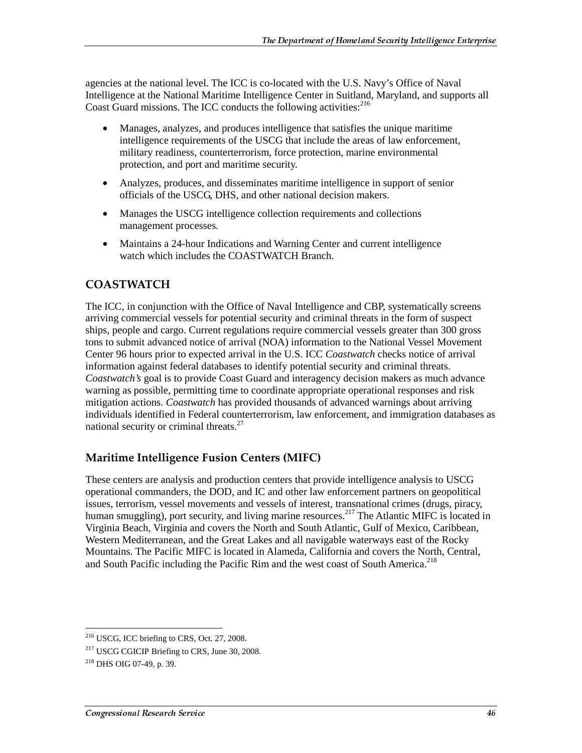agencies at the national level. The ICC is co-located with the U.S. Navy's Office of Naval Intelligence at the National Maritime Intelligence Center in Suitland, Maryland, and supports all Coast Guard missions. The ICC conducts the following activities:[216]

- Manages, analyzes, and produces intelligence that satisfies the unique maritime intelligence requirements of the USCG that include the areas of law enforcement, military readiness, counterterrorism, force protection, marine environmental protection, and port and maritime security.
- Analyzes, produces, and disseminates maritime intelligence in support of senior officials of the USCG, DHS, and other national decision makers.
- Manages the USCG intelligence collection requirements and collections management processes.
- Maintains a 24-hour Indications and Warning Center and current intelligence watch which includes the COASTWATCH Branch.

## COASTWATCH

The ICC, in conjunction with the Office of Naval Intelligence and CBP, systematically screens arriving commercial vessels for potential security and criminal threats in the form of suspect ships, people and cargo. Current regulations require commercial vessels greater than 300 gross tons to submit advanced notice of arrival (NOA) information to the National Vessel Movement Center 96 hours prior to expected arrival in the U.S. ICC *Coastwatch* checks notice of arrival information against federal databases to identify potential security and criminal threats. *Coastwatch's* goal is to provide Coast Guard and interagency decision makers as much advance warning as possible, permitting time to coordinate appropriate operational responses and risk mitigation actions. *Coastwatch* has provided thousands of advanced warnings about arriving individuals identified in Federal counterterrorism, law enforcement, and immigration databases as national security or criminal threats.[27]

### Maritime Intelligence Fusion Centers (MIFC)

These centers are analysis and production centers that provide intelligence analysis to USCG operational commanders, the DOD, and IC and other law enforcement partners on geopolitical issues, terrorism, vessel movements and vessels of interest, transnational crimes (drugs, piracy, human smuggling), port security, and living marine resources.[217] The Atlantic MIFC is located in Virginia Beach, Virginia and covers the North and South Atlantic, Gulf of Mexico, Caribbean, Western Mediterranean, and the Great Lakes and all navigable waterways east of the Rocky Mountains. The Pacific MIFC is located in Alameda, California and covers the North, Central, and South Pacific including the Pacific Rim and the west coast of South America.[218]

---

[216] USCG, ICC briefing to CRS, Oct. 27, 2008.

[217] USCG CGICIP Briefing to CRS, June 30, 2008.

[218] DHS OIG 07-49, p. 39.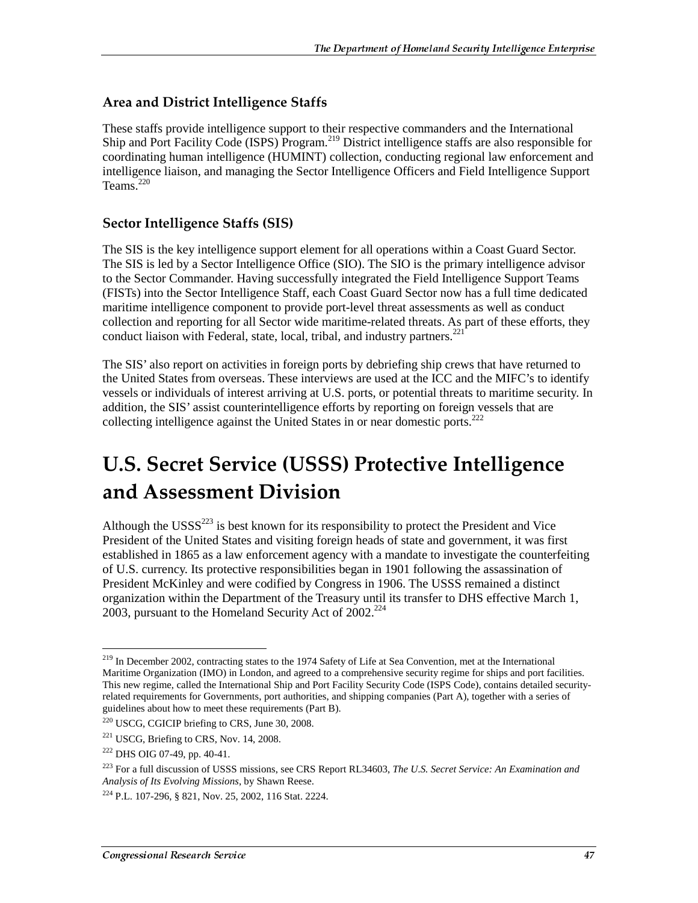### Area and District Intelligence Staffs

These staffs provide intelligence support to their respective commanders and the International Ship and Port Facility Code (ISPS) Program.[219] District intelligence staffs are also responsible for coordinating human intelligence (HUMINT) collection, conducting regional law enforcement and intelligence liaison, and managing the Sector Intelligence Officers and Field Intelligence Support Teams.[220]

### Sector Intelligence Staffs (SIS)

The SIS is the key intelligence support element for all operations within a Coast Guard Sector. The SIS is led by a Sector Intelligence Office (SIO). The SIO is the primary intelligence advisor to the Sector Commander. Having successfully integrated the Field Intelligence Support Teams (FISTs) into the Sector Intelligence Staff, each Coast Guard Sector now has a full time dedicated maritime intelligence component to provide port-level threat assessments as well as conduct collection and reporting for all Sector wide maritime-related threats. As part of these efforts, they conduct liaison with Federal, state, local, tribal, and industry partners.[221]

The SIS' also report on activities in foreign ports by debriefing ship crews that have returned to the United States from overseas. These interviews are used at the ICC and the MIFC's to identify vessels or individuals of interest arriving at U.S. ports, or potential threats to maritime security. In addition, the SIS' assist counterintelligence efforts by reporting on foreign vessels that are collecting intelligence against the United States in or near domestic ports.[222]

# U.S. Secret Service (USSS) Protective Intelligence and Assessment Division

Although the USSS[223] is best known for its responsibility to protect the President and Vice President of the United States and visiting foreign heads of state and government, it was first established in 1865 as a law enforcement agency with a mandate to investigate the counterfeiting of U.S. currency. Its protective responsibilities began in 1901 following the assassination of President McKinley and were codified by Congress in 1906. The USSS remained a distinct organization within the Department of the Treasury until its transfer to DHS effective March 1, 2003, pursuant to the Homeland Security Act of 2002.[224]

---

[219] In December 2002, contracting states to the 1974 Safety of Life at Sea Convention, met at the International Maritime Organization (IMO) in London, and agreed to a comprehensive security regime for ships and port facilities. This new regime, called the International Ship and Port Facility Security Code (ISPS Code), contains detailed security-related requirements for Governments, port authorities, and shipping companies (Part A), together with a series of guidelines about how to meet these requirements (Part B).

[220] USCG, CGICIP briefing to CRS, June 30, 2008.

[221] USCG, Briefing to CRS, Nov. 14, 2008.

[222] DHS OIG 07-49, pp. 40-41.

[223] For a full discussion of USSS missions, see CRS Report RL34603, *The U.S. Secret Service: An Examination and Analysis of Its Evolving Missions*, by Shawn Reese.

[224] P.L. 107-296, § 821, Nov. 25, 2002, 116 Stat. 2224.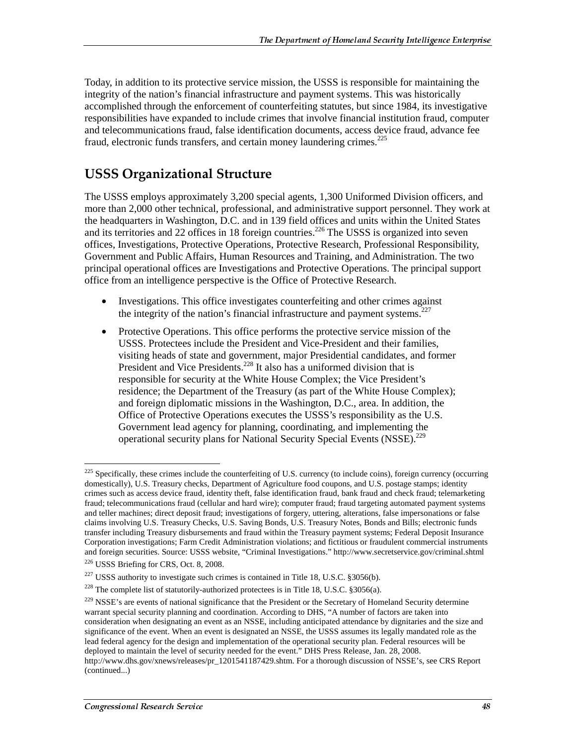Today, in addition to its protective service mission, the USSS is responsible for maintaining the integrity of the nation's financial infrastructure and payment systems. This was historically accomplished through the enforcement of counterfeiting statutes, but since 1984, its investigative responsibilities have expanded to include crimes that involve financial institution fraud, computer and telecommunications fraud, false identification documents, access device fraud, advance fee fraud, electronic funds transfers, and certain money laundering crimes.[225]

## USSS Organizational Structure

The USSS employs approximately 3,200 special agents, 1,300 Uniformed Division officers, and more than 2,000 other technical, professional, and administrative support personnel. They work at the headquarters in Washington, D.C. and in 139 field offices and units within the United States and its territories and 22 offices in 18 foreign countries.[226] The USSS is organized into seven offices, Investigations, Protective Operations, Protective Research, Professional Responsibility, Government and Public Affairs, Human Resources and Training, and Administration. The two principal operational offices are Investigations and Protective Operations. The principal support office from an intelligence perspective is the Office of Protective Research.

- Investigations. This office investigates counterfeiting and other crimes against the integrity of the nation's financial infrastructure and payment systems.[227]
- Protective Operations. This office performs the protective service mission of the USSS. Protectees include the President and Vice-President and their families, visiting heads of state and government, major Presidential candidates, and former President and Vice Presidents.[228] It also has a uniformed division that is responsible for security at the White House Complex; the Vice President's residence; the Department of the Treasury (as part of the White House Complex); and foreign diplomatic missions in the Washington, D.C., area. In addition, the Office of Protective Operations executes the USSS's responsibility as the U.S. Government lead agency for planning, coordinating, and implementing the operational security plans for National Security Special Events (NSSE).[229]

---

[225] Specifically, these crimes include the counterfeiting of U.S. currency (to include coins), foreign currency (occurring domestically), U.S. Treasury checks, Department of Agriculture food coupons, and U.S. postage stamps; identity crimes such as access device fraud, identity theft, false identification fraud, bank fraud and check fraud; telemarketing fraud; telecommunications fraud (cellular and hard wire); computer fraud; fraud targeting automated payment systems and teller machines; direct deposit fraud; investigations of forgery, uttering, alterations, false impersonations or false claims involving U.S. Treasury Checks, U.S. Saving Bonds, U.S. Treasury Notes, Bonds and Bills; electronic funds transfer including Treasury disbursements and fraud within the Treasury payment systems; Federal Deposit Insurance Corporation investigations; Farm Credit Administration violations; and fictitious or fraudulent commercial instruments and foreign securities. Source: USSS website, "Criminal Investigations." http://www.secretservice.gov/criminal.shtml

[226] USSS Briefing for CRS, Oct. 8, 2008.

[227] USSS authority to investigate such crimes is contained in Title 18, U.S.C. §3056(b).

[228] The complete list of statutorily-authorized protectees is in Title 18, U.S.C. §3056(a).

[229] NSSE's are events of national significance that the President or the Secretary of Homeland Security determine warrant special security planning and coordination. According to DHS, "A number of factors are taken into consideration when designating an event as an NSSE, including anticipated attendance by dignitaries and the size and significance of the event. When an event is designated an NSSE, the USSS assumes its legally mandated role as the lead federal agency for the design and implementation of the operational security plan. Federal resources will be deployed to maintain the level of security needed for the event." DHS Press Release, Jan. 28, 2008. http://www.dhs.gov/xnews/releases/pr_1201541187429.shtm. For a thorough discussion of NSSE's, see CRS Report (continued...)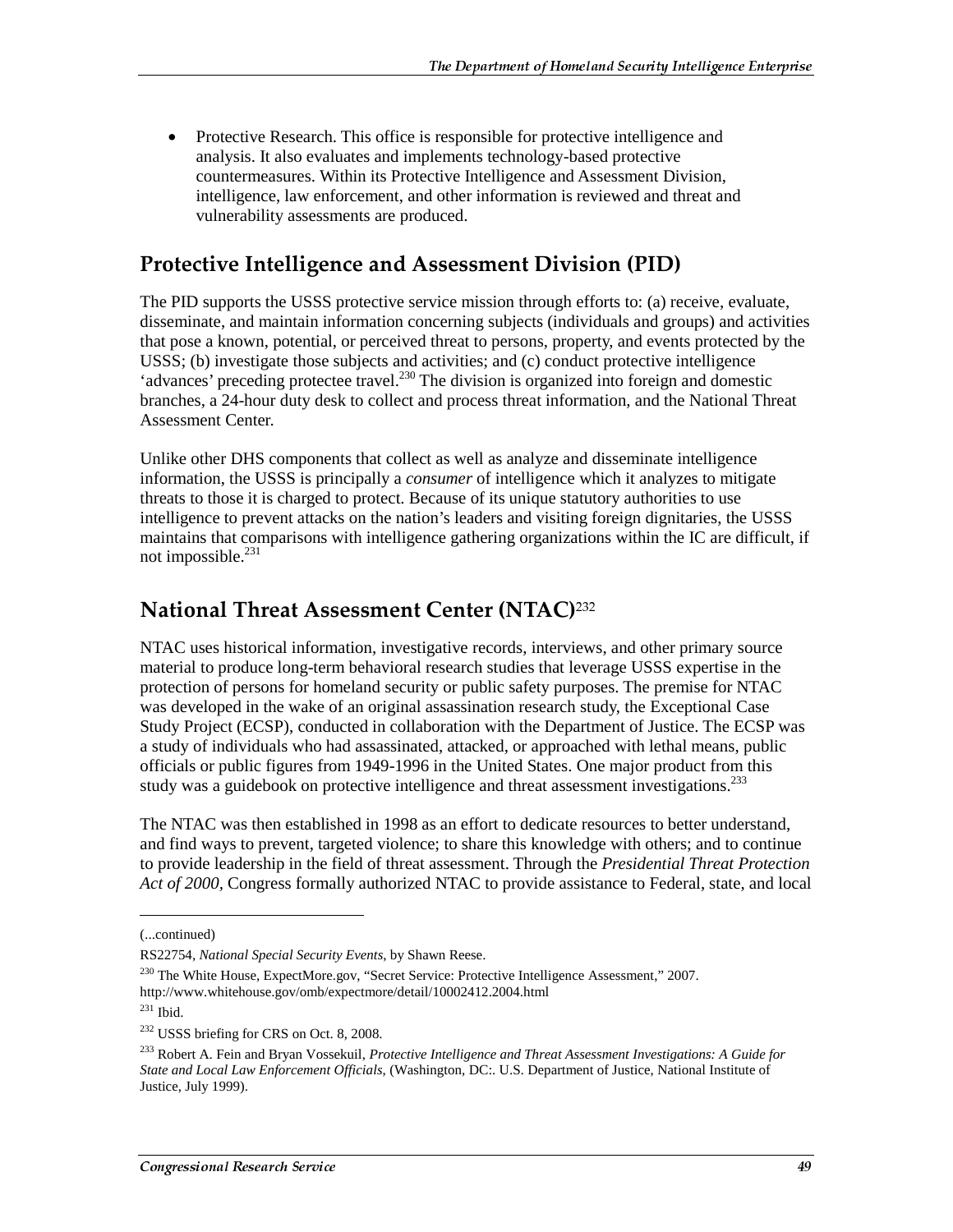- Protective Research. This office is responsible for protective intelligence and analysis. It also evaluates and implements technology-based protective countermeasures. Within its Protective Intelligence and Assessment Division, intelligence, law enforcement, and other information is reviewed and threat and vulnerability assessments are produced.

## Protective Intelligence and Assessment Division (PID)

The PID supports the USSS protective service mission through efforts to: (a) receive, evaluate, disseminate, and maintain information concerning subjects (individuals and groups) and activities that pose a known, potential, or perceived threat to persons, property, and events protected by the USSS; (b) investigate those subjects and activities; and (c) conduct protective intelligence 'advances' preceding protectee travel.[230] The division is organized into foreign and domestic branches, a 24-hour duty desk to collect and process threat information, and the National Threat Assessment Center.

Unlike other DHS components that collect as well as analyze and disseminate intelligence information, the USSS is principally a *consumer* of intelligence which it analyzes to mitigate threats to those it is charged to protect. Because of its unique statutory authorities to use intelligence to prevent attacks on the nation's leaders and visiting foreign dignitaries, the USSS maintains that comparisons with intelligence gathering organizations within the IC are difficult, if not impossible.[231]

## National Threat Assessment Center (NTAC)[232]

NTAC uses historical information, investigative records, interviews, and other primary source material to produce long-term behavioral research studies that leverage USSS expertise in the protection of persons for homeland security or public safety purposes. The premise for NTAC was developed in the wake of an original assassination research study, the Exceptional Case Study Project (ECSP), conducted in collaboration with the Department of Justice. The ECSP was a study of individuals who had assassinated, attacked, or approached with lethal means, public officials or public figures from 1949-1996 in the United States. One major product from this study was a guidebook on protective intelligence and threat assessment investigations.[233]

The NTAC was then established in 1998 as an effort to dedicate resources to better understand, and find ways to prevent, targeted violence; to share this knowledge with others; and to continue to provide leadership in the field of threat assessment. Through the *Presidential Threat Protection Act of 2000,* Congress formally authorized NTAC to provide assistance to Federal, state, and local

---

(...continued)

RS22754, *National Special Security Events*, by Shawn Reese.

[230] The White House, ExpectMore.gov, "Secret Service: Protective Intelligence Assessment," 2007. http://www.whitehouse.gov/omb/expectmore/detail/10002412.2004.html

[231] Ibid.

[232] USSS briefing for CRS on Oct. 8, 2008.

[233] Robert A. Fein and Bryan Vossekuil, *Protective Intelligence and Threat Assessment Investigations: A Guide for State and Local Law Enforcement Officials*, (Washington, DC:. U.S. Department of Justice, National Institute of Justice, July 1999).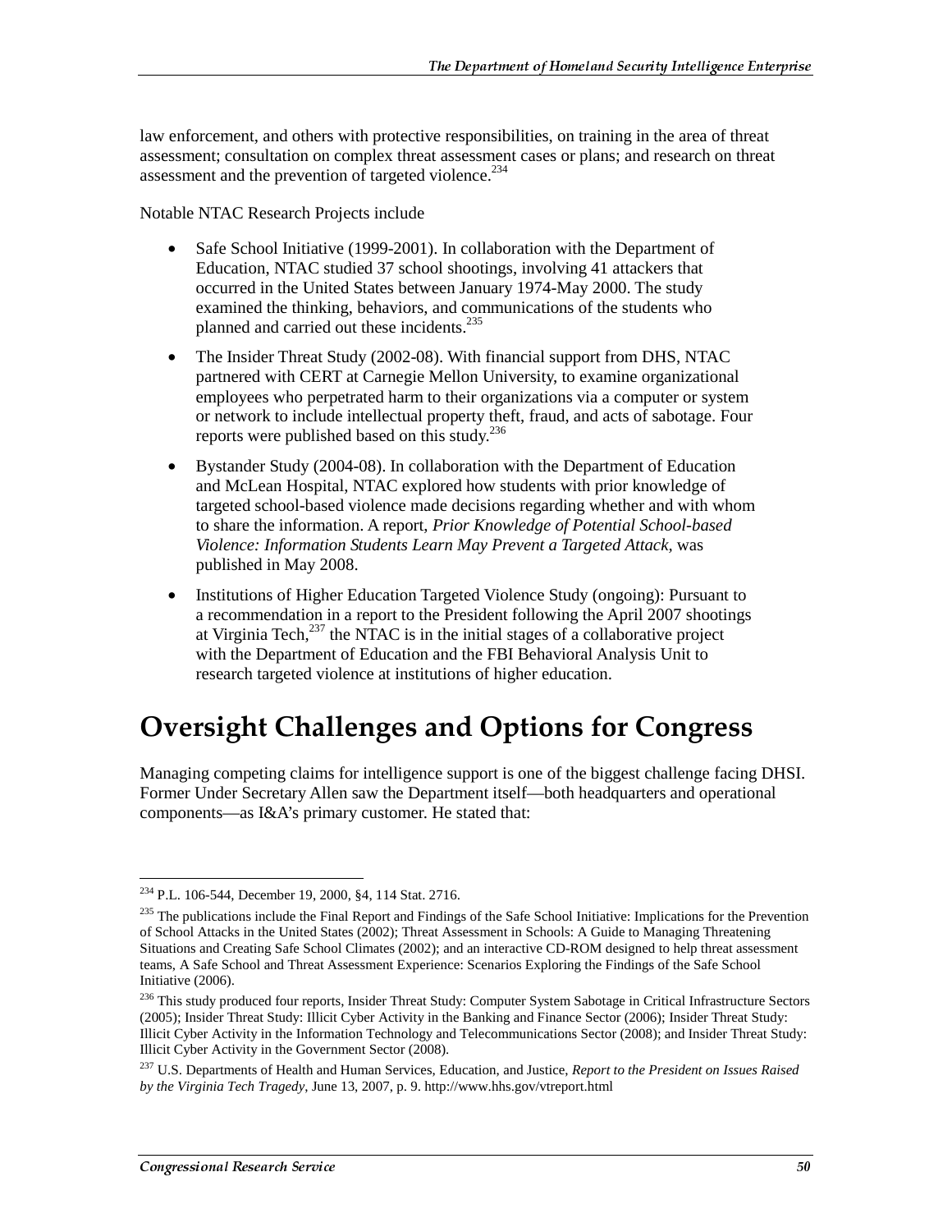law enforcement, and others with protective responsibilities, on training in the area of threat assessment; consultation on complex threat assessment cases or plans; and research on threat assessment and the prevention of targeted violence.[234]

Notable NTAC Research Projects include

- Safe School Initiative (1999-2001). In collaboration with the Department of Education, NTAC studied 37 school shootings, involving 41 attackers that occurred in the United States between January 1974-May 2000. The study examined the thinking, behaviors, and communications of the students who planned and carried out these incidents.[235]
- The Insider Threat Study (2002-08). With financial support from DHS, NTAC partnered with CERT at Carnegie Mellon University, to examine organizational employees who perpetrated harm to their organizations via a computer or system or network to include intellectual property theft, fraud, and acts of sabotage. Four reports were published based on this study.[236]
- Bystander Study (2004-08). In collaboration with the Department of Education and McLean Hospital, NTAC explored how students with prior knowledge of targeted school-based violence made decisions regarding whether and with whom to share the information. A report, *Prior Knowledge of Potential School-based Violence: Information Students Learn May Prevent a Targeted Attack*, was published in May 2008.
- Institutions of Higher Education Targeted Violence Study (ongoing): Pursuant to a recommendation in a report to the President following the April 2007 shootings at Virginia Tech,[237] the NTAC is in the initial stages of a collaborative project with the Department of Education and the FBI Behavioral Analysis Unit to research targeted violence at institutions of higher education.

# Oversight Challenges and Options for Congress

Managing competing claims for intelligence support is one of the biggest challenge facing DHSI. Former Under Secretary Allen saw the Department itself—both headquarters and operational components—as I&A's primary customer. He stated that:

---

[234] P.L. 106-544, December 19, 2000, §4, 114 Stat. 2716.

[235] The publications include the Final Report and Findings of the Safe School Initiative: Implications for the Prevention of School Attacks in the United States (2002); Threat Assessment in Schools: A Guide to Managing Threatening Situations and Creating Safe School Climates (2002); and an interactive CD-ROM designed to help threat assessment teams, A Safe School and Threat Assessment Experience: Scenarios Exploring the Findings of the Safe School Initiative (2006).

[236] This study produced four reports, Insider Threat Study: Computer System Sabotage in Critical Infrastructure Sectors (2005); Insider Threat Study: Illicit Cyber Activity in the Banking and Finance Sector (2006); Insider Threat Study: Illicit Cyber Activity in the Information Technology and Telecommunications Sector (2008); and Insider Threat Study: Illicit Cyber Activity in the Government Sector (2008).

[237] U.S. Departments of Health and Human Services, Education, and Justice, *Report to the President on Issues Raised by the Virginia Tech Tragedy*, June 13, 2007, p. 9. http://www.hhs.gov/vtreport.html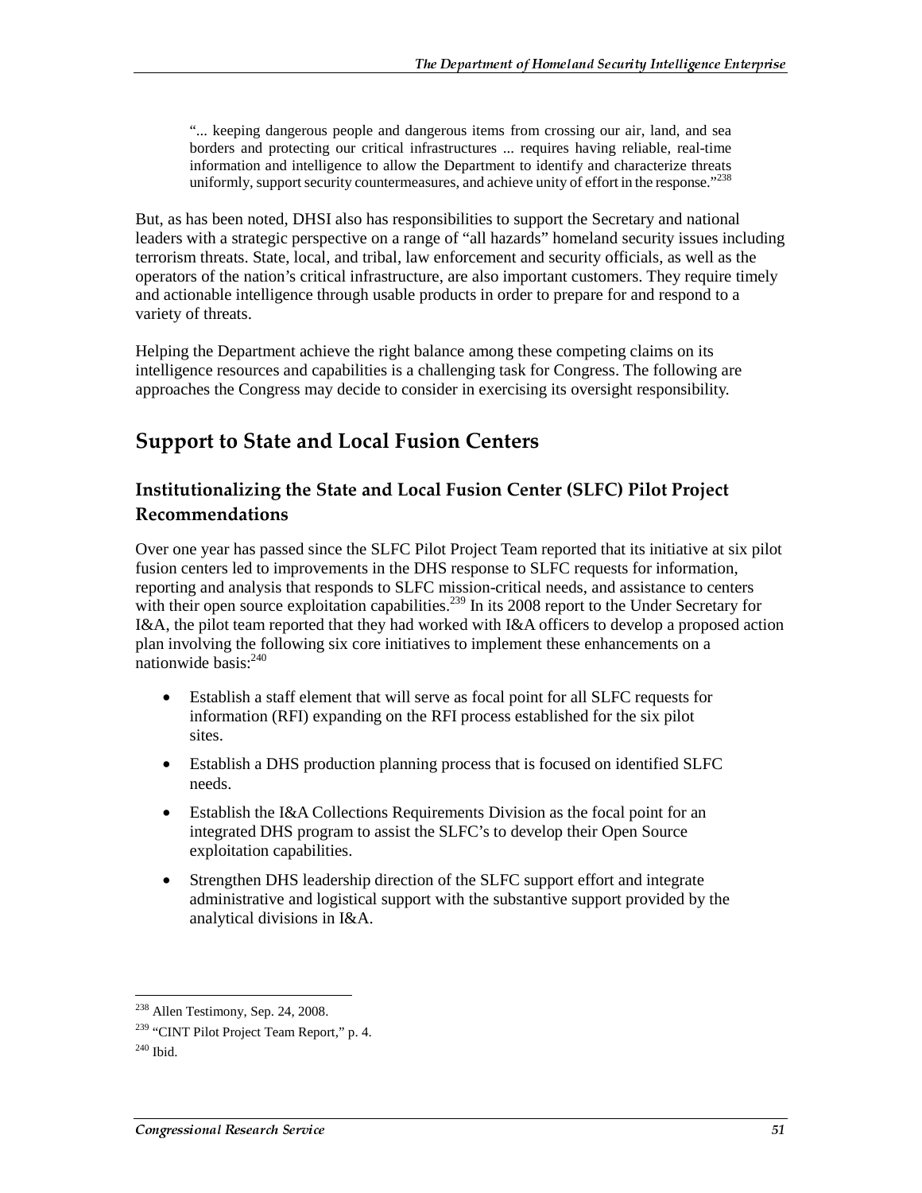> "... keeping dangerous people and dangerous items from crossing our air, land, and sea borders and protecting our critical infrastructures ... requires having reliable, real-time information and intelligence to allow the Department to identify and characterize threats uniformly, support security countermeasures, and achieve unity of effort in the response."[238]

But, as has been noted, DHSI also has responsibilities to support the Secretary and national leaders with a strategic perspective on a range of "all hazards" homeland security issues including terrorism threats. State, local, and tribal, law enforcement and security officials, as well as the operators of the nation's critical infrastructure, are also important customers. They require timely and actionable intelligence through usable products in order to prepare for and respond to a variety of threats.

Helping the Department achieve the right balance among these competing claims on its intelligence resources and capabilities is a challenging task for Congress. The following are approaches the Congress may decide to consider in exercising its oversight responsibility.

## Support to State and Local Fusion Centers

### Institutionalizing the State and Local Fusion Center (SLFC) Pilot Project Recommendations

Over one year has passed since the SLFC Pilot Project Team reported that its initiative at six pilot fusion centers led to improvements in the DHS response to SLFC requests for information, reporting and analysis that responds to SLFC mission-critical needs, and assistance to centers with their open source exploitation capabilities.[239] In its 2008 report to the Under Secretary for I&A, the pilot team reported that they had worked with I&A officers to develop a proposed action plan involving the following six core initiatives to implement these enhancements on a nationwide basis:[240]

- Establish a staff element that will serve as focal point for all SLFC requests for information (RFI) expanding on the RFI process established for the six pilot sites.
- Establish a DHS production planning process that is focused on identified SLFC needs.
- Establish the I&A Collections Requirements Division as the focal point for an integrated DHS program to assist the SLFC's to develop their Open Source exploitation capabilities.
- Strengthen DHS leadership direction of the SLFC support effort and integrate administrative and logistical support with the substantive support provided by the analytical divisions in I&A.

---

[238] Allen Testimony, Sep. 24, 2008.

[239] "CINT Pilot Project Team Report," p. 4.

[240] Ibid.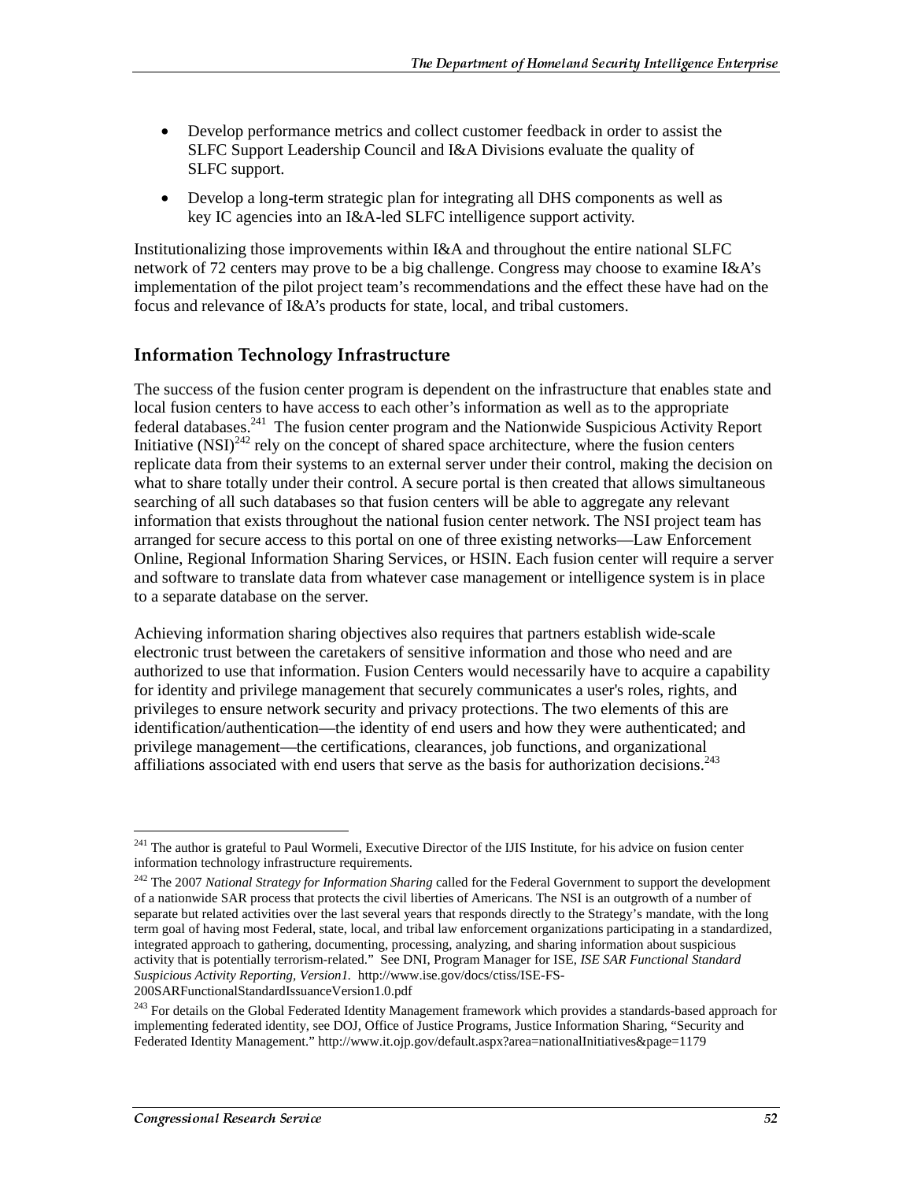- Develop performance metrics and collect customer feedback in order to assist the SLFC Support Leadership Council and I&A Divisions evaluate the quality of SLFC support.
- Develop a long-term strategic plan for integrating all DHS components as well as key IC agencies into an I&A-led SLFC intelligence support activity.

Institutionalizing those improvements within I&A and throughout the entire national SLFC network of 72 centers may prove to be a big challenge. Congress may choose to examine I&A's implementation of the pilot project team's recommendations and the effect these have had on the focus and relevance of I&A's products for state, local, and tribal customers.

## Information Technology Infrastructure

The success of the fusion center program is dependent on the infrastructure that enables state and local fusion centers to have access to each other's information as well as to the appropriate federal databases.[241] The fusion center program and the Nationwide Suspicious Activity Report Initiative (NSI)[242] rely on the concept of shared space architecture, where the fusion centers replicate data from their systems to an external server under their control, making the decision on what to share totally under their control. A secure portal is then created that allows simultaneous searching of all such databases so that fusion centers will be able to aggregate any relevant information that exists throughout the national fusion center network. The NSI project team has arranged for secure access to this portal on one of three existing networks—Law Enforcement Online, Regional Information Sharing Services, or HSIN. Each fusion center will require a server and software to translate data from whatever case management or intelligence system is in place to a separate database on the server.

Achieving information sharing objectives also requires that partners establish wide-scale electronic trust between the caretakers of sensitive information and those who need and are authorized to use that information. Fusion Centers would necessarily have to acquire a capability for identity and privilege management that securely communicates a user's roles, rights, and privileges to ensure network security and privacy protections. The two elements of this are identification/authentication—the identity of end users and how they were authenticated; and privilege management—the certifications, clearances, job functions, and organizational affiliations associated with end users that serve as the basis for authorization decisions.[243]

---

[241] The author is grateful to Paul Wormeli, Executive Director of the IJIS Institute, for his advice on fusion center information technology infrastructure requirements.

[242] The 2007 *National Strategy for Information Sharing* called for the Federal Government to support the development of a nationwide SAR process that protects the civil liberties of Americans. The NSI is an outgrowth of a number of separate but related activities over the last several years that responds directly to the Strategy's mandate, with the long term goal of having most Federal, state, local, and tribal law enforcement organizations participating in a standardized, integrated approach to gathering, documenting, processing, analyzing, and sharing information about suspicious activity that is potentially terrorism-related." See DNI, Program Manager for ISE, *ISE SAR Functional Standard Suspicious Activity Reporting, Version1*. http://www.ise.gov/docs/ctiss/ISE-FS-200SARFunctionalStandardIssuanceVersion1.0.pdf

[243] For details on the Global Federated Identity Management framework which provides a standards-based approach for implementing federated identity, see DOJ, Office of Justice Programs, Justice Information Sharing, "Security and Federated Identity Management." http://www.it.ojp.gov/default.aspx?area=nationalInitiatives&page=1179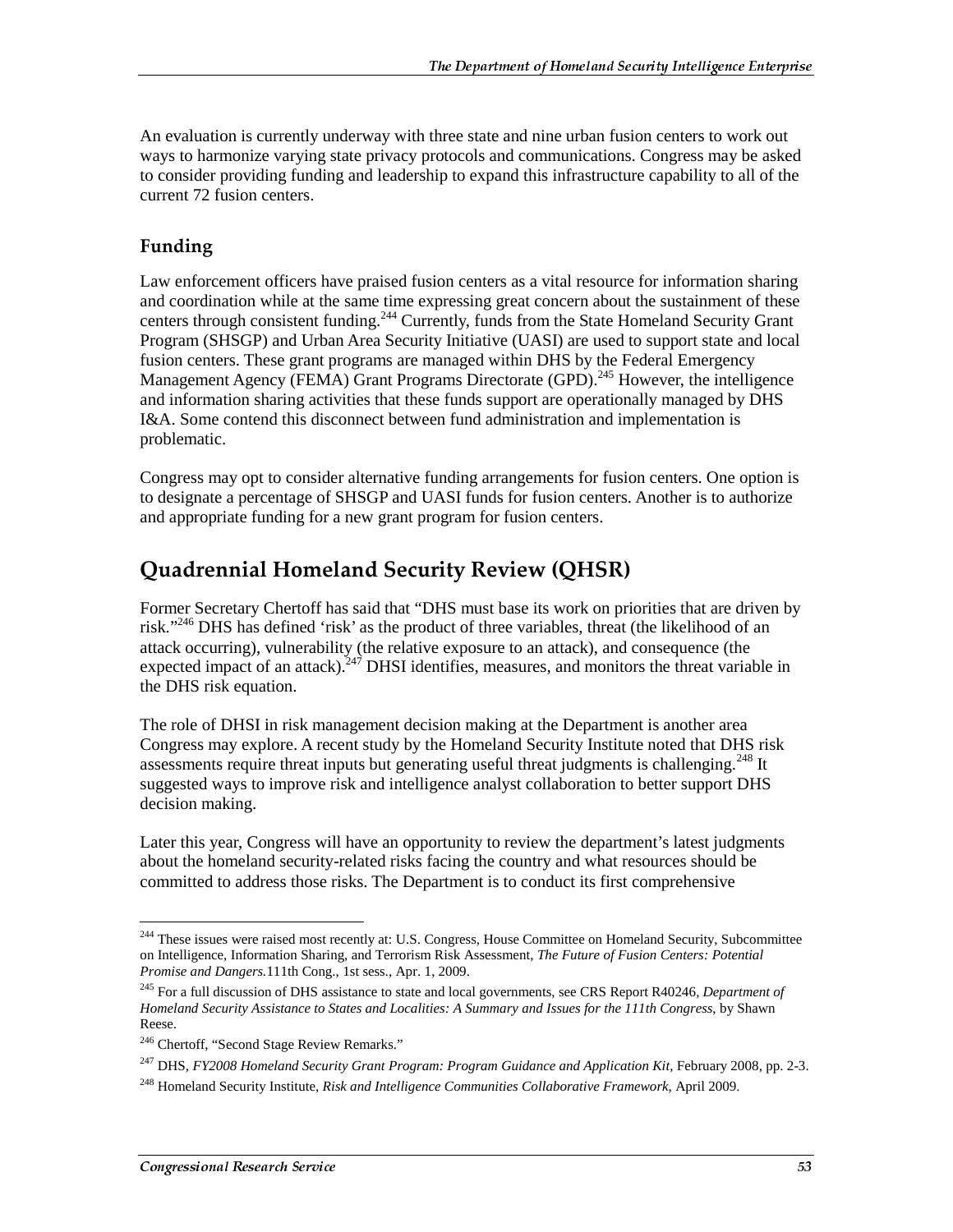An evaluation is currently underway with three state and nine urban fusion centers to work out ways to harmonize varying state privacy protocols and communications. Congress may be asked to consider providing funding and leadership to expand this infrastructure capability to all of the current 72 fusion centers.

### Funding

Law enforcement officers have praised fusion centers as a vital resource for information sharing and coordination while at the same time expressing great concern about the sustainment of these centers through consistent funding.[244] Currently, funds from the State Homeland Security Grant Program (SHSGP) and Urban Area Security Initiative (UASI) are used to support state and local fusion centers. These grant programs are managed within DHS by the Federal Emergency Management Agency (FEMA) Grant Programs Directorate (GPD).[245] However, the intelligence and information sharing activities that these funds support are operationally managed by DHS I&A. Some contend this disconnect between fund administration and implementation is problematic.

Congress may opt to consider alternative funding arrangements for fusion centers. One option is to designate a percentage of SHSGP and UASI funds for fusion centers. Another is to authorize and appropriate funding for a new grant program for fusion centers.

## Quadrennial Homeland Security Review (QHSR)

Former Secretary Chertoff has said that "DHS must base its work on priorities that are driven by risk."[246] DHS has defined 'risk' as the product of three variables, threat (the likelihood of an attack occurring), vulnerability (the relative exposure to an attack), and consequence (the expected impact of an attack).[247] DHSI identifies, measures, and monitors the threat variable in the DHS risk equation.

The role of DHSI in risk management decision making at the Department is another area Congress may explore. A recent study by the Homeland Security Institute noted that DHS risk assessments require threat inputs but generating useful threat judgments is challenging.[248] It suggested ways to improve risk and intelligence analyst collaboration to better support DHS decision making.

Later this year, Congress will have an opportunity to review the department's latest judgments about the homeland security-related risks facing the country and what resources should be committed to address those risks. The Department is to conduct its first comprehensive

---

[244] These issues were raised most recently at: U.S. Congress, House Committee on Homeland Security, Subcommittee on Intelligence, Information Sharing, and Terrorism Risk Assessment, *The Future of Fusion Centers: Potential Promise and Dangers.*111th Cong., 1st sess., Apr. 1, 2009.

[245] For a full discussion of DHS assistance to state and local governments, see CRS Report R40246, *Department of Homeland Security Assistance to States and Localities: A Summary and Issues for the 111th Congress*, by Shawn Reese.

[246] Chertoff, "Second Stage Review Remarks."

[247] DHS, *FY2008 Homeland Security Grant Program: Program Guidance and Application Kit*, February 2008, pp. 2-3.

[248] Homeland Security Institute, *Risk and Intelligence Communities Collaborative Framework*, April 2009.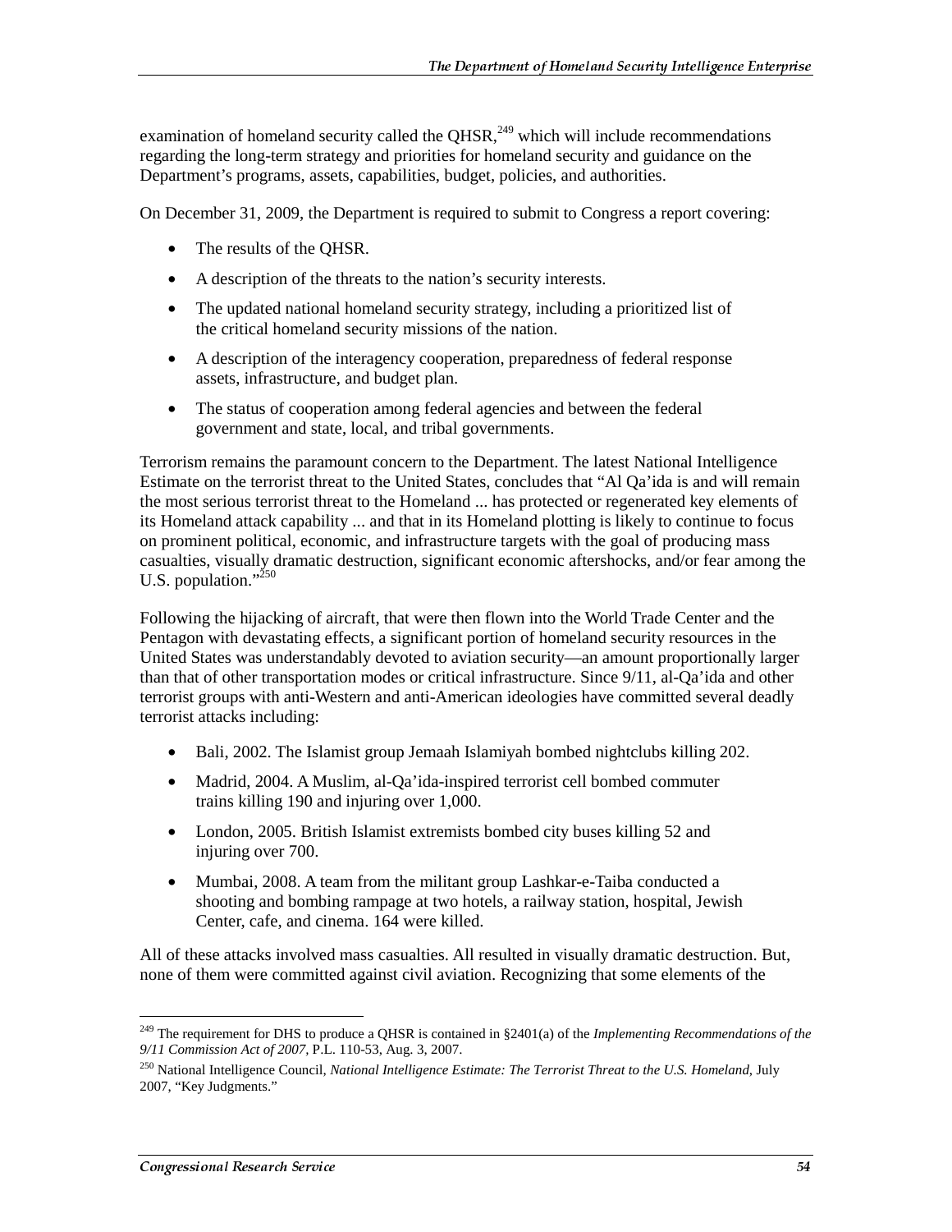examination of homeland security called the QHSR,[249] which will include recommendations regarding the long-term strategy and priorities for homeland security and guidance on the Department's programs, assets, capabilities, budget, policies, and authorities.

On December 31, 2009, the Department is required to submit to Congress a report covering:

- The results of the QHSR.
- A description of the threats to the nation's security interests.
- The updated national homeland security strategy, including a prioritized list of the critical homeland security missions of the nation.
- A description of the interagency cooperation, preparedness of federal response assets, infrastructure, and budget plan.
- The status of cooperation among federal agencies and between the federal government and state, local, and tribal governments.

Terrorism remains the paramount concern to the Department. The latest National Intelligence Estimate on the terrorist threat to the United States, concludes that "Al Qa'ida is and will remain the most serious terrorist threat to the Homeland ... has protected or regenerated key elements of its Homeland attack capability ... and that in its Homeland plotting is likely to continue to focus on prominent political, economic, and infrastructure targets with the goal of producing mass casualties, visually dramatic destruction, significant economic aftershocks, and/or fear among the U.S. population."[250]

Following the hijacking of aircraft, that were then flown into the World Trade Center and the Pentagon with devastating effects, a significant portion of homeland security resources in the United States was understandably devoted to aviation security—an amount proportionally larger than that of other transportation modes or critical infrastructure. Since 9/11, al-Qa'ida and other terrorist groups with anti-Western and anti-American ideologies have committed several deadly terrorist attacks including:

- Bali, 2002. The Islamist group Jemaah Islamiyah bombed nightclubs killing 202.
- Madrid, 2004. A Muslim, al-Qa'ida-inspired terrorist cell bombed commuter trains killing 190 and injuring over 1,000.
- London, 2005. British Islamist extremists bombed city buses killing 52 and injuring over 700.
- Mumbai, 2008. A team from the militant group Lashkar-e-Taiba conducted a shooting and bombing rampage at two hotels, a railway station, hospital, Jewish Center, cafe, and cinema. 164 were killed.

All of these attacks involved mass casualties. All resulted in visually dramatic destruction. But, none of them were committed against civil aviation. Recognizing that some elements of the

---

[249] The requirement for DHS to produce a QHSR is contained in §2401(a) of the *Implementing Recommendations of the 9/11 Commission Act of 2007*, P.L. 110-53, Aug. 3, 2007.

[250] National Intelligence Council, *National Intelligence Estimate: The Terrorist Threat to the U.S. Homeland*, July 2007, "Key Judgments."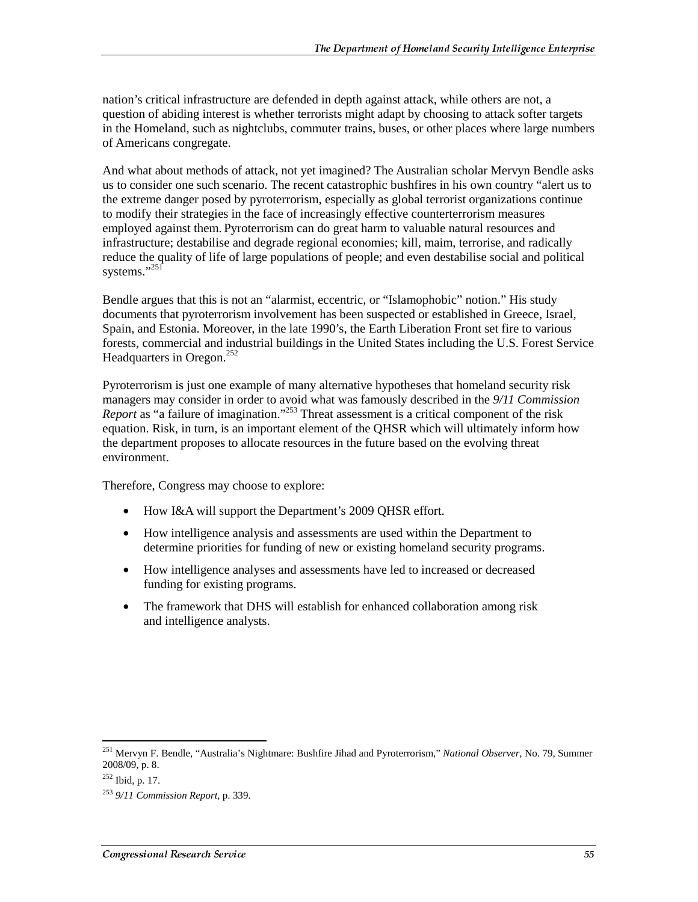nation's critical infrastructure are defended in depth against attack, while others are not, a question of abiding interest is whether terrorists might adapt by choosing to attack softer targets in the Homeland, such as nightclubs, commuter trains, buses, or other places where large numbers of Americans congregate.

And what about methods of attack, not yet imagined? The Australian scholar Mervyn Bendle asks us to consider one such scenario. The recent catastrophic bushfires in his own country "alert us to the extreme danger posed by pyroterrorism, especially as global terrorist organizations continue to modify their strategies in the face of increasingly effective counterterrorism measures employed against them. Pyroterrorism can do great harm to valuable natural resources and infrastructure; destabilise and degrade regional economies; kill, maim, terrorise, and radically reduce the quality of life of large populations of people; and even destabilise social and political systems."[251]

Bendle argues that this is not an "alarmist, eccentric, or "Islamophobic" notion." His study documents that pyroterrorism involvement has been suspected or established in Greece, Israel, Spain, and Estonia. Moreover, in the late 1990's, the Earth Liberation Front set fire to various forests, commercial and industrial buildings in the United States including the U.S. Forest Service Headquarters in Oregon.[252]

Pyroterrorism is just one example of many alternative hypotheses that homeland security risk managers may consider in order to avoid what was famously described in the *9/11 Commission Report* as "a failure of imagination."[253] Threat assessment is a critical component of the risk equation. Risk, in turn, is an important element of the QHSR which will ultimately inform how the department proposes to allocate resources in the future based on the evolving threat environment.

Therefore, Congress may choose to explore:

- How I&A will support the Department's 2009 QHSR effort.
- How intelligence analysis and assessments are used within the Department to determine priorities for funding of new or existing homeland security programs.
- How intelligence analyses and assessments have led to increased or decreased funding for existing programs.
- The framework that DHS will establish for enhanced collaboration among risk and intelligence analysts.

---

[251] Mervyn F. Bendle, "Australia's Nightmare: Bushfire Jihad and Pyroterrorism," *National Observer*, No. 79, Summer 2008/09, p. 8.

[252] Ibid, p. 17.

[253] *9/11 Commission Report*, p. 339.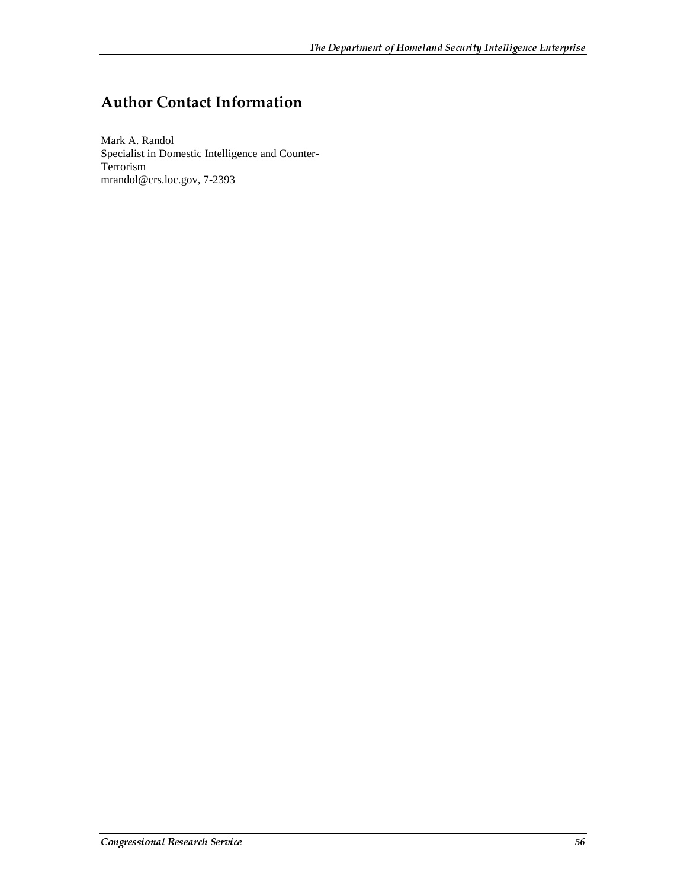## Author Contact Information

Mark A. Randol
Specialist in Domestic Intelligence and Counter-Terrorism
mrandol@crs.loc.gov, 7-2393